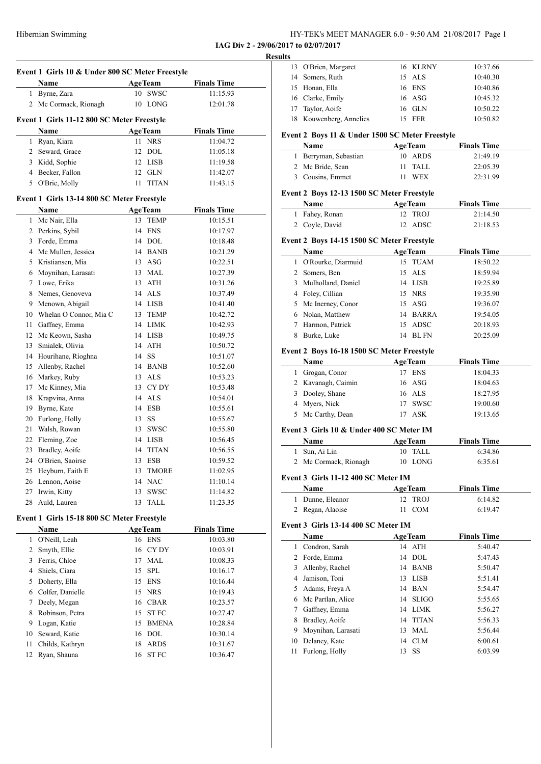**IAG Div 2 - 29/06/2017 to 02/07/2017**

**Results**

### Event 1 Girls 10 & Under 800 SC Meter Freestyle

| | Name | Age | Team | Finals Time |
|---|---|---|---|---|
| 1 | Byrne, Zara | 10 | SWSC | 11:15.93 |
| 2 | Mc Cormack, Rionagh | 10 | LONG | 12:01.78 |

### Event 1 Girls 11-12 800 SC Meter Freestyle

| | Name | Age | Team | Finals Time |
|---|---|---|---|---|
| 1 | Ryan, Kiara | 11 | NRS | 11:04.72 |
| 2 | Seward, Grace | 12 | DOL | 11:05.18 |
| 3 | Kidd, Sophie | 12 | LISB | 11:19.58 |
| 4 | Becker, Fallon | 12 | GLN | 11:42.07 |
| 5 | O'Bric, Molly | 11 | TITAN | 11:43.15 |

### Event 1 Girls 13-14 800 SC Meter Freestyle

| | Name | Age | Team | Finals Time |
|---|---|---|---|---|
| 1 | Mc Nair, Ella | 13 | TEMP | 10:15.51 |
| 2 | Perkins, Sybil | 14 | ENS | 10:17.97 |
| 3 | Forde, Emma | 14 | DOL | 10:18.48 |
| 4 | Mc Mullen, Jessica | 14 | BANB | 10:21.29 |
| 5 | Kristiansen, Mia | 13 | ASG | 10:22.51 |
| 6 | Moynihan, Larasati | 13 | MAL | 10:27.39 |
| 7 | Lowe, Erika | 13 | ATH | 10:31.26 |
| 8 | Nemes, Genoveva | 14 | ALS | 10:37.49 |
| 9 | Menown, Abigail | 14 | LISB | 10:41.40 |
| 10 | Whelan O Connor, Mia C | 13 | TEMP | 10:42.72 |
| 11 | Gaffney, Emma | 14 | LIMK | 10:42.93 |
| 12 | Mc Keown, Sasha | 14 | LISB | 10:49.75 |
| 13 | Smialek, Olivia | 14 | ATH | 10:50.72 |
| 14 | Hourihane, Ríoghna | 14 | SS | 10:51.07 |
| 15 | Allenby, Rachel | 14 | BANB | 10:52.60 |
| 16 | Markey, Ruby | 13 | ALS | 10:53.23 |
| 17 | Mc Kinney, Mia | 13 | CY DY | 10:53.48 |
| 18 | Krapvina, Anna | 14 | ALS | 10:54.01 |
| 19 | Byrne, Kate | 14 | ESB | 10:55.61 |
| 20 | Furlong, Holly | 13 | SS | 10:55.67 |
| 21 | Walsh, Rowan | 13 | SWSC | 10:55.80 |
| 22 | Fleming, Zoe | 14 | LISB | 10:56.45 |
| 23 | Bradley, Aoife | 14 | TITAN | 10:56.55 |
| 24 | O'Brien, Saoirse | 13 | ESB | 10:59.52 |
| 25 | Heyburn, Faith E | 13 | TMORE | 11:02.95 |
| 26 | Lennon, Aoise | 14 | NAC | 11:10.14 |
| 27 | Irwin, Kitty | 13 | SWSC | 11:14.82 |
| 28 | Auld, Lauren | 13 | TALL | 11:23.35 |

### Event 1 Girls 15-18 800 SC Meter Freestyle

| | Name | Age | Team | Finals Time |
|---|---|---|---|---|
| 1 | O'Neill, Leah | 16 | ENS | 10:03.80 |
| 2 | Smyth, Ellie | 16 | CY DY | 10:03.91 |
| 3 | Ferris, Chloe | 17 | MAL | 10:08.33 |
| 4 | Shiels, Ciara | 15 | SPL | 10:16.17 |
| 5 | Doherty, Ella | 15 | ENS | 10:16.44 |
| 6 | Colfer, Danielle | 15 | NRS | 10:19.43 |
| 7 | Deely, Megan | 16 | CBAR | 10:23.57 |
| 8 | Robinson, Petra | 15 | ST FC | 10:27.47 |
| 9 | Logan, Katie | 15 | BMENA | 10:28.84 |
| 10 | Seward, Katie | 16 | DOL | 10:30.14 |
| 11 | Childs, Kathryn | 18 | ARDS | 10:31.67 |
| 12 | Ryan, Shauna | 16 | ST FC | 10:36.47 |
| 13 | O'Brien, Margaret | 16 | KLRNY | 10:37.66 |
| 14 | Somers, Ruth | 15 | ALS | 10:40.30 |
| 15 | Honan, Ella | 16 | ENS | 10:40.86 |
| 16 | Clarke, Emily | 16 | ASG | 10:45.32 |
| 17 | Taylor, Aoife | 16 | GLN | 10:50.22 |
| 18 | Kouwenberg, Annelies | 15 | FER | 10:50.82 |

### Event 2 Boys 11 & Under 1500 SC Meter Freestyle

| | Name | Age | Team | Finals Time |
|---|---|---|---|---|
| 1 | Berryman, Sebastian | 10 | ARDS | 21:49.19 |
| 2 | Mc Bride, Sean | 11 | TALL | 22:05.39 |
| 3 | Cousins, Emmet | 11 | WEX | 22:31.99 |

### Event 2 Boys 12-13 1500 SC Meter Freestyle

| | Name | Age | Team | Finals Time |
|---|---|---|---|---|
| 1 | Fahey, Ronan | 12 | TROJ | 21:14.50 |
| 2 | Coyle, David | 12 | ADSC | 21:18.53 |

### Event 2 Boys 14-15 1500 SC Meter Freestyle

| | Name | Age | Team | Finals Time |
|---|---|---|---|---|
| 1 | O'Rourke, Diarmuid | 15 | TUAM | 18:50.22 |
| 2 | Somers, Ben | 15 | ALS | 18:59.94 |
| 3 | Mulholland, Daniel | 14 | LISB | 19:25.89 |
| 4 | Foley, Cillian | 15 | NRS | 19:35.90 |
| 5 | Mc Inerney, Conor | 15 | ASG | 19:36.07 |
| 6 | Nolan, Matthew | 14 | BARRA | 19:54.05 |
| 7 | Harmon, Patrick | 15 | ADSC | 20:18.93 |
| 8 | Burke, Luke | 14 | BL FN | 20:25.09 |

### Event 2 Boys 16-18 1500 SC Meter Freestyle

| | Name | Age | Team | Finals Time |
|---|---|---|---|---|
| 1 | Grogan, Conor | 17 | ENS | 18:04.33 |
| 2 | Kavanagh, Caimin | 16 | ASG | 18:04.63 |
| 3 | Dooley, Shane | 16 | ALS | 18:27.95 |
| 4 | Myers, Nick | 17 | SWSC | 19:00.60 |
| 5 | Mc Carthy, Dean | 17 | ASK | 19:13.65 |

### Event 3 Girls 10 & Under 400 SC Meter IM

| | Name | Age | Team | Finals Time |
|---|---|---|---|---|
| 1 | Sun, Ai Lin | 10 | TALL | 6:34.86 |
| 2 | Mc Cormack, Rionagh | 10 | LONG | 6:35.61 |

### Event 3 Girls 11-12 400 SC Meter IM

| | Name | Age | Team | Finals Time |
|---|---|---|---|---|
| 1 | Dunne, Eleanor | 12 | TROJ | 6:14.82 |
| 2 | Regan, Alaoise | 11 | COM | 6:19.47 |

### Event 3 Girls 13-14 400 SC Meter IM

| | Name | Age | Team | Finals Time |
|---|---|---|---|---|
| 1 | Condron, Sarah | 14 | ATH | 5:40.47 |
| 2 | Forde, Emma | 14 | DOL | 5:47.43 |
| 3 | Allenby, Rachel | 14 | BANB | 5:50.47 |
| 4 | Jamison, Toni | 13 | LISB | 5:51.41 |
| 5 | Adams, Freya A | 14 | BAN | 5:54.47 |
| 6 | Mc Partlan, Alice | 14 | SLIGO | 5:55.65 |
| 7 | Gaffney, Emma | 14 | LIMK | 5:56.27 |
| 8 | Bradley, Aoife | 14 | TITAN | 5:56.33 |
| 9 | Moynihan, Larasati | 13 | MAL | 5:56.44 |
| 10 | Delaney, Kate | 14 | CLM | 6:00.61 |
| 11 | Furlong, Holly | 13 | SS | 6:03.99 |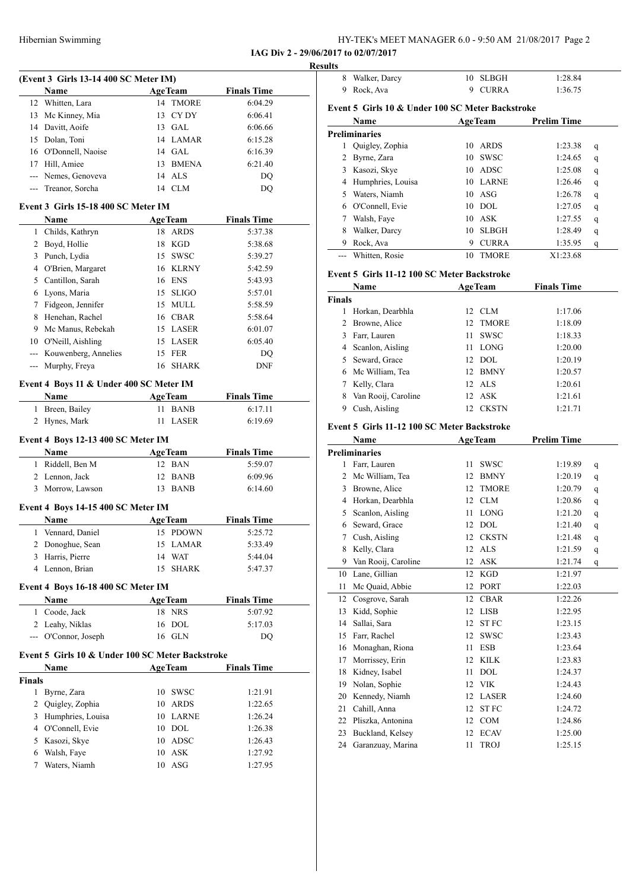### (Event 3 Girls 13-14 400 SC Meter IM)

| | Name | Age | Team | Finals Time |
|---|---|---|---|---|
| 12 | Whitten, Lara | 14 | TMORE | 6:04.29 |
| 13 | Mc Kinney, Mia | 13 | CY DY | 6:06.41 |
| 14 | Davitt, Aoife | 13 | GAL | 6:06.66 |
| 15 | Dolan, Toni | 14 | LAMAR | 6:15.28 |
| 16 | O'Donnell, Naoise | 14 | GAL | 6:16.39 |
| 17 | Hill, Amiee | 13 | BMENA | 6:21.40 |
| --- | Nemes, Genoveva | 14 | ALS | DQ |
| --- | Treanor, Sorcha | 14 | CLM | DQ |

### Event 3 Girls 15-18 400 SC Meter IM

| | Name | Age | Team | Finals Time |
|---|---|---|---|---|
| 1 | Childs, Kathryn | 18 | ARDS | 5:37.38 |
| 2 | Boyd, Hollie | 18 | KGD | 5:38.68 |
| 3 | Punch, Lydia | 15 | SWSC | 5:39.27 |
| 4 | O'Brien, Margaret | 16 | KLRNY | 5:42.59 |
| 5 | Cantillon, Sarah | 16 | ENS | 5:43.93 |
| 6 | Lyons, Maria | 15 | SLIGO | 5:57.01 |
| 7 | Fidgeon, Jennifer | 15 | MULL | 5:58.59 |
| 8 | Henehan, Rachel | 16 | CBAR | 5:58.64 |
| 9 | Mc Manus, Rebekah | 15 | LASER | 6:01.07 |
| 10 | O'Neill, Aishling | 15 | LASER | 6:05.40 |
| --- | Kouwenberg, Annelies | 15 | FER | DQ |
| --- | Murphy, Freya | 16 | SHARK | DNF |

### Event 4 Boys 11 & Under 400 SC Meter IM

| | Name | Age | Team | Finals Time |
|---|---|---|---|---|
| 1 | Breen, Bailey | 11 | BANB | 6:17.11 |
| 2 | Hynes, Mark | 11 | LASER | 6:19.69 |

### Event 4 Boys 12-13 400 SC Meter IM

| | Name | Age | Team | Finals Time |
|---|---|---|---|---|
| 1 | Riddell, Ben M | 12 | BAN | 5:59.07 |
| 2 | Lennon, Jack | 12 | BANB | 6:09.96 |
| 3 | Morrow, Lawson | 13 | BANB | 6:14.60 |

### Event 4 Boys 14-15 400 SC Meter IM

| | Name | Age | Team | Finals Time |
|---|---|---|---|---|
| 1 | Vennard, Daniel | 15 | PDOWN | 5:25.72 |
| 2 | Donoghue, Sean | 15 | LAMAR | 5:33.49 |
| 3 | Harris, Pierre | 14 | WAT | 5:44.04 |
| 4 | Lennon, Brian | 15 | SHARK | 5:47.37 |

### Event 4 Boys 16-18 400 SC Meter IM

| | Name | Age | Team | Finals Time |
|---|---|---|---|---|
| 1 | Coode, Jack | 18 | NRS | 5:07.92 |
| 2 | Leahy, Niklas | 16 | DOL | 5:17.03 |
| --- | O'Connor, Joseph | 16 | GLN | DQ |

### Event 5 Girls 10 & Under 100 SC Meter Backstroke

| | Name | Age | Team | Finals Time |
|---|---|---|---|---|
| **Finals** | | | | |
| 1 | Byrne, Zara | 10 | SWSC | 1:21.91 |
| 2 | Quigley, Zophia | 10 | ARDS | 1:22.65 |
| 3 | Humphries, Louisa | 10 | LARNE | 1:26.24 |
| 4 | O'Connell, Evie | 10 | DOL | 1:26.38 |
| 5 | Kasozi, Skye | 10 | ADSC | 1:26.43 |
| 6 | Walsh, Faye | 10 | ASK | 1:27.92 |
| 7 | Waters, Niamh | 10 | ASG | 1:27.95 |
| 8 | Walker, Darcy | 10 | SLBGH | 1:28.84 |
| 9 | Rock, Ava | 9 | CURRA | 1:36.75 |

### Event 5 Girls 10 & Under 100 SC Meter Backstroke

| | Name | Age | Team | Prelim Time | |
|---|---|---|---|---|---|
| **Preliminaries** | | | | | |
| 1 | Quigley, Zophia | 10 | ARDS | 1:23.38 | q |
| 2 | Byrne, Zara | 10 | SWSC | 1:24.65 | q |
| 3 | Kasozi, Skye | 10 | ADSC | 1:25.08 | q |
| 4 | Humphries, Louisa | 10 | LARNE | 1:26.46 | q |
| 5 | Waters, Niamh | 10 | ASG | 1:26.78 | q |
| 6 | O'Connell, Evie | 10 | DOL | 1:27.05 | q |
| 7 | Walsh, Faye | 10 | ASK | 1:27.55 | q |
| 8 | Walker, Darcy | 10 | SLBGH | 1:28.49 | q |
| 9 | Rock, Ava | 9 | CURRA | 1:35.95 | q |
| --- | Whitten, Rosie | 10 | TMORE | X1:23.68 | |

### Event 5 Girls 11-12 100 SC Meter Backstroke

| | Name | Age | Team | Finals Time |
|---|---|---|---|---|
| **Finals** | | | | |
| 1 | Horkan, Dearbhla | 12 | CLM | 1:17.06 |
| 2 | Browne, Alice | 12 | TMORE | 1:18.09 |
| 3 | Farr, Lauren | 11 | SWSC | 1:18.33 |
| 4 | Scanlon, Aisling | 11 | LONG | 1:20.00 |
| 5 | Seward, Grace | 12 | DOL | 1:20.19 |
| 6 | Mc William, Tea | 12 | BMNY | 1:20.57 |
| 7 | Kelly, Clara | 12 | ALS | 1:20.61 |
| 8 | Van Rooij, Caroline | 12 | ASK | 1:21.61 |
| 9 | Cush, Aisling | 12 | CKSTN | 1:21.71 |

### Event 5 Girls 11-12 100 SC Meter Backstroke

| | Name | Age | Team | Prelim Time | |
|---|---|---|---|---|---|
| **Preliminaries** | | | | | |
| 1 | Farr, Lauren | 11 | SWSC | 1:19.89 | q |
| 2 | Mc William, Tea | 12 | BMNY | 1:20.19 | q |
| 3 | Browne, Alice | 12 | TMORE | 1:20.79 | q |
| 4 | Horkan, Dearbhla | 12 | CLM | 1:20.86 | q |
| 5 | Scanlon, Aisling | 11 | LONG | 1:21.20 | q |
| 6 | Seward, Grace | 12 | DOL | 1:21.40 | q |
| 7 | Cush, Aisling | 12 | CKSTN | 1:21.48 | q |
| 8 | Kelly, Clara | 12 | ALS | 1:21.59 | q |
| 9 | Van Rooij, Caroline | 12 | ASK | 1:21.74 | q |
| 10 | Lane, Gillian | 12 | KGD | 1:21.97 | |
| 11 | Mc Quaid, Abbie | 12 | PORT | 1:22.03 | |
| 12 | Cosgrove, Sarah | 12 | CBAR | 1:22.26 | |
| 13 | Kidd, Sophie | 12 | LISB | 1:22.95 | |
| 14 | Sallai, Sara | 12 | ST FC | 1:23.15 | |
| 15 | Farr, Rachel | 12 | SWSC | 1:23.43 | |
| 16 | Monaghan, Riona | 11 | ESB | 1:23.64 | |
| 17 | Morrissey, Erin | 12 | KILK | 1:23.83 | |
| 18 | Kidney, Isabel | 11 | DOL | 1:24.37 | |
| 19 | Nolan, Sophie | 12 | VIK | 1:24.43 | |
| 20 | Kennedy, Niamh | 12 | LASER | 1:24.60 | |
| 21 | Cahill, Anna | 12 | ST FC | 1:24.72 | |
| 22 | Pliszka, Antonina | 12 | COM | 1:24.86 | |
| 23 | Buckland, Kelsey | 12 | ECAV | 1:25.00 | |
| 24 | Garanzuay, Marina | 11 | TROJ | 1:25.15 | |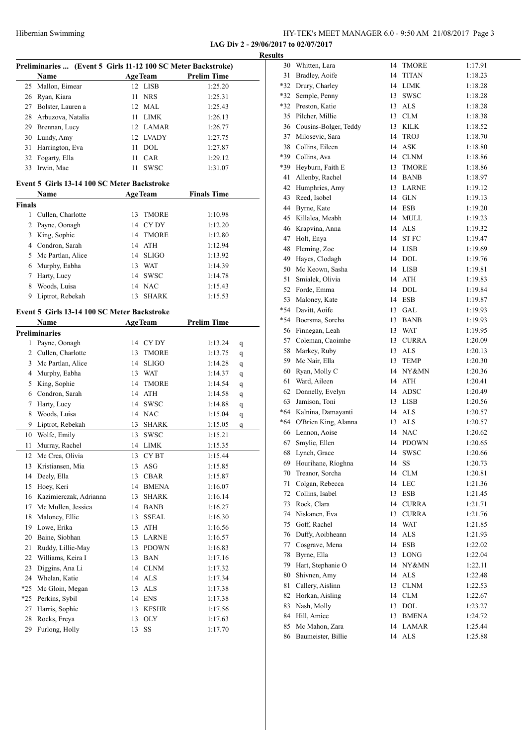**IAG Div 2 - 29/06/2017 to 02/07/2017**

**Results**

### Preliminaries ... (Event 5 Girls 11-12 100 SC Meter Backstroke)

| | Name | Age | Team | Prelim Time |
|---|---|---|---|---|
| 25 | Mallon, Eimear | 12 | LISB | 1:25.20 |
| 26 | Ryan, Kiara | 11 | NRS | 1:25.31 |
| 27 | Bolster, Lauren a | 12 | MAL | 1:25.43 |
| 28 | Arbuzova, Natalia | 11 | LIMK | 1:26.13 |
| 29 | Brennan, Lucy | 12 | LAMAR | 1:26.77 |
| 30 | Lundy, Amy | 12 | LVADY | 1:27.75 |
| 31 | Harrington, Eva | 11 | DOL | 1:27.87 |
| 32 | Fogarty, Ella | 11 | CAR | 1:29.12 |
| 33 | Irwin, Mae | 11 | SWSC | 1:31.07 |

### Event 5 Girls 13-14 100 SC Meter Backstroke

| | Name | Age | Team | Finals Time |
|---|---|---|---|---|
| **Finals** | | | | |
| 1 | Cullen, Charlotte | 13 | TMORE | 1:10.98 |
| 2 | Payne, Oonagh | 14 | CY DY | 1:12.20 |
| 3 | King, Sophie | 14 | TMORE | 1:12.80 |
| 4 | Condron, Sarah | 14 | ATH | 1:12.94 |
| 5 | Mc Partlan, Alice | 14 | SLIGO | 1:13.92 |
| 6 | Murphy, Eabha | 13 | WAT | 1:14.39 |
| 7 | Harty, Lucy | 14 | SWSC | 1:14.78 |
| 8 | Woods, Luisa | 14 | NAC | 1:15.43 |
| 9 | Liptrot, Rebekah | 13 | SHARK | 1:15.53 |

### Event 5 Girls 13-14 100 SC Meter Backstroke

| | Name | Age | Team | Prelim Time | |
|---|---|---|---|---|---|
| **Preliminaries** | | | | | |
| 1 | Payne, Oonagh | 14 | CY DY | 1:13.24 | q |
| 2 | Cullen, Charlotte | 13 | TMORE | 1:13.75 | q |
| 3 | Mc Partlan, Alice | 14 | SLIGO | 1:14.28 | q |
| 4 | Murphy, Eabha | 13 | WAT | 1:14.37 | q |
| 5 | King, Sophie | 14 | TMORE | 1:14.54 | q |
| 6 | Condron, Sarah | 14 | ATH | 1:14.58 | q |
| 7 | Harty, Lucy | 14 | SWSC | 1:14.88 | q |
| 8 | Woods, Luisa | 14 | NAC | 1:15.04 | q |
| 9 | Liptrot, Rebekah | 13 | SHARK | 1:15.05 | q |
| 10 | Wolfe, Emily | 13 | SWSC | 1:15.21 | |
| 11 | Murray, Rachel | 14 | LIMK | 1:15.35 | |
| 12 | Mc Crea, Olivia | 13 | CY BT | 1:15.44 | |
| 13 | Kristiansen, Mia | 13 | ASG | 1:15.85 | |
| 14 | Deely, Ella | 13 | CBAR | 1:15.87 | |
| 15 | Hoey, Keri | 14 | BMENA | 1:16.07 | |
| 16 | Kazimierczak, Adrianna | 13 | SHARK | 1:16.14 | |
| 17 | Mc Mullen, Jessica | 14 | BANB | 1:16.27 | |
| 18 | Maloney, Ellie | 13 | SSEAL | 1:16.30 | |
| 19 | Lowe, Erika | 13 | ATH | 1:16.56 | |
| 20 | Baine, Siobhan | 13 | LARNE | 1:16.57 | |
| 21 | Ruddy, Lillie-May | 13 | PDOWN | 1:16.83 | |
| 22 | Williams, Keira I | 13 | BAN | 1:17.16 | |
| 23 | Diggins, Ana Li | 14 | CLNM | 1:17.32 | |
| 24 | Whelan, Katie | 14 | ALS | 1:17.34 | |
| *25 | Mc Gloin, Megan | 13 | ALS | 1:17.38 | |
| *25 | Perkins, Sybil | 14 | ENS | 1:17.38 | |
| 27 | Harris, Sophie | 13 | KFSHR | 1:17.56 | |
| 28 | Rocks, Freya | 13 | OLY | 1:17.63 | |
| 29 | Furlong, Holly | 13 | SS | 1:17.70 | |
| 30 | Whitten, Lara | 14 | TMORE | 1:17.91 | |
| 31 | Bradley, Aoife | 14 | TITAN | 1:18.23 | |
| *32 | Drury, Charley | 14 | LIMK | 1:18.28 | |
| *32 | Semple, Penny | 13 | SWSC | 1:18.28 | |
| *32 | Preston, Katie | 13 | ALS | 1:18.28 | |
| 35 | Pilcher, Millie | 13 | CLM | 1:18.38 | |
| 36 | Cousins-Bolger, Teddy | 13 | KILK | 1:18.52 | |
| 37 | Milosevic, Sara | 14 | TROJ | 1:18.70 | |
| 38 | Collins, Eileen | 14 | ASK | 1:18.80 | |
| *39 | Collins, Ava | 14 | CLNM | 1:18.86 | |
| *39 | Heyburn, Faith E | 13 | TMORE | 1:18.86 | |
| 41 | Allenby, Rachel | 14 | BANB | 1:18.97 | |
| 42 | Humphries, Amy | 13 | LARNE | 1:19.12 | |
| 43 | Reed, Isobel | 14 | GLN | 1:19.13 | |
| 44 | Byrne, Kate | 14 | ESB | 1:19.20 | |
| 45 | Killalea, Meabh | 14 | MULL | 1:19.23 | |
| 46 | Krapvina, Anna | 14 | ALS | 1:19.32 | |
| 47 | Holt, Enya | 14 | ST FC | 1:19.47 | |
| 48 | Fleming, Zoe | 14 | LISB | 1:19.69 | |
| 49 | Hayes, Clodagh | 14 | DOL | 1:19.76 | |
| 50 | Mc Keown, Sasha | 14 | LISB | 1:19.81 | |
| 51 | Smialek, Olivia | 14 | ATH | 1:19.83 | |
| 52 | Forde, Emma | 14 | DOL | 1:19.84 | |
| 53 | Maloney, Kate | 14 | ESB | 1:19.87 | |
| *54 | Davitt, Aoife | 13 | GAL | 1:19.93 | |
| *54 | Boersma, Sorcha | 13 | BANB | 1:19.93 | |
| 56 | Finnegan, Leah | 13 | WAT | 1:19.95 | |
| 57 | Coleman, Caoimhe | 13 | CURRA | 1:20.09 | |
| 58 | Markey, Ruby | 13 | ALS | 1:20.13 | |
| 59 | Mc Nair, Ella | 13 | TEMP | 1:20.30 | |
| 60 | Ryan, Molly C | 14 | NY&MN | 1:20.36 | |
| 61 | Ward, Aileen | 14 | ATH | 1:20.41 | |
| 62 | Donnelly, Evelyn | 14 | ADSC | 1:20.49 | |
| 63 | Jamison, Toni | 13 | LISB | 1:20.56 | |
| *64 | Kalnina, Damayanti | 14 | ALS | 1:20.57 | |
| *64 | O'Brien King, Alanna | 13 | ALS | 1:20.57 | |
| 66 | Lennon, Aoise | 14 | NAC | 1:20.62 | |
| 67 | Smylie, Ellen | 14 | PDOWN | 1:20.65 | |
| 68 | Lynch, Grace | 14 | SWSC | 1:20.66 | |
| 69 | Hourihane, Ríoghna | 14 | SS | 1:20.73 | |
| 70 | Treanor, Sorcha | 14 | CLM | 1:20.81 | |
| 71 | Colgan, Rebecca | 14 | LEC | 1:21.36 | |
| 72 | Collins, Isabel | 13 | ESB | 1:21.45 | |
| 73 | Rock, Clara | 14 | CURRA | 1:21.71 | |
| 74 | Niskanen, Eva | 13 | CURRA | 1:21.76 | |
| 75 | Goff, Rachel | 14 | WAT | 1:21.85 | |
| 76 | Duffy, Aoibheann | 14 | ALS | 1:21.93 | |
| 77 | Cosgrave, Mena | 14 | ESB | 1:22.02 | |
| 78 | Byrne, Ella | 13 | LONG | 1:22.04 | |
| 79 | Hart, Stephanie O | 14 | NY&MN | 1:22.11 | |
| 80 | Shivnen, Amy | 14 | ALS | 1:22.48 | |
| 81 | Callery, Aislinn | 13 | CLNM | 1:22.53 | |
| 82 | Horkan, Aisling | 14 | CLM | 1:22.67 | |
| 83 | Nash, Molly | 13 | DOL | 1:23.27 | |
| 84 | Hill, Amiee | 13 | BMENA | 1:24.72 | |
| 85 | Mc Mahon, Zara | 14 | LAMAR | 1:25.44 | |
| 86 | Baumeister, Billie | 14 | ALS | 1:25.88 | |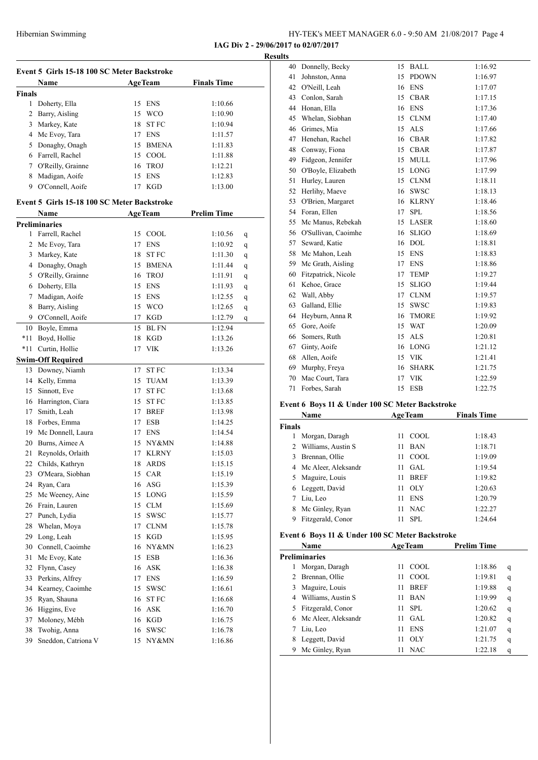**IAG Div 2 - 29/06/2017 to 02/07/2017**

**Results**

### Event 5 Girls 15-18 100 SC Meter Backstroke

| | Name | Age | Team | Finals Time |
|---|---|---|---|---|
| **Finals** | | | | |
| 1 | Doherty, Ella | 15 | ENS | 1:10.66 |
| 2 | Barry, Aisling | 15 | WCO | 1:10.90 |
| 3 | Markey, Kate | 18 | ST FC | 1:10.94 |
| 4 | Mc Evoy, Tara | 17 | ENS | 1:11.57 |
| 5 | Donaghy, Onagh | 15 | BMENA | 1:11.83 |
| 6 | Farrell, Rachel | 15 | COOL | 1:11.88 |
| 7 | O'Reilly, Grainne | 16 | TROJ | 1:12.21 |
| 8 | Madigan, Aoife | 15 | ENS | 1:12.83 |
| 9 | O'Connell, Aoife | 17 | KGD | 1:13.00 |

### Event 5 Girls 15-18 100 SC Meter Backstroke

| | Name | Age | Team | Prelim Time | |
|---|---|---|---|---|---|
| **Preliminaries** | | | | | |
| 1 | Farrell, Rachel | 15 | COOL | 1:10.56 | q |
| 2 | Mc Evoy, Tara | 17 | ENS | 1:10.92 | q |
| 3 | Markey, Kate | 18 | ST FC | 1:11.30 | q |
| 4 | Donaghy, Onagh | 15 | BMENA | 1:11.44 | q |
| 5 | O'Reilly, Grainne | 16 | TROJ | 1:11.91 | q |
| 6 | Doherty, Ella | 15 | ENS | 1:11.93 | q |
| 7 | Madigan, Aoife | 15 | ENS | 1:12.55 | q |
| 8 | Barry, Aisling | 15 | WCO | 1:12.65 | q |
| 9 | O'Connell, Aoife | 17 | KGD | 1:12.79 | q |
| 10 | Boyle, Emma | 15 | BL FN | 1:12.94 | |
| *11 | Boyd, Hollie | 18 | KGD | 1:13.26 | |
| *11 | Curtin, Hollie | 17 | VIK | 1:13.26 | |
| **Swim-Off Required** | | | | | |
| 13 | Downey, Niamh | 17 | ST FC | 1:13.34 | |
| 14 | Kelly, Emma | 15 | TUAM | 1:13.39 | |
| 15 | Sinnott, Eve | 17 | ST FC | 1:13.68 | |
| 16 | Harrington, Ciara | 15 | ST FC | 1:13.85 | |
| 17 | Smith, Leah | 17 | BREF | 1:13.98 | |
| 18 | Forbes, Emma | 17 | ESB | 1:14.25 | |
| 19 | Mc Donnell, Laura | 17 | ENS | 1:14.54 | |
| 20 | Burns, Aimee A | 15 | NY&MN | 1:14.88 | |
| 21 | Reynolds, Orlaith | 17 | KLRNY | 1:15.03 | |
| 22 | Childs, Kathryn | 18 | ARDS | 1:15.15 | |
| 23 | O'Meara, Siobhan | 15 | CAR | 1:15.19 | |
| 24 | Ryan, Cara | 16 | ASG | 1:15.39 | |
| 25 | Mc Weeney, Aine | 15 | LONG | 1:15.59 | |
| 26 | Frain, Lauren | 15 | CLM | 1:15.69 | |
| 27 | Punch, Lydia | 15 | SWSC | 1:15.77 | |
| 28 | Whelan, Moya | 17 | CLNM | 1:15.78 | |
| 29 | Long, Leah | 15 | KGD | 1:15.95 | |
| 30 | Connell, Caoimhe | 16 | NY&MN | 1:16.23 | |
| 31 | Mc Evoy, Kate | 15 | ESB | 1:16.36 | |
| 32 | Flynn, Casey | 16 | ASK | 1:16.38 | |
| 33 | Perkins, Alfrey | 17 | ENS | 1:16.59 | |
| 34 | Kearney, Caoimhe | 15 | SWSC | 1:16.61 | |
| 35 | Ryan, Shauna | 16 | ST FC | 1:16.68 | |
| 36 | Higgins, Eve | 16 | ASK | 1:16.70 | |
| 37 | Moloney, Mébh | 16 | KGD | 1:16.75 | |
| 38 | Twohig, Anna | 16 | SWSC | 1:16.78 | |
| 39 | Sneddon, Catriona V | 15 | NY&MN | 1:16.86 | |
| 40 | Donnelly, Becky | 15 | BALL | 1:16.92 | |
| 41 | Johnston, Anna | 15 | PDOWN | 1:16.97 | |
| 42 | O'Neill, Leah | 16 | ENS | 1:17.07 | |
| 43 | Conlon, Sarah | 15 | CBAR | 1:17.15 | |
| 44 | Honan, Ella | 16 | ENS | 1:17.36 | |
| 45 | Whelan, Siobhan | 15 | CLNM | 1:17.40 | |
| 46 | Grimes, Mia | 15 | ALS | 1:17.66 | |
| 47 | Henehan, Rachel | 16 | CBAR | 1:17.82 | |
| 48 | Conway, Fiona | 15 | CBAR | 1:17.87 | |
| 49 | Fidgeon, Jennifer | 15 | MULL | 1:17.96 | |
| 50 | O'Boyle, Elizabeth | 15 | LONG | 1:17.99 | |
| 51 | Hurley, Lauren | 15 | CLNM | 1:18.11 | |
| 52 | Herlihy, Maeve | 16 | SWSC | 1:18.13 | |
| 53 | O'Brien, Margaret | 16 | KLRNY | 1:18.46 | |
| 54 | Foran, Ellen | 17 | SPL | 1:18.56 | |
| 55 | Mc Manus, Rebekah | 15 | LASER | 1:18.60 | |
| 56 | O'Sullivan, Caoimhe | 16 | SLIGO | 1:18.69 | |
| 57 | Seward, Katie | 16 | DOL | 1:18.81 | |
| 58 | Mc Mahon, Leah | 15 | ENS | 1:18.83 | |
| 59 | Mc Grath, Aisling | 17 | ENS | 1:18.86 | |
| 60 | Fitzpatrick, Nicole | 17 | TEMP | 1:19.27 | |
| 61 | Kehoe, Grace | 15 | SLIGO | 1:19.44 | |
| 62 | Wall, Abby | 17 | CLNM | 1:19.57 | |
| 63 | Galland, Ellie | 15 | SWSC | 1:19.83 | |
| 64 | Heyburn, Anna R | 16 | TMORE | 1:19.92 | |
| 65 | Gore, Aoife | 15 | WAT | 1:20.09 | |
| 66 | Somers, Ruth | 15 | ALS | 1:20.81 | |
| 67 | Ginty, Aoife | 16 | LONG | 1:21.12 | |
| 68 | Allen, Aoife | 15 | VIK | 1:21.41 | |
| 69 | Murphy, Freya | 16 | SHARK | 1:21.75 | |
| 70 | Mac Court, Tara | 17 | VIK | 1:22.59 | |
| 71 | Forbes, Sarah | 15 | ESB | 1:22.75 | |

### Event 6 Boys 11 & Under 100 SC Meter Backstroke

| | Name | Age | Team | Finals Time |
|---|---|---|---|---|
| **Finals** | | | | |
| 1 | Morgan, Daragh | 11 | COOL | 1:18.43 |
| 2 | Williams, Austin S | 11 | BAN | 1:18.71 |
| 3 | Brennan, Ollie | 11 | COOL | 1:19.09 |
| 4 | Mc Aleer, Aleksandr | 11 | GAL | 1:19.54 |
| 5 | Maguire, Louis | 11 | BREF | 1:19.82 |
| 6 | Leggett, David | 11 | OLY | 1:20.63 |
| 7 | Liu, Leo | 11 | ENS | 1:20.79 |
| 8 | Mc Ginley, Ryan | 11 | NAC | 1:22.27 |
| 9 | Fitzgerald, Conor | 11 | SPL | 1:24.64 |

### Event 6 Boys 11 & Under 100 SC Meter Backstroke

| | Name | Age | Team | Prelim Time | |
|---|---|---|---|---|---|
| **Preliminaries** | | | | | |
| 1 | Morgan, Daragh | 11 | COOL | 1:18.86 | q |
| 2 | Brennan, Ollie | 11 | COOL | 1:19.81 | q |
| 3 | Maguire, Louis | 11 | BREF | 1:19.88 | q |
| 4 | Williams, Austin S | 11 | BAN | 1:19.99 | q |
| 5 | Fitzgerald, Conor | 11 | SPL | 1:20.62 | q |
| 6 | Mc Aleer, Aleksandr | 11 | GAL | 1:20.82 | q |
| 7 | Liu, Leo | 11 | ENS | 1:21.07 | q |
| 8 | Leggett, David | 11 | OLY | 1:21.75 | q |
| 9 | Mc Ginley, Ryan | 11 | NAC | 1:22.18 | q |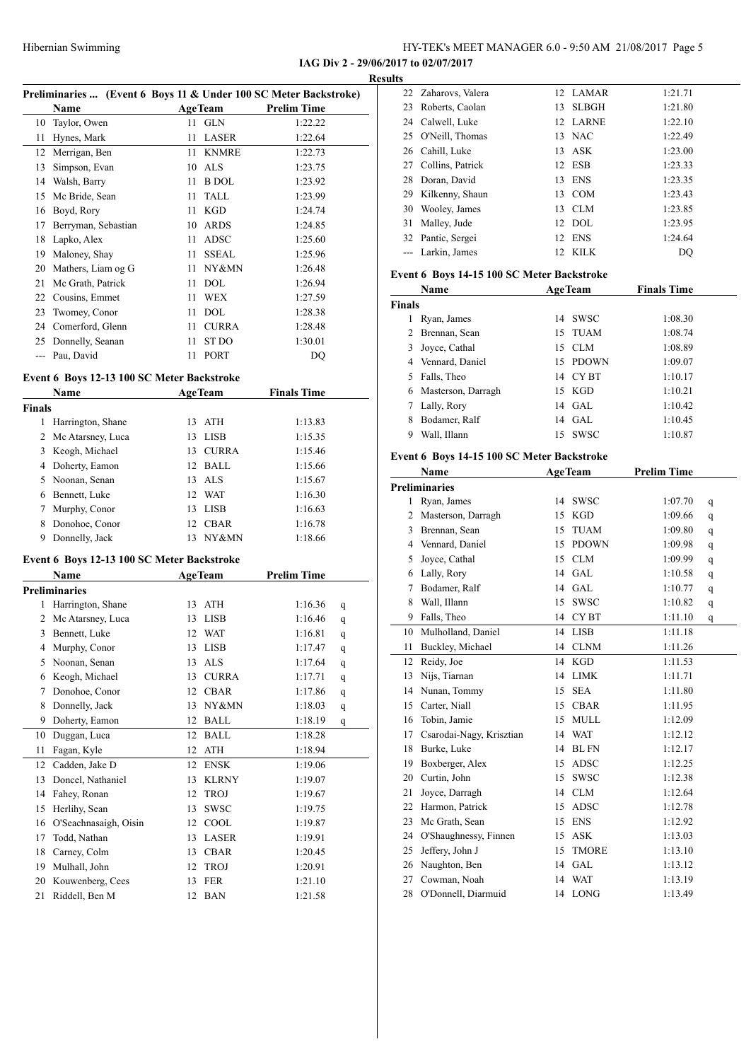IAG Div 2 - 29/06/2017 to 02/07/2017

**Results**

### Preliminaries ... (Event 6 Boys 11 & Under 100 SC Meter Backstroke)

| | Name | Age | Team | Prelim Time | |
|---|---|---|---|---|---|
| 10 | Taylor, Owen | 11 | GLN | 1:22.22 | |
| 11 | Hynes, Mark | 11 | LASER | 1:22.64 | |
| 12 | Merrigan, Ben | 11 | KNMRE | 1:22.73 | |
| 13 | Simpson, Evan | 10 | ALS | 1:23.75 | |
| 14 | Walsh, Barry | 11 | B DOL | 1:23.92 | |
| 15 | Mc Bride, Sean | 11 | TALL | 1:23.99 | |
| 16 | Boyd, Rory | 11 | KGD | 1:24.74 | |
| 17 | Berryman, Sebastian | 10 | ARDS | 1:24.85 | |
| 18 | Lapko, Alex | 11 | ADSC | 1:25.60 | |
| 19 | Maloney, Shay | 11 | SSEAL | 1:25.96 | |
| 20 | Mathers, Liam og G | 11 | NY&MN | 1:26.48 | |
| 21 | Mc Grath, Patrick | 11 | DOL | 1:26.94 | |
| 22 | Cousins, Emmet | 11 | WEX | 1:27.59 | |
| 23 | Twomey, Conor | 11 | DOL | 1:28.38 | |
| 24 | Comerford, Glenn | 11 | CURRA | 1:28.48 | |
| 25 | Donnelly, Seanan | 11 | ST DO | 1:30.01 | |
| --- | Pau, David | 11 | PORT | DQ | |

### Event 6 Boys 12-13 100 SC Meter Backstroke

| | Name | Age | Team | Finals Time |
|---|---|---|---|---|
| **Finals** | | | | |
| 1 | Harrington, Shane | 13 | ATH | 1:13.83 |
| 2 | Mc Atarsney, Luca | 13 | LISB | 1:15.35 |
| 3 | Keogh, Michael | 13 | CURRA | 1:15.46 |
| 4 | Doherty, Eamon | 12 | BALL | 1:15.66 |
| 5 | Noonan, Senan | 13 | ALS | 1:15.67 |
| 6 | Bennett, Luke | 12 | WAT | 1:16.30 |
| 7 | Murphy, Conor | 13 | LISB | 1:16.63 |
| 8 | Donohoe, Conor | 12 | CBAR | 1:16.78 |
| 9 | Donnelly, Jack | 13 | NY&MN | 1:18.66 |

### Event 6 Boys 12-13 100 SC Meter Backstroke

| | Name | Age | Team | Prelim Time | |
|---|---|---|---|---|---|
| **Preliminaries** | | | | | |
| 1 | Harrington, Shane | 13 | ATH | 1:16.36 | q |
| 2 | Mc Atarsney, Luca | 13 | LISB | 1:16.46 | q |
| 3 | Bennett, Luke | 12 | WAT | 1:16.81 | q |
| 4 | Murphy, Conor | 13 | LISB | 1:17.47 | q |
| 5 | Noonan, Senan | 13 | ALS | 1:17.64 | q |
| 6 | Keogh, Michael | 13 | CURRA | 1:17.71 | q |
| 7 | Donohoe, Conor | 12 | CBAR | 1:17.86 | q |
| 8 | Donnelly, Jack | 13 | NY&MN | 1:18.03 | q |
| 9 | Doherty, Eamon | 12 | BALL | 1:18.19 | q |
| 10 | Duggan, Luca | 12 | BALL | 1:18.28 | |
| 11 | Fagan, Kyle | 12 | ATH | 1:18.94 | |
| 12 | Cadden, Jake D | 12 | ENSK | 1:19.06 | |
| 13 | Doncel, Nathaniel | 13 | KLRNY | 1:19.07 | |
| 14 | Fahey, Ronan | 12 | TROJ | 1:19.67 | |
| 15 | Herlihy, Sean | 13 | SWSC | 1:19.75 | |
| 16 | O'Seachnasaigh, Oisin | 12 | COOL | 1:19.87 | |
| 17 | Todd, Nathan | 13 | LASER | 1:19.91 | |
| 18 | Carney, Colm | 13 | CBAR | 1:20.45 | |
| 19 | Mulhall, John | 12 | TROJ | 1:20.91 | |
| 20 | Kouwenberg, Cees | 13 | FER | 1:21.10 | |
| 21 | Riddell, Ben M | 12 | BAN | 1:21.58 | |
| 22 | Zaharovs, Valera | 12 | LAMAR | 1:21.71 | |
| 23 | Roberts, Caolan | 13 | SLBGH | 1:21.80 | |
| 24 | Calwell, Luke | 12 | LARNE | 1:22.10 | |
| 25 | O'Neill, Thomas | 13 | NAC | 1:22.49 | |
| 26 | Cahill, Luke | 13 | ASK | 1:23.00 | |
| 27 | Collins, Patrick | 12 | ESB | 1:23.33 | |
| 28 | Doran, David | 13 | ENS | 1:23.35 | |
| 29 | Kilkenny, Shaun | 13 | COM | 1:23.43 | |
| 30 | Wooley, James | 13 | CLM | 1:23.85 | |
| 31 | Malley, Jude | 12 | DOL | 1:23.95 | |
| 32 | Pantic, Sergei | 12 | ENS | 1:24.64 | |
| --- | Larkin, James | 12 | KILK | DQ | |

### Event 6 Boys 14-15 100 SC Meter Backstroke

| | Name | Age | Team | Finals Time |
|---|---|---|---|---|
| **Finals** | | | | |
| 1 | Ryan, James | 14 | SWSC | 1:08.30 |
| 2 | Brennan, Sean | 15 | TUAM | 1:08.74 |
| 3 | Joyce, Cathal | 15 | CLM | 1:08.89 |
| 4 | Vennard, Daniel | 15 | PDOWN | 1:09.07 |
| 5 | Falls, Theo | 14 | CY BT | 1:10.17 |
| 6 | Masterson, Darragh | 15 | KGD | 1:10.21 |
| 7 | Lally, Rory | 14 | GAL | 1:10.42 |
| 8 | Bodamer, Ralf | 14 | GAL | 1:10.45 |
| 9 | Wall, Illann | 15 | SWSC | 1:10.87 |

### Event 6 Boys 14-15 100 SC Meter Backstroke

| | Name | Age | Team | Prelim Time | |
|---|---|---|---|---|---|
| **Preliminaries** | | | | | |
| 1 | Ryan, James | 14 | SWSC | 1:07.70 | q |
| 2 | Masterson, Darragh | 15 | KGD | 1:09.66 | q |
| 3 | Brennan, Sean | 15 | TUAM | 1:09.80 | q |
| 4 | Vennard, Daniel | 15 | PDOWN | 1:09.98 | q |
| 5 | Joyce, Cathal | 15 | CLM | 1:09.99 | q |
| 6 | Lally, Rory | 14 | GAL | 1:10.58 | q |
| 7 | Bodamer, Ralf | 14 | GAL | 1:10.77 | q |
| 8 | Wall, Illann | 15 | SWSC | 1:10.82 | q |
| 9 | Falls, Theo | 14 | CY BT | 1:11.10 | q |
| 10 | Mulholland, Daniel | 14 | LISB | 1:11.18 | |
| 11 | Buckley, Michael | 14 | CLNM | 1:11.26 | |
| 12 | Reidy, Joe | 14 | KGD | 1:11.53 | |
| 13 | Nijs, Tiarnan | 14 | LIMK | 1:11.71 | |
| 14 | Nunan, Tommy | 15 | SEA | 1:11.80 | |
| 15 | Carter, Niall | 15 | CBAR | 1:11.95 | |
| 16 | Tobin, Jamie | 15 | MULL | 1:12.09 | |
| 17 | Csarodai-Nagy, Krisztian | 14 | WAT | 1:12.12 | |
| 18 | Burke, Luke | 14 | BL FN | 1:12.17 | |
| 19 | Boxberger, Alex | 15 | ADSC | 1:12.25 | |
| 20 | Curtin, John | 15 | SWSC | 1:12.38 | |
| 21 | Joyce, Darragh | 14 | CLM | 1:12.64 | |
| 22 | Harmon, Patrick | 15 | ADSC | 1:12.78 | |
| 23 | Mc Grath, Sean | 15 | ENS | 1:12.92 | |
| 24 | O'Shaughnessy, Finnen | 15 | ASK | 1:13.03 | |
| 25 | Jeffery, John J | 15 | TMORE | 1:13.10 | |
| 26 | Naughton, Ben | 14 | GAL | 1:13.12 | |
| 27 | Cowman, Noah | 14 | WAT | 1:13.19 | |
| 28 | O'Donnell, Diarmuid | 14 | LONG | 1:13.49 | |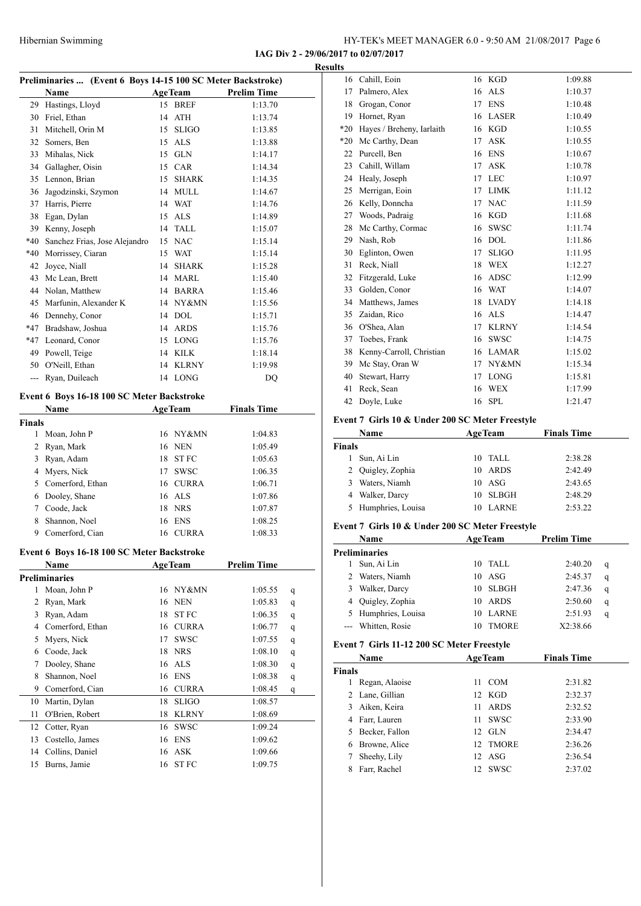Hibernian Swimming

HY-TEK's MEET MANAGER 6.0 - 9:50 AM 21/08/2017

**IAG Div 2 - 29/06/2017 to 02/07/2017**

**Results**

### Preliminaries ... (Event 6 Boys 14-15 100 SC Meter Backstroke)

| | Name | Age | Team | Prelim Time |
|---|---|---|---|---|
| 29 | Hastings, Lloyd | 15 | BREF | 1:13.70 |
| 30 | Friel, Ethan | 14 | ATH | 1:13.74 |
| 31 | Mitchell, Orin M | 15 | SLIGO | 1:13.85 |
| 32 | Somers, Ben | 15 | ALS | 1:13.88 |
| 33 | Mihalas, Nick | 15 | GLN | 1:14.17 |
| 34 | Gallagher, Oisin | 15 | CAR | 1:14.34 |
| 35 | Lennon, Brian | 15 | SHARK | 1:14.35 |
| 36 | Jagodzinski, Szymon | 14 | MULL | 1:14.67 |
| 37 | Harris, Pierre | 14 | WAT | 1:14.76 |
| 38 | Egan, Dylan | 15 | ALS | 1:14.89 |
| 39 | Kenny, Joseph | 14 | TALL | 1:15.07 |
| *40 | Sanchez Frias, Jose Alejandro | 15 | NAC | 1:15.14 |
| *40 | Morrissey, Ciaran | 15 | WAT | 1:15.14 |
| 42 | Joyce, Niall | 14 | SHARK | 1:15.28 |
| 43 | Mc Lean, Brett | 14 | MARL | 1:15.40 |
| 44 | Nolan, Matthew | 14 | BARRA | 1:15.46 |
| 45 | Marfunin, Alexander K | 14 | NY&MN | 1:15.56 |
| 46 | Dennehy, Conor | 14 | DOL | 1:15.71 |
| *47 | Bradshaw, Joshua | 14 | ARDS | 1:15.76 |
| *47 | Leonard, Conor | 15 | LONG | 1:15.76 |
| 49 | Powell, Teige | 14 | KILK | 1:18.14 |
| 50 | O'Neill, Ethan | 14 | KLRNY | 1:19.98 |
| --- | Ryan, Duileach | 14 | LONG | DQ |

### Event 6 Boys 16-18 100 SC Meter Backstroke

**Finals**

| | Name | Age | Team | Finals Time |
|---|---|---|---|---|
| 1 | Moan, John P | 16 | NY&MN | 1:04.83 |
| 2 | Ryan, Mark | 16 | NEN | 1:05.49 |
| 3 | Ryan, Adam | 18 | ST FC | 1:05.63 |
| 4 | Myers, Nick | 17 | SWSC | 1:06.35 |
| 5 | Comerford, Ethan | 16 | CURRA | 1:06.71 |
| 6 | Dooley, Shane | 16 | ALS | 1:07.86 |
| 7 | Coode, Jack | 18 | NRS | 1:07.87 |
| 8 | Shannon, Noel | 16 | ENS | 1:08.25 |
| 9 | Comerford, Cian | 16 | CURRA | 1:08.33 |

### Event 6 Boys 16-18 100 SC Meter Backstroke

**Preliminaries**

| | Name | Age | Team | Prelim Time | |
|---|---|---|---|---|---|
| 1 | Moan, John P | 16 | NY&MN | 1:05.55 | q |
| 2 | Ryan, Mark | 16 | NEN | 1:05.83 | q |
| 3 | Ryan, Adam | 18 | ST FC | 1:06.35 | q |
| 4 | Comerford, Ethan | 16 | CURRA | 1:06.77 | q |
| 5 | Myers, Nick | 17 | SWSC | 1:07.55 | q |
| 6 | Coode, Jack | 18 | NRS | 1:08.10 | q |
| 7 | Dooley, Shane | 16 | ALS | 1:08.30 | q |
| 8 | Shannon, Noel | 16 | ENS | 1:08.38 | q |
| 9 | Comerford, Cian | 16 | CURRA | 1:08.45 | q |
| 10 | Martin, Dylan | 18 | SLIGO | 1:08.57 | |
| 11 | O'Brien, Robert | 18 | KLRNY | 1:08.69 | |
| 12 | Cotter, Ryan | 16 | SWSC | 1:09.24 | |
| 13 | Costello, James | 16 | ENS | 1:09.62 | |
| 14 | Collins, Daniel | 16 | ASK | 1:09.66 | |
| 15 | Burns, Jamie | 16 | ST FC | 1:09.75 | |
| 16 | Cahill, Eoin | 16 | KGD | 1:09.88 | |
| 17 | Palmero, Alex | 16 | ALS | 1:10.37 | |
| 18 | Grogan, Conor | 17 | ENS | 1:10.48 | |
| 19 | Hornet, Ryan | 16 | LASER | 1:10.49 | |
| *20 | Hayes / Breheny, Iarlaith | 16 | KGD | 1:10.55 | |
| *20 | Mc Carthy, Dean | 17 | ASK | 1:10.55 | |
| 22 | Purcell, Ben | 16 | ENS | 1:10.67 | |
| 23 | Cahill, Willam | 17 | ASK | 1:10.78 | |
| 24 | Healy, Joseph | 17 | LEC | 1:10.97 | |
| 25 | Merrigan, Eoin | 17 | LIMK | 1:11.12 | |
| 26 | Kelly, Donncha | 17 | NAC | 1:11.59 | |
| 27 | Woods, Padraig | 16 | KGD | 1:11.68 | |
| 28 | Mc Carthy, Cormac | 16 | SWSC | 1:11.74 | |
| 29 | Nash, Rob | 16 | DOL | 1:11.86 | |
| 30 | Eglinton, Owen | 17 | SLIGO | 1:11.95 | |
| 31 | Reck, Niall | 18 | WEX | 1:12.27 | |
| 32 | Fitzgerald, Luke | 16 | ADSC | 1:12.99 | |
| 33 | Golden, Conor | 16 | WAT | 1:14.07 | |
| 34 | Matthews, James | 18 | LVADY | 1:14.18 | |
| 35 | Zaidan, Rico | 16 | ALS | 1:14.47 | |
| 36 | O'Shea, Alan | 17 | KLRNY | 1:14.54 | |
| 37 | Toebes, Frank | 16 | SWSC | 1:14.75 | |
| 38 | Kenny-Carroll, Christian | 16 | LAMAR | 1:15.02 | |
| 39 | Mc Stay, Oran W | 17 | NY&MN | 1:15.34 | |
| 40 | Stewart, Harry | 17 | LONG | 1:15.81 | |
| 41 | Reck, Sean | 16 | WEX | 1:17.99 | |
| 42 | Doyle, Luke | 16 | SPL | 1:21.47 | |

### Event 7 Girls 10 & Under 200 SC Meter Freestyle

**Finals**

| | Name | Age | Team | Finals Time |
|---|---|---|---|---|
| 1 | Sun, Ai Lin | 10 | TALL | 2:38.28 |
| 2 | Quigley, Zophia | 10 | ARDS | 2:42.49 |
| 3 | Waters, Niamh | 10 | ASG | 2:43.65 |
| 4 | Walker, Darcy | 10 | SLBGH | 2:48.29 |
| 5 | Humphries, Louisa | 10 | LARNE | 2:53.22 |

### Event 7 Girls 10 & Under 200 SC Meter Freestyle

**Preliminaries**

| | Name | Age | Team | Prelim Time | |
|---|---|---|---|---|---|
| 1 | Sun, Ai Lin | 10 | TALL | 2:40.20 | q |
| 2 | Waters, Niamh | 10 | ASG | 2:45.37 | q |
| 3 | Walker, Darcy | 10 | SLBGH | 2:47.36 | q |
| 4 | Quigley, Zophia | 10 | ARDS | 2:50.60 | q |
| 5 | Humphries, Louisa | 10 | LARNE | 2:51.93 | q |
| --- | Whitten, Rosie | 10 | TMORE | X2:38.66 | |

### Event 7 Girls 11-12 200 SC Meter Freestyle

**Finals**

| | Name | Age | Team | Finals Time |
|---|---|---|---|---|
| 1 | Regan, Alaoise | 11 | COM | 2:31.82 |
| 2 | Lane, Gillian | 12 | KGD | 2:32.37 |
| 3 | Aiken, Keira | 11 | ARDS | 2:32.52 |
| 4 | Farr, Lauren | 11 | SWSC | 2:33.90 |
| 5 | Becker, Fallon | 12 | GLN | 2:34.47 |
| 6 | Browne, Alice | 12 | TMORE | 2:36.26 |
| 7 | Sheehy, Lily | 12 | ASG | 2:36.54 |
| 8 | Farr, Rachel | 12 | SWSC | 2:37.02 |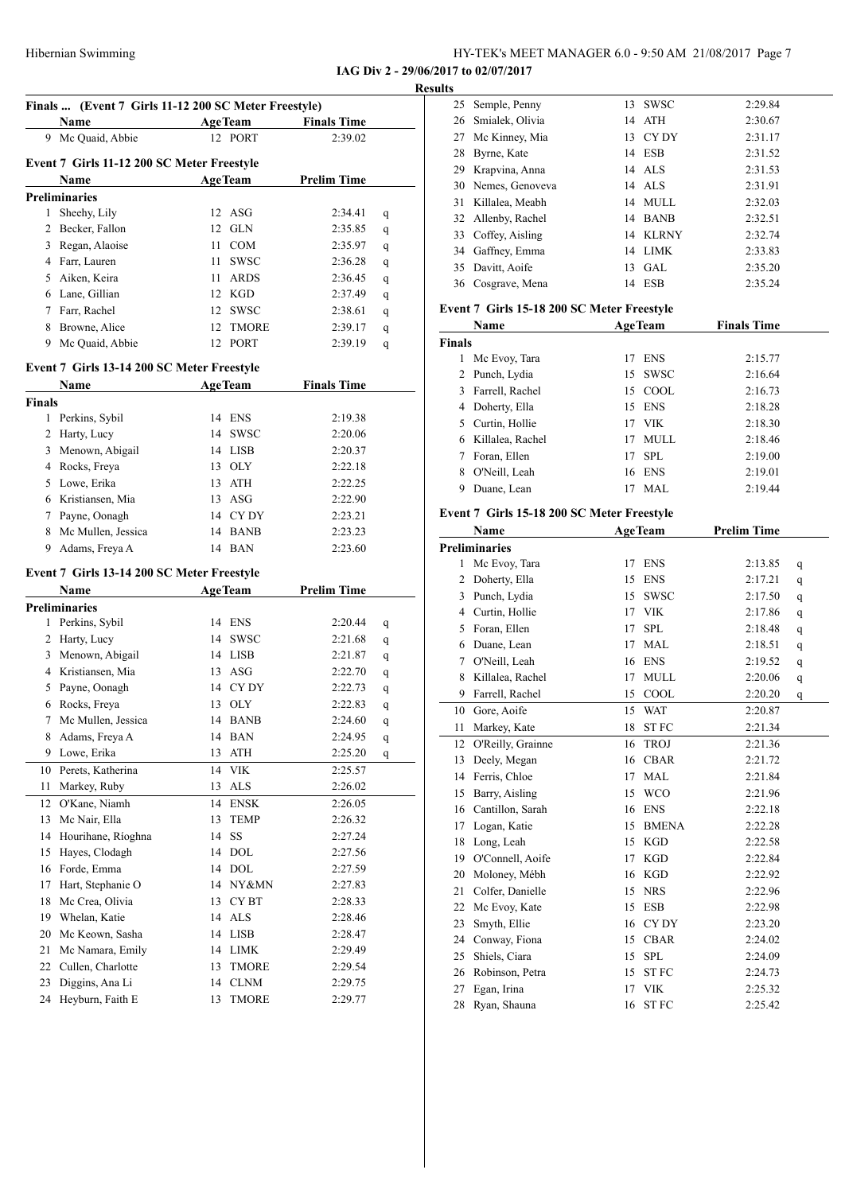**IAG Div 2 - 29/06/2017 to 02/07/2017**

**Results**

### Finals ... (Event 7 Girls 11-12 200 SC Meter Freestyle)

| | Name | Age | Team | Finals Time |
|---|---|---|---|---|
| 9 | Mc Quaid, Abbie | 12 | PORT | 2:39.02 |

### Event 7 Girls 11-12 200 SC Meter Freestyle

| | Name | Age | Team | Prelim Time | |
|---|---|---|---|---|---|
| **Preliminaries** | | | | | |
| 1 | Sheehy, Lily | 12 | ASG | 2:34.41 | q |
| 2 | Becker, Fallon | 12 | GLN | 2:35.85 | q |
| 3 | Regan, Alaoise | 11 | COM | 2:35.97 | q |
| 4 | Farr, Lauren | 11 | SWSC | 2:36.28 | q |
| 5 | Aiken, Keira | 11 | ARDS | 2:36.45 | q |
| 6 | Lane, Gillian | 12 | KGD | 2:37.49 | q |
| 7 | Farr, Rachel | 12 | SWSC | 2:38.61 | q |
| 8 | Browne, Alice | 12 | TMORE | 2:39.17 | q |
| 9 | Mc Quaid, Abbie | 12 | PORT | 2:39.19 | q |

### Event 7 Girls 13-14 200 SC Meter Freestyle

| | Name | Age | Team | Finals Time |
|---|---|---|---|---|
| **Finals** | | | | |
| 1 | Perkins, Sybil | 14 | ENS | 2:19.38 |
| 2 | Harty, Lucy | 14 | SWSC | 2:20.06 |
| 3 | Menown, Abigail | 14 | LISB | 2:20.37 |
| 4 | Rocks, Freya | 13 | OLY | 2:22.18 |
| 5 | Lowe, Erika | 13 | ATH | 2:22.25 |
| 6 | Kristiansen, Mia | 13 | ASG | 2:22.90 |
| 7 | Payne, Oonagh | 14 | CY DY | 2:23.21 |
| 8 | Mc Mullen, Jessica | 14 | BANB | 2:23.23 |
| 9 | Adams, Freya A | 14 | BAN | 2:23.60 |

### Event 7 Girls 13-14 200 SC Meter Freestyle

| | Name | Age | Team | Prelim Time | |
|---|---|---|---|---|---|
| **Preliminaries** | | | | | |
| 1 | Perkins, Sybil | 14 | ENS | 2:20.44 | q |
| 2 | Harty, Lucy | 14 | SWSC | 2:21.68 | q |
| 3 | Menown, Abigail | 14 | LISB | 2:21.87 | q |
| 4 | Kristiansen, Mia | 13 | ASG | 2:22.70 | q |
| 5 | Payne, Oonagh | 14 | CY DY | 2:22.73 | q |
| 6 | Rocks, Freya | 13 | OLY | 2:22.83 | q |
| 7 | Mc Mullen, Jessica | 14 | BANB | 2:24.60 | q |
| 8 | Adams, Freya A | 14 | BAN | 2:24.95 | q |
| 9 | Lowe, Erika | 13 | ATH | 2:25.20 | q |
| 10 | Perets, Katherina | 14 | VIK | 2:25.57 | |
| 11 | Markey, Ruby | 13 | ALS | 2:26.02 | |
| 12 | O'Kane, Niamh | 14 | ENSK | 2:26.05 | |
| 13 | Mc Nair, Ella | 13 | TEMP | 2:26.32 | |
| 14 | Hourihane, Ríoghna | 14 | SS | 2:27.24 | |
| 15 | Hayes, Clodagh | 14 | DOL | 2:27.56 | |
| 16 | Forde, Emma | 14 | DOL | 2:27.59 | |
| 17 | Hart, Stephanie O | 14 | NY&MN | 2:27.83 | |
| 18 | Mc Crea, Olivia | 13 | CY BT | 2:28.33 | |
| 19 | Whelan, Katie | 14 | ALS | 2:28.46 | |
| 20 | Mc Keown, Sasha | 14 | LISB | 2:28.47 | |
| 21 | Mc Namara, Emily | 14 | LIMK | 2:29.49 | |
| 22 | Cullen, Charlotte | 13 | TMORE | 2:29.54 | |
| 23 | Diggins, Ana Li | 14 | CLNM | 2:29.75 | |
| 24 | Heyburn, Faith E | 13 | TMORE | 2:29.77 | |
| 25 | Semple, Penny | 13 | SWSC | 2:29.84 | |
| 26 | Smialek, Olivia | 14 | ATH | 2:30.67 | |
| 27 | Mc Kinney, Mia | 13 | CY DY | 2:31.17 | |
| 28 | Byrne, Kate | 14 | ESB | 2:31.52 | |
| 29 | Krapvina, Anna | 14 | ALS | 2:31.53 | |
| 30 | Nemes, Genoveva | 14 | ALS | 2:31.91 | |
| 31 | Killalea, Meabh | 14 | MULL | 2:32.03 | |
| 32 | Allenby, Rachel | 14 | BANB | 2:32.51 | |
| 33 | Coffey, Aisling | 14 | KLRNY | 2:32.74 | |
| 34 | Gaffney, Emma | 14 | LIMK | 2:33.83 | |
| 35 | Davitt, Aoife | 13 | GAL | 2:35.20 | |
| 36 | Cosgrave, Mena | 14 | ESB | 2:35.24 | |

### Event 7 Girls 15-18 200 SC Meter Freestyle

| | Name | Age | Team | Finals Time |
|---|---|---|---|---|
| **Finals** | | | | |
| 1 | Mc Evoy, Tara | 17 | ENS | 2:15.77 |
| 2 | Punch, Lydia | 15 | SWSC | 2:16.64 |
| 3 | Farrell, Rachel | 15 | COOL | 2:16.73 |
| 4 | Doherty, Ella | 15 | ENS | 2:18.28 |
| 5 | Curtin, Hollie | 17 | VIK | 2:18.30 |
| 6 | Killalea, Rachel | 17 | MULL | 2:18.46 |
| 7 | Foran, Ellen | 17 | SPL | 2:19.00 |
| 8 | O'Neill, Leah | 16 | ENS | 2:19.01 |
| 9 | Duane, Lean | 17 | MAL | 2:19.44 |

### Event 7 Girls 15-18 200 SC Meter Freestyle

| | Name | Age | Team | Prelim Time | |
|---|---|---|---|---|---|
| **Preliminaries** | | | | | |
| 1 | Mc Evoy, Tara | 17 | ENS | 2:13.85 | q |
| 2 | Doherty, Ella | 15 | ENS | 2:17.21 | q |
| 3 | Punch, Lydia | 15 | SWSC | 2:17.50 | q |
| 4 | Curtin, Hollie | 17 | VIK | 2:17.86 | q |
| 5 | Foran, Ellen | 17 | SPL | 2:18.48 | q |
| 6 | Duane, Lean | 17 | MAL | 2:18.51 | q |
| 7 | O'Neill, Leah | 16 | ENS | 2:19.52 | q |
| 8 | Killalea, Rachel | 17 | MULL | 2:20.06 | q |
| 9 | Farrell, Rachel | 15 | COOL | 2:20.20 | q |
| 10 | Gore, Aoife | 15 | WAT | 2:20.87 | |
| 11 | Markey, Kate | 18 | ST FC | 2:21.34 | |
| 12 | O'Reilly, Grainne | 16 | TROJ | 2:21.36 | |
| 13 | Deely, Megan | 16 | CBAR | 2:21.72 | |
| 14 | Ferris, Chloe | 17 | MAL | 2:21.84 | |
| 15 | Barry, Aisling | 15 | WCO | 2:21.96 | |
| 16 | Cantillon, Sarah | 16 | ENS | 2:22.18 | |
| 17 | Logan, Katie | 15 | BMENA | 2:22.28 | |
| 18 | Long, Leah | 15 | KGD | 2:22.58 | |
| 19 | O'Connell, Aoife | 17 | KGD | 2:22.84 | |
| 20 | Moloney, Mébh | 16 | KGD | 2:22.92 | |
| 21 | Colfer, Danielle | 15 | NRS | 2:22.96 | |
| 22 | Mc Evoy, Kate | 15 | ESB | 2:22.98 | |
| 23 | Smyth, Ellie | 16 | CY DY | 2:23.20 | |
| 24 | Conway, Fiona | 15 | CBAR | 2:24.02 | |
| 25 | Shiels, Ciara | 15 | SPL | 2:24.09 | |
| 26 | Robinson, Petra | 15 | ST FC | 2:24.73 | |
| 27 | Egan, Irina | 17 | VIK | 2:25.32 | |
| 28 | Ryan, Shauna | 16 | ST FC | 2:25.42 | |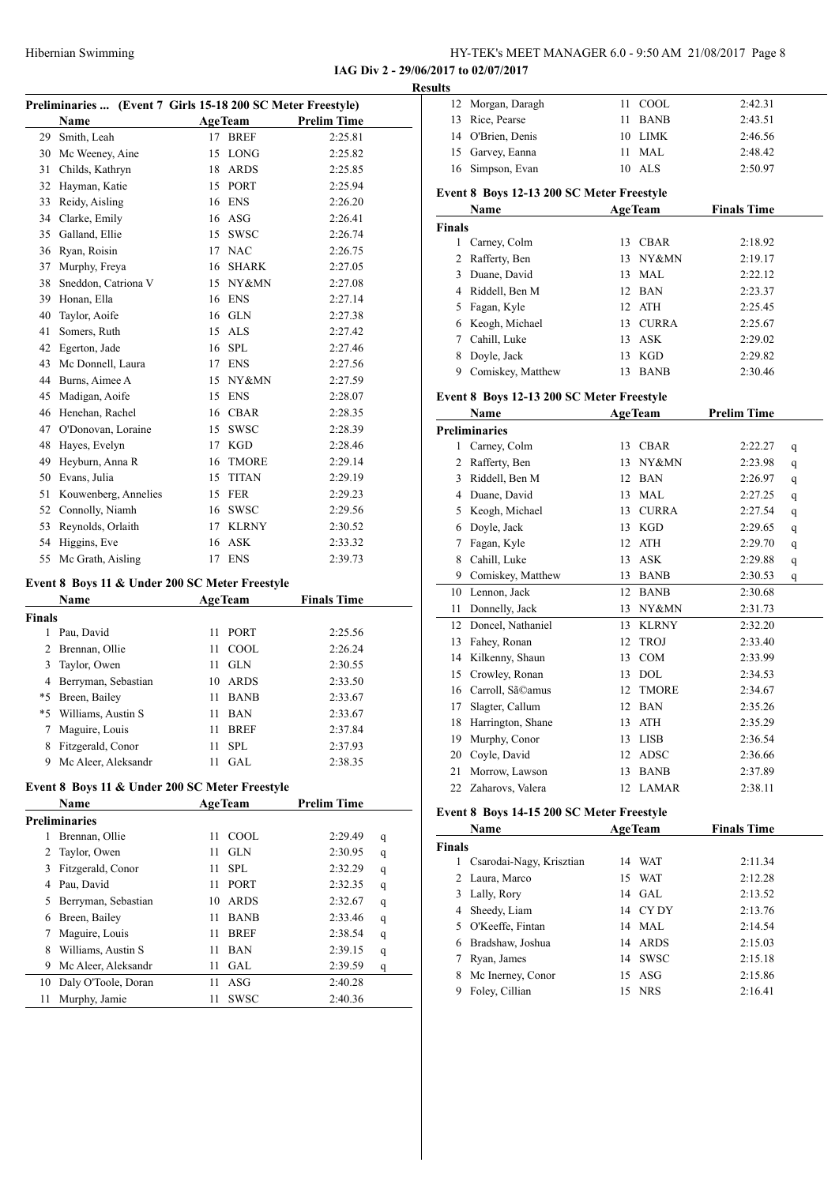**IAG Div 2 - 29/06/2017 to 02/07/2017**

**Results**

### Preliminaries ... (Event 7 Girls 15-18 200 SC Meter Freestyle)

| | Name | Age | Team | Prelim Time |
|---|---|---|---|---|
| 29 | Smith, Leah | 17 | BREF | 2:25.81 |
| 30 | Mc Weeney, Aine | 15 | LONG | 2:25.82 |
| 31 | Childs, Kathryn | 18 | ARDS | 2:25.85 |
| 32 | Hayman, Katie | 15 | PORT | 2:25.94 |
| 33 | Reidy, Aisling | 16 | ENS | 2:26.20 |
| 34 | Clarke, Emily | 16 | ASG | 2:26.41 |
| 35 | Galland, Ellie | 15 | SWSC | 2:26.74 |
| 36 | Ryan, Roisin | 17 | NAC | 2:26.75 |
| 37 | Murphy, Freya | 16 | SHARK | 2:27.05 |
| 38 | Sneddon, Catriona V | 15 | NY&MN | 2:27.08 |
| 39 | Honan, Ella | 16 | ENS | 2:27.14 |
| 40 | Taylor, Aoife | 16 | GLN | 2:27.38 |
| 41 | Somers, Ruth | 15 | ALS | 2:27.42 |
| 42 | Egerton, Jade | 16 | SPL | 2:27.46 |
| 43 | Mc Donnell, Laura | 17 | ENS | 2:27.56 |
| 44 | Burns, Aimee A | 15 | NY&MN | 2:27.59 |
| 45 | Madigan, Aoife | 15 | ENS | 2:28.07 |
| 46 | Henehan, Rachel | 16 | CBAR | 2:28.35 |
| 47 | O'Donovan, Loraine | 15 | SWSC | 2:28.39 |
| 48 | Hayes, Evelyn | 17 | KGD | 2:28.46 |
| 49 | Heyburn, Anna R | 16 | TMORE | 2:29.14 |
| 50 | Evans, Julia | 15 | TITAN | 2:29.19 |
| 51 | Kouwenberg, Annelies | 15 | FER | 2:29.23 |
| 52 | Connolly, Niamh | 16 | SWSC | 2:29.56 |
| 53 | Reynolds, Orlaith | 17 | KLRNY | 2:30.52 |
| 54 | Higgins, Eve | 16 | ASK | 2:33.32 |
| 55 | Mc Grath, Aisling | 17 | ENS | 2:39.73 |

### Event 8 Boys 11 & Under 200 SC Meter Freestyle

| | Name | Age | Team | Finals Time |
|---|---|---|---|---|
| **Finals** | | | | |
| 1 | Pau, David | 11 | PORT | 2:25.56 |
| 2 | Brennan, Ollie | 11 | COOL | 2:26.24 |
| 3 | Taylor, Owen | 11 | GLN | 2:30.55 |
| 4 | Berryman, Sebastian | 10 | ARDS | 2:33.50 |
| *5 | Breen, Bailey | 11 | BANB | 2:33.67 |
| *5 | Williams, Austin S | 11 | BAN | 2:33.67 |
| 7 | Maguire, Louis | 11 | BREF | 2:37.84 |
| 8 | Fitzgerald, Conor | 11 | SPL | 2:37.93 |
| 9 | Mc Aleer, Aleksandr | 11 | GAL | 2:38.35 |

### Event 8 Boys 11 & Under 200 SC Meter Freestyle

| | Name | Age | Team | Prelim Time | |
|---|---|---|---|---|---|
| **Preliminaries** | | | | | |
| 1 | Brennan, Ollie | 11 | COOL | 2:29.49 | q |
| 2 | Taylor, Owen | 11 | GLN | 2:30.95 | q |
| 3 | Fitzgerald, Conor | 11 | SPL | 2:32.29 | q |
| 4 | Pau, David | 11 | PORT | 2:32.35 | q |
| 5 | Berryman, Sebastian | 10 | ARDS | 2:32.67 | q |
| 6 | Breen, Bailey | 11 | BANB | 2:33.46 | q |
| 7 | Maguire, Louis | 11 | BREF | 2:38.54 | q |
| 8 | Williams, Austin S | 11 | BAN | 2:39.15 | q |
| 9 | Mc Aleer, Aleksandr | 11 | GAL | 2:39.59 | q |
| 10 | Daly O'Toole, Doran | 11 | ASG | 2:40.28 | |
| 11 | Murphy, Jamie | 11 | SWSC | 2:40.36 | |
| 12 | Morgan, Daragh | 11 | COOL | 2:42.31 | |
| 13 | Rice, Pearse | 11 | BANB | 2:43.51 | |
| 14 | O'Brien, Denis | 10 | LIMK | 2:46.56 | |
| 15 | Garvey, Eanna | 11 | MAL | 2:48.42 | |
| 16 | Simpson, Evan | 10 | ALS | 2:50.97 | |

### Event 8 Boys 12-13 200 SC Meter Freestyle

| | Name | Age | Team | Finals Time |
|---|---|---|---|---|
| **Finals** | | | | |
| 1 | Carney, Colm | 13 | CBAR | 2:18.92 |
| 2 | Rafferty, Ben | 13 | NY&MN | 2:19.17 |
| 3 | Duane, David | 13 | MAL | 2:22.12 |
| 4 | Riddell, Ben M | 12 | BAN | 2:23.37 |
| 5 | Fagan, Kyle | 12 | ATH | 2:25.45 |
| 6 | Keogh, Michael | 13 | CURRA | 2:25.67 |
| 7 | Cahill, Luke | 13 | ASK | 2:29.02 |
| 8 | Doyle, Jack | 13 | KGD | 2:29.82 |
| 9 | Comiskey, Matthew | 13 | BANB | 2:30.46 |

### Event 8 Boys 12-13 200 SC Meter Freestyle

| | Name | Age | Team | Prelim Time | |
|---|---|---|---|---|---|
| **Preliminaries** | | | | | |
| 1 | Carney, Colm | 13 | CBAR | 2:22.27 | q |
| 2 | Rafferty, Ben | 13 | NY&MN | 2:23.98 | q |
| 3 | Riddell, Ben M | 12 | BAN | 2:26.97 | q |
| 4 | Duane, David | 13 | MAL | 2:27.25 | q |
| 5 | Keogh, Michael | 13 | CURRA | 2:27.54 | q |
| 6 | Doyle, Jack | 13 | KGD | 2:29.65 | q |
| 7 | Fagan, Kyle | 12 | ATH | 2:29.70 | q |
| 8 | Cahill, Luke | 13 | ASK | 2:29.88 | q |
| 9 | Comiskey, Matthew | 13 | BANB | 2:30.53 | q |
| 10 | Lennon, Jack | 12 | BANB | 2:30.68 | |
| 11 | Donnelly, Jack | 13 | NY&MN | 2:31.73 | |
| 12 | Doncel, Nathaniel | 13 | KLRNY | 2:32.20 | |
| 13 | Fahey, Ronan | 12 | TROJ | 2:33.40 | |
| 14 | Kilkenny, Shaun | 13 | COM | 2:33.99 | |
| 15 | Crowley, Ronan | 13 | DOL | 2:34.53 | |
| 16 | Carroll, SÃ©amus | 12 | TMORE | 2:34.67 | |
| 17 | Slagter, Callum | 12 | BAN | 2:35.26 | |
| 18 | Harrington, Shane | 13 | ATH | 2:35.29 | |
| 19 | Murphy, Conor | 13 | LISB | 2:36.54 | |
| 20 | Coyle, David | 12 | ADSC | 2:36.66 | |
| 21 | Morrow, Lawson | 13 | BANB | 2:37.89 | |
| 22 | Zaharovs, Valera | 12 | LAMAR | 2:38.11 | |

### Event 8 Boys 14-15 200 SC Meter Freestyle

| | Name | Age | Team | Finals Time |
|---|---|---|---|---|
| **Finals** | | | | |
| 1 | Csarodai-Nagy, Krisztian | 14 | WAT | 2:11.34 |
| 2 | Laura, Marco | 15 | WAT | 2:12.28 |
| 3 | Lally, Rory | 14 | GAL | 2:13.52 |
| 4 | Sheedy, Liam | 14 | CY DY | 2:13.76 |
| 5 | O'Keeffe, Fintan | 14 | MAL | 2:14.54 |
| 6 | Bradshaw, Joshua | 14 | ARDS | 2:15.03 |
| 7 | Ryan, James | 14 | SWSC | 2:15.18 |
| 8 | Mc Inerney, Conor | 15 | ASG | 2:15.86 |
| 9 | Foley, Cillian | 15 | NRS | 2:16.41 |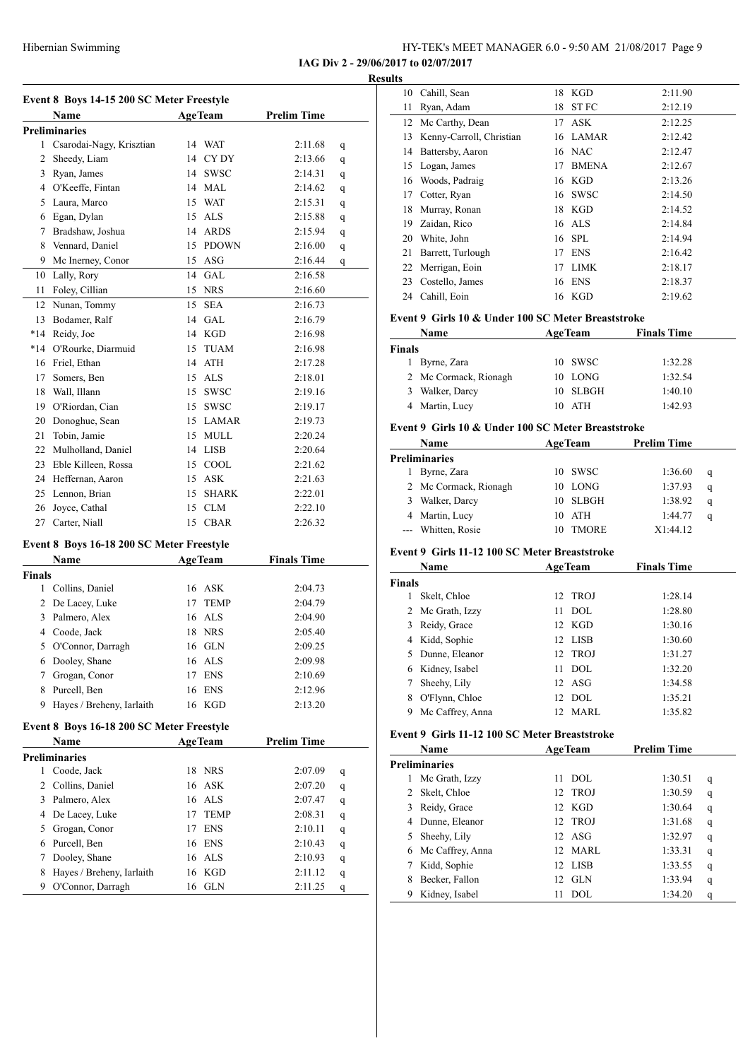**IAG Div 2 - 29/06/2017 to 02/07/2017**

**Results**

### Event 8 Boys 14-15 200 SC Meter Freestyle

| | Name | Age | Team | Prelim Time | |
|---|---|---|---|---|---|
| **Preliminaries** | | | | | |
| 1 | Csarodai-Nagy, Krisztian | 14 | WAT | 2:11.68 | q |
| 2 | Sheedy, Liam | 14 | CY DY | 2:13.66 | q |
| 3 | Ryan, James | 14 | SWSC | 2:14.31 | q |
| 4 | O'Keeffe, Fintan | 14 | MAL | 2:14.62 | q |
| 5 | Laura, Marco | 15 | WAT | 2:15.31 | q |
| 6 | Egan, Dylan | 15 | ALS | 2:15.88 | q |
| 7 | Bradshaw, Joshua | 14 | ARDS | 2:15.94 | q |
| 8 | Vennard, Daniel | 15 | PDOWN | 2:16.00 | q |
| 9 | Mc Inerney, Conor | 15 | ASG | 2:16.44 | q |
| 10 | Lally, Rory | 14 | GAL | 2:16.58 | |
| 11 | Foley, Cillian | 15 | NRS | 2:16.60 | |
| 12 | Nunan, Tommy | 15 | SEA | 2:16.73 | |
| 13 | Bodamer, Ralf | 14 | GAL | 2:16.79 | |
| *14 | Reidy, Joe | 14 | KGD | 2:16.98 | |
| *14 | O'Rourke, Diarmuid | 15 | TUAM | 2:16.98 | |
| 16 | Friel, Ethan | 14 | ATH | 2:17.28 | |
| 17 | Somers, Ben | 15 | ALS | 2:18.01 | |
| 18 | Wall, Illann | 15 | SWSC | 2:19.16 | |
| 19 | O'Riordan, Cian | 15 | SWSC | 2:19.17 | |
| 20 | Donoghue, Sean | 15 | LAMAR | 2:19.73 | |
| 21 | Tobin, Jamie | 15 | MULL | 2:20.24 | |
| 22 | Mulholland, Daniel | 14 | LISB | 2:20.64 | |
| 23 | Eble Killeen, Rossa | 15 | COOL | 2:21.62 | |
| 24 | Heffernan, Aaron | 15 | ASK | 2:21.63 | |
| 25 | Lennon, Brian | 15 | SHARK | 2:22.01 | |
| 26 | Joyce, Cathal | 15 | CLM | 2:22.10 | |
| 27 | Carter, Niall | 15 | CBAR | 2:26.32 | |

### Event 8 Boys 16-18 200 SC Meter Freestyle

| | Name | Age | Team | Finals Time |
|---|---|---|---|---|
| **Finals** | | | | |
| 1 | Collins, Daniel | 16 | ASK | 2:04.73 |
| 2 | De Lacey, Luke | 17 | TEMP | 2:04.79 |
| 3 | Palmero, Alex | 16 | ALS | 2:04.90 |
| 4 | Coode, Jack | 18 | NRS | 2:05.40 |
| 5 | O'Connor, Darragh | 16 | GLN | 2:09.25 |
| 6 | Dooley, Shane | 16 | ALS | 2:09.98 |
| 7 | Grogan, Conor | 17 | ENS | 2:10.69 |
| 8 | Purcell, Ben | 16 | ENS | 2:12.96 |
| 9 | Hayes / Breheny, Iarlaith | 16 | KGD | 2:13.20 |

### Event 8 Boys 16-18 200 SC Meter Freestyle

| | Name | Age | Team | Prelim Time | |
|---|---|---|---|---|---|
| **Preliminaries** | | | | | |
| 1 | Coode, Jack | 18 | NRS | 2:07.09 | q |
| 2 | Collins, Daniel | 16 | ASK | 2:07.20 | q |
| 3 | Palmero, Alex | 16 | ALS | 2:07.47 | q |
| 4 | De Lacey, Luke | 17 | TEMP | 2:08.31 | q |
| 5 | Grogan, Conor | 17 | ENS | 2:10.11 | q |
| 6 | Purcell, Ben | 16 | ENS | 2:10.43 | q |
| 7 | Dooley, Shane | 16 | ALS | 2:10.93 | q |
| 8 | Hayes / Breheny, Iarlaith | 16 | KGD | 2:11.12 | q |
| 9 | O'Connor, Darragh | 16 | GLN | 2:11.25 | q |
| 10 | Cahill, Sean | 18 | KGD | 2:11.90 | |
| 11 | Ryan, Adam | 18 | ST FC | 2:12.19 | |
| 12 | Mc Carthy, Dean | 17 | ASK | 2:12.25 | |
| 13 | Kenny-Carroll, Christian | 16 | LAMAR | 2:12.42 | |
| 14 | Battersby, Aaron | 16 | NAC | 2:12.47 | |
| 15 | Logan, James | 17 | BMENA | 2:12.67 | |
| 16 | Woods, Padraig | 16 | KGD | 2:13.26 | |
| 17 | Cotter, Ryan | 16 | SWSC | 2:14.50 | |
| 18 | Murray, Ronan | 18 | KGD | 2:14.52 | |
| 19 | Zaidan, Rico | 16 | ALS | 2:14.84 | |
| 20 | White, John | 16 | SPL | 2:14.94 | |
| 21 | Barrett, Turlough | 17 | ENS | 2:16.42 | |
| 22 | Merrigan, Eoin | 17 | LIMK | 2:18.17 | |
| 23 | Costello, James | 16 | ENS | 2:18.37 | |
| 24 | Cahill, Eoin | 16 | KGD | 2:19.62 | |

### Event 9 Girls 10 & Under 100 SC Meter Breaststroke

| | Name | Age | Team | Finals Time |
|---|---|---|---|---|
| **Finals** | | | | |
| 1 | Byrne, Zara | 10 | SWSC | 1:32.28 |
| 2 | Mc Cormack, Rionagh | 10 | LONG | 1:32.54 |
| 3 | Walker, Darcy | 10 | SLBGH | 1:40.10 |
| 4 | Martin, Lucy | 10 | ATH | 1:42.93 |

### Event 9 Girls 10 & Under 100 SC Meter Breaststroke

| | Name | Age | Team | Prelim Time | |
|---|---|---|---|---|---|
| **Preliminaries** | | | | | |
| 1 | Byrne, Zara | 10 | SWSC | 1:36.60 | q |
| 2 | Mc Cormack, Rionagh | 10 | LONG | 1:37.93 | q |
| 3 | Walker, Darcy | 10 | SLBGH | 1:38.92 | q |
| 4 | Martin, Lucy | 10 | ATH | 1:44.77 | q |
| --- | Whitten, Rosie | 10 | TMORE | X1:44.12 | |

### Event 9 Girls 11-12 100 SC Meter Breaststroke

| | Name | Age | Team | Finals Time |
|---|---|---|---|---|
| **Finals** | | | | |
| 1 | Skelt, Chloe | 12 | TROJ | 1:28.14 |
| 2 | Mc Grath, Izzy | 11 | DOL | 1:28.80 |
| 3 | Reidy, Grace | 12 | KGD | 1:30.16 |
| 4 | Kidd, Sophie | 12 | LISB | 1:30.60 |
| 5 | Dunne, Eleanor | 12 | TROJ | 1:31.27 |
| 6 | Kidney, Isabel | 11 | DOL | 1:32.20 |
| 7 | Sheehy, Lily | 12 | ASG | 1:34.58 |
| 8 | O'Flynn, Chloe | 12 | DOL | 1:35.21 |
| 9 | Mc Caffrey, Anna | 12 | MARL | 1:35.82 |

### Event 9 Girls 11-12 100 SC Meter Breaststroke

| | Name | Age | Team | Prelim Time | |
|---|---|---|---|---|---|
| **Preliminaries** | | | | | |
| 1 | Mc Grath, Izzy | 11 | DOL | 1:30.51 | q |
| 2 | Skelt, Chloe | 12 | TROJ | 1:30.59 | q |
| 3 | Reidy, Grace | 12 | KGD | 1:30.64 | q |
| 4 | Dunne, Eleanor | 12 | TROJ | 1:31.68 | q |
| 5 | Sheehy, Lily | 12 | ASG | 1:32.97 | q |
| 6 | Mc Caffrey, Anna | 12 | MARL | 1:33.31 | q |
| 7 | Kidd, Sophie | 12 | LISB | 1:33.55 | q |
| 8 | Becker, Fallon | 12 | GLN | 1:33.94 | q |
| 9 | Kidney, Isabel | 11 | DOL | 1:34.20 | q |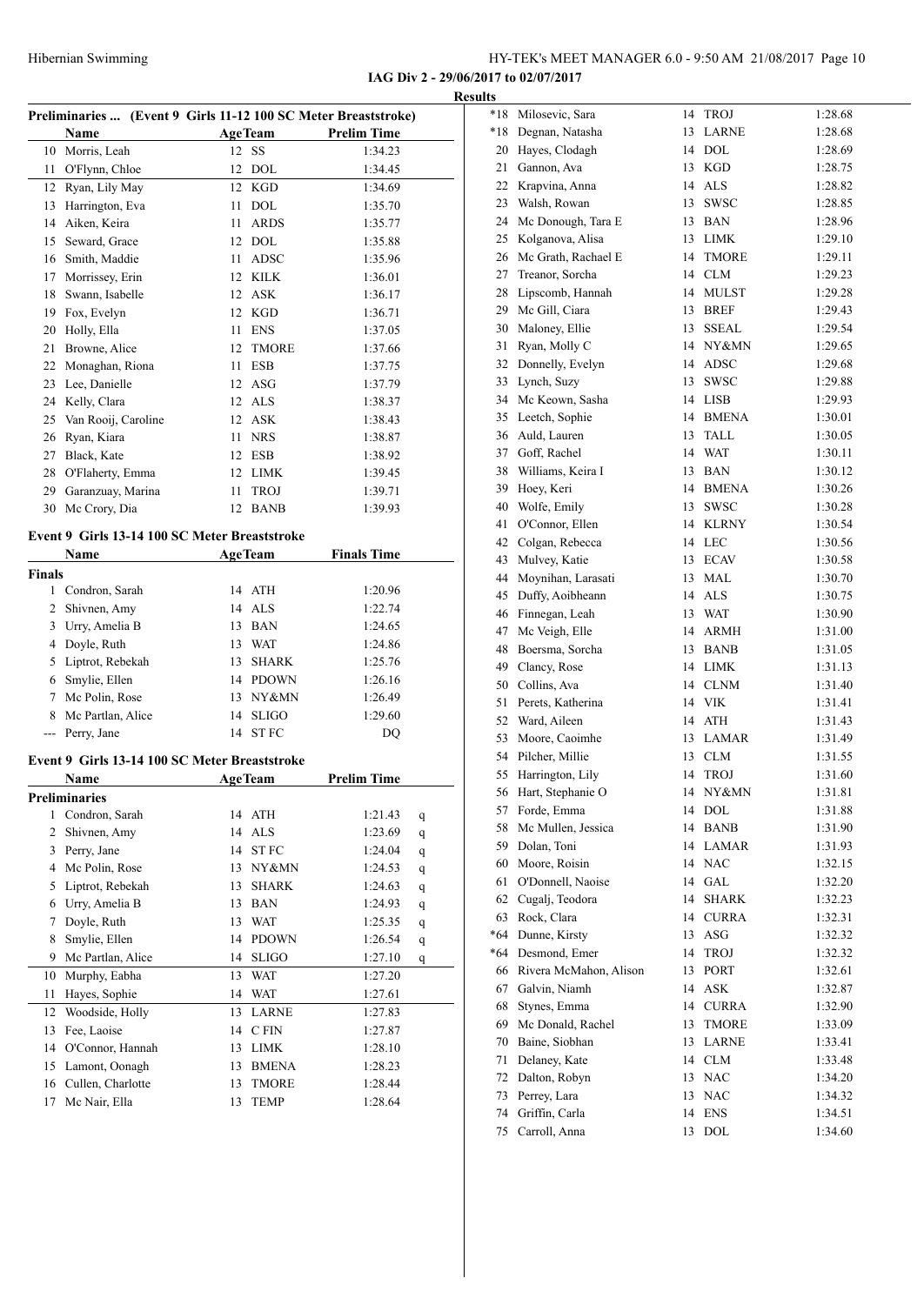Hibernian Swimming

**IAG Div 2 - 29/06/2017 to 02/07/2017**

**Results**

### Preliminaries ... (Event 9 Girls 11-12 100 SC Meter Breaststroke)

| | Name | Age | Team | Prelim Time |
|---|---|---|---|---|
| 10 | Morris, Leah | 12 | SS | 1:34.23 |
| 11 | O'Flynn, Chloe | 12 | DOL | 1:34.45 |
| 12 | Ryan, Lily May | 12 | KGD | 1:34.69 |
| 13 | Harrington, Eva | 11 | DOL | 1:35.70 |
| 14 | Aiken, Keira | 11 | ARDS | 1:35.77 |
| 15 | Seward, Grace | 12 | DOL | 1:35.88 |
| 16 | Smith, Maddie | 11 | ADSC | 1:35.96 |
| 17 | Morrissey, Erin | 12 | KILK | 1:36.01 |
| 18 | Swann, Isabelle | 12 | ASK | 1:36.17 |
| 19 | Fox, Evelyn | 12 | KGD | 1:36.71 |
| 20 | Holly, Ella | 11 | ENS | 1:37.05 |
| 21 | Browne, Alice | 12 | TMORE | 1:37.66 |
| 22 | Monaghan, Riona | 11 | ESB | 1:37.75 |
| 23 | Lee, Danielle | 12 | ASG | 1:37.79 |
| 24 | Kelly, Clara | 12 | ALS | 1:38.37 |
| 25 | Van Rooij, Caroline | 12 | ASK | 1:38.43 |
| 26 | Ryan, Kiara | 11 | NRS | 1:38.87 |
| 27 | Black, Kate | 12 | ESB | 1:38.92 |
| 28 | O'Flaherty, Emma | 12 | LIMK | 1:39.45 |
| 29 | Garanzuay, Marina | 11 | TROJ | 1:39.71 |
| 30 | Mc Crory, Dia | 12 | BANB | 1:39.93 |

### Event 9 Girls 13-14 100 SC Meter Breaststroke

| | Name | Age | Team | Finals Time |
|---|---|---|---|---|
| **Finals** | | | | |
| 1 | Condron, Sarah | 14 | ATH | 1:20.96 |
| 2 | Shivnen, Amy | 14 | ALS | 1:22.74 |
| 3 | Urry, Amelia B | 13 | BAN | 1:24.65 |
| 4 | Doyle, Ruth | 13 | WAT | 1:24.86 |
| 5 | Liptrot, Rebekah | 13 | SHARK | 1:25.76 |
| 6 | Smylie, Ellen | 14 | PDOWN | 1:26.16 |
| 7 | Mc Polin, Rose | 13 | NY&MN | 1:26.49 |
| 8 | Mc Partlan, Alice | 14 | SLIGO | 1:29.60 |
| --- | Perry, Jane | 14 | ST FC | DQ |

### Event 9 Girls 13-14 100 SC Meter Breaststroke

| | Name | Age | Team | Prelim Time | |
|---|---|---|---|---|---|
| **Preliminaries** | | | | | |
| 1 | Condron, Sarah | 14 | ATH | 1:21.43 | q |
| 2 | Shivnen, Amy | 14 | ALS | 1:23.69 | q |
| 3 | Perry, Jane | 14 | ST FC | 1:24.04 | q |
| 4 | Mc Polin, Rose | 13 | NY&MN | 1:24.53 | q |
| 5 | Liptrot, Rebekah | 13 | SHARK | 1:24.63 | q |
| 6 | Urry, Amelia B | 13 | BAN | 1:24.93 | q |
| 7 | Doyle, Ruth | 13 | WAT | 1:25.35 | q |
| 8 | Smylie, Ellen | 14 | PDOWN | 1:26.54 | q |
| 9 | Mc Partlan, Alice | 14 | SLIGO | 1:27.10 | q |
| 10 | Murphy, Eabha | 13 | WAT | 1:27.20 | |
| 11 | Hayes, Sophie | 14 | WAT | 1:27.61 | |
| 12 | Woodside, Holly | 13 | LARNE | 1:27.83 | |
| 13 | Fee, Laoise | 14 | C FIN | 1:27.87 | |
| 14 | O'Connor, Hannah | 13 | LIMK | 1:28.10 | |
| 15 | Lamont, Oonagh | 13 | BMENA | 1:28.23 | |
| 16 | Cullen, Charlotte | 13 | TMORE | 1:28.44 | |
| 17 | Mc Nair, Ella | 13 | TEMP | 1:28.64 | |
| *18 | Milosevic, Sara | 14 | TROJ | 1:28.68 | |
| *18 | Degnan, Natasha | 13 | LARNE | 1:28.68 | |
| 20 | Hayes, Clodagh | 14 | DOL | 1:28.69 | |
| 21 | Gannon, Ava | 13 | KGD | 1:28.75 | |
| 22 | Krapvina, Anna | 14 | ALS | 1:28.82 | |
| 23 | Walsh, Rowan | 13 | SWSC | 1:28.85 | |
| 24 | Mc Donough, Tara E | 13 | BAN | 1:28.96 | |
| 25 | Kolganova, Alisa | 13 | LIMK | 1:29.10 | |
| 26 | Mc Grath, Rachael E | 14 | TMORE | 1:29.11 | |
| 27 | Treanor, Sorcha | 14 | CLM | 1:29.23 | |
| 28 | Lipscomb, Hannah | 14 | MULST | 1:29.28 | |
| 29 | Mc Gill, Ciara | 13 | BREF | 1:29.43 | |
| 30 | Maloney, Ellie | 13 | SSEAL | 1:29.54 | |
| 31 | Ryan, Molly C | 14 | NY&MN | 1:29.65 | |
| 32 | Donnelly, Evelyn | 14 | ADSC | 1:29.68 | |
| 33 | Lynch, Suzy | 13 | SWSC | 1:29.88 | |
| 34 | Mc Keown, Sasha | 14 | LISB | 1:29.93 | |
| 35 | Leetch, Sophie | 14 | BMENA | 1:30.01 | |
| 36 | Auld, Lauren | 13 | TALL | 1:30.05 | |
| 37 | Goff, Rachel | 14 | WAT | 1:30.11 | |
| 38 | Williams, Keira I | 13 | BAN | 1:30.12 | |
| 39 | Hoey, Keri | 14 | BMENA | 1:30.26 | |
| 40 | Wolfe, Emily | 13 | SWSC | 1:30.28 | |
| 41 | O'Connor, Ellen | 14 | KLRNY | 1:30.54 | |
| 42 | Colgan, Rebecca | 14 | LEC | 1:30.56 | |
| 43 | Mulvey, Katie | 13 | ECAV | 1:30.58 | |
| 44 | Moynihan, Larasati | 13 | MAL | 1:30.70 | |
| 45 | Duffy, Aoibheann | 14 | ALS | 1:30.75 | |
| 46 | Finnegan, Leah | 13 | WAT | 1:30.90 | |
| 47 | Mc Veigh, Elle | 14 | ARMH | 1:31.00 | |
| 48 | Boersma, Sorcha | 13 | BANB | 1:31.05 | |
| 49 | Clancy, Rose | 14 | LIMK | 1:31.13 | |
| 50 | Collins, Ava | 14 | CLNM | 1:31.40 | |
| 51 | Perets, Katherina | 14 | VIK | 1:31.41 | |
| 52 | Ward, Aileen | 14 | ATH | 1:31.43 | |
| 53 | Moore, Caoimhe | 13 | LAMAR | 1:31.49 | |
| 54 | Pilcher, Millie | 13 | CLM | 1:31.55 | |
| 55 | Harrington, Lily | 14 | TROJ | 1:31.60 | |
| 56 | Hart, Stephanie O | 14 | NY&MN | 1:31.81 | |
| 57 | Forde, Emma | 14 | DOL | 1:31.88 | |
| 58 | Mc Mullen, Jessica | 14 | BANB | 1:31.90 | |
| 59 | Dolan, Toni | 14 | LAMAR | 1:31.93 | |
| 60 | Moore, Roisin | 14 | NAC | 1:32.15 | |
| 61 | O'Donnell, Naoise | 14 | GAL | 1:32.20 | |
| 62 | Cugalj, Teodora | 14 | SHARK | 1:32.23 | |
| 63 | Rock, Clara | 14 | CURRA | 1:32.31 | |
| *64 | Dunne, Kirsty | 13 | ASG | 1:32.32 | |
| *64 | Desmond, Emer | 14 | TROJ | 1:32.32 | |
| 66 | Rivera McMahon, Alison | 13 | PORT | 1:32.61 | |
| 67 | Galvin, Niamh | 14 | ASK | 1:32.87 | |
| 68 | Stynes, Emma | 14 | CURRA | 1:32.90 | |
| 69 | Mc Donald, Rachel | 13 | TMORE | 1:33.09 | |
| 70 | Baine, Siobhan | 13 | LARNE | 1:33.41 | |
| 71 | Delaney, Kate | 14 | CLM | 1:33.48 | |
| 72 | Dalton, Robyn | 13 | NAC | 1:34.20 | |
| 73 | Perrey, Lara | 13 | NAC | 1:34.32 | |
| 74 | Griffin, Carla | 14 | ENS | 1:34.51 | |
| 75 | Carroll, Anna | 13 | DOL | 1:34.60 | |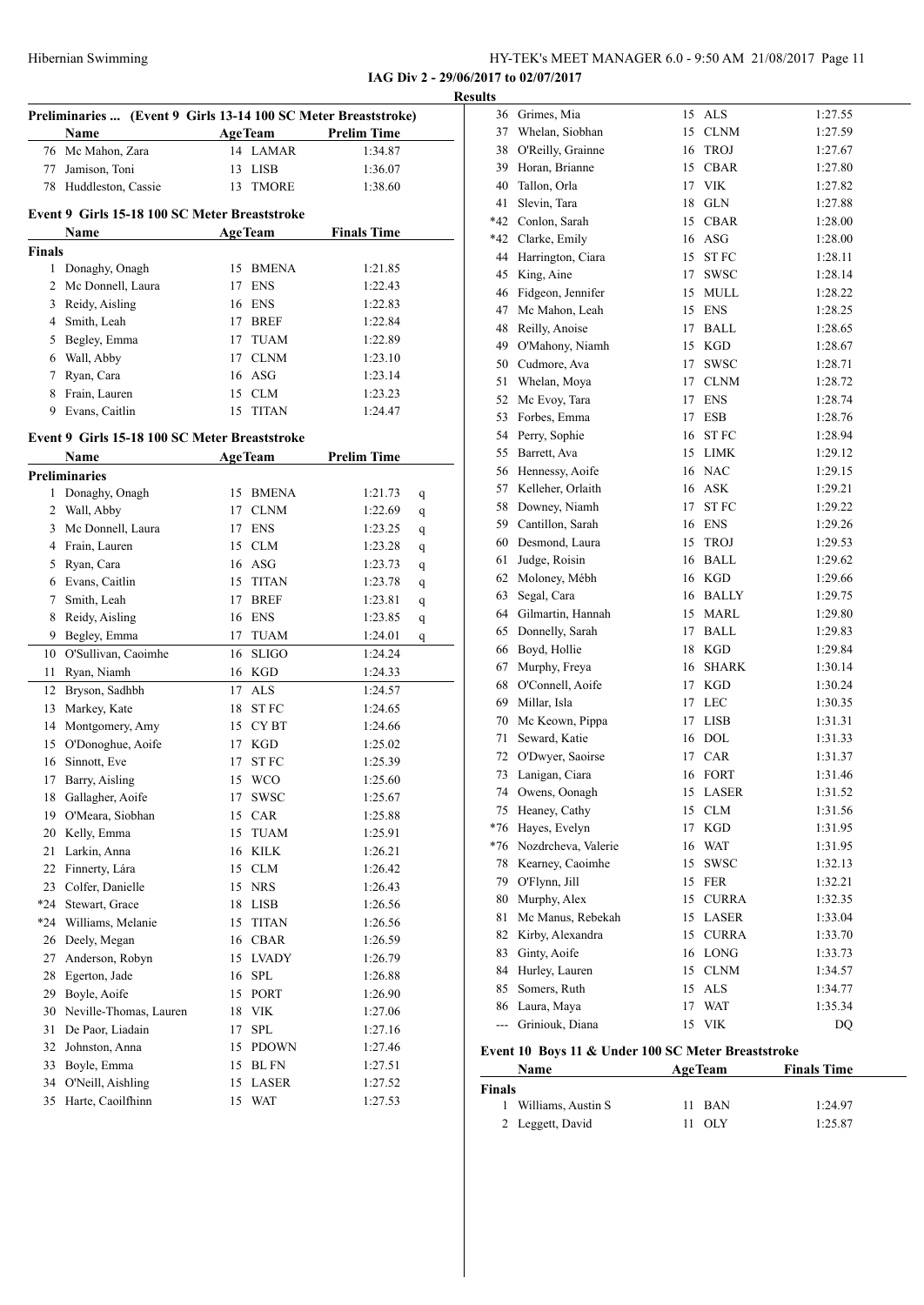**IAG Div 2 - 29/06/2017 to 02/07/2017**

**Results**

### Preliminaries ... (Event 9 Girls 13-14 100 SC Meter Breaststroke)

| | Name | Age | Team | Prelim Time |
|---|---|---|---|---|
| 76 | Mc Mahon, Zara | 14 | LAMAR | 1:34.87 |
| 77 | Jamison, Toni | 13 | LISB | 1:36.07 |
| 78 | Huddleston, Cassie | 13 | TMORE | 1:38.60 |

### Event 9 Girls 15-18 100 SC Meter Breaststroke

| | Name | Age | Team | Finals Time |
|---|---|---|---|---|
| **Finals** | | | | |
| 1 | Donaghy, Onagh | 15 | BMENA | 1:21.85 |
| 2 | Mc Donnell, Laura | 17 | ENS | 1:22.43 |
| 3 | Reidy, Aisling | 16 | ENS | 1:22.83 |
| 4 | Smith, Leah | 17 | BREF | 1:22.84 |
| 5 | Begley, Emma | 17 | TUAM | 1:22.89 |
| 6 | Wall, Abby | 17 | CLNM | 1:23.10 |
| 7 | Ryan, Cara | 16 | ASG | 1:23.14 |
| 8 | Frain, Lauren | 15 | CLM | 1:23.23 |
| 9 | Evans, Caitlin | 15 | TITAN | 1:24.47 |

### Event 9 Girls 15-18 100 SC Meter Breaststroke

| | Name | Age | Team | Prelim Time | |
|---|---|---|---|---|---|
| **Preliminaries** | | | | | |
| 1 | Donaghy, Onagh | 15 | BMENA | 1:21.73 | q |
| 2 | Wall, Abby | 17 | CLNM | 1:22.69 | q |
| 3 | Mc Donnell, Laura | 17 | ENS | 1:23.25 | q |
| 4 | Frain, Lauren | 15 | CLM | 1:23.28 | q |
| 5 | Ryan, Cara | 16 | ASG | 1:23.73 | q |
| 6 | Evans, Caitlin | 15 | TITAN | 1:23.78 | q |
| 7 | Smith, Leah | 17 | BREF | 1:23.81 | q |
| 8 | Reidy, Aisling | 16 | ENS | 1:23.85 | q |
| 9 | Begley, Emma | 17 | TUAM | 1:24.01 | q |
| 10 | O'Sullivan, Caoimhe | 16 | SLIGO | 1:24.24 | |
| 11 | Ryan, Niamh | 16 | KGD | 1:24.33 | |
| 12 | Bryson, Sadhbh | 17 | ALS | 1:24.57 | |
| 13 | Markey, Kate | 18 | ST FC | 1:24.65 | |
| 14 | Montgomery, Amy | 15 | CY BT | 1:24.66 | |
| 15 | O'Donoghue, Aoife | 17 | KGD | 1:25.02 | |
| 16 | Sinnott, Eve | 17 | ST FC | 1:25.39 | |
| 17 | Barry, Aisling | 15 | WCO | 1:25.60 | |
| 18 | Gallagher, Aoife | 17 | SWSC | 1:25.67 | |
| 19 | O'Meara, Siobhan | 15 | CAR | 1:25.88 | |
| 20 | Kelly, Emma | 15 | TUAM | 1:25.91 | |
| 21 | Larkin, Anna | 16 | KILK | 1:26.21 | |
| 22 | Finnerty, Lára | 15 | CLM | 1:26.42 | |
| 23 | Colfer, Danielle | 15 | NRS | 1:26.43 | |
| *24 | Stewart, Grace | 18 | LISB | 1:26.56 | |
| *24 | Williams, Melanie | 15 | TITAN | 1:26.56 | |
| 26 | Deely, Megan | 16 | CBAR | 1:26.59 | |
| 27 | Anderson, Robyn | 15 | LVADY | 1:26.79 | |
| 28 | Egerton, Jade | 16 | SPL | 1:26.88 | |
| 29 | Boyle, Aoife | 15 | PORT | 1:26.90 | |
| 30 | Neville-Thomas, Lauren | 18 | VIK | 1:27.06 | |
| 31 | De Paor, Liadain | 17 | SPL | 1:27.16 | |
| 32 | Johnston, Anna | 15 | PDOWN | 1:27.46 | |
| 33 | Boyle, Emma | 15 | BL FN | 1:27.51 | |
| 34 | O'Neill, Aishling | 15 | LASER | 1:27.52 | |
| 35 | Harte, Caoilfhinn | 15 | WAT | 1:27.53 | |
| 36 | Grimes, Mia | 15 | ALS | 1:27.55 | |
| 37 | Whelan, Siobhan | 15 | CLNM | 1:27.59 | |
| 38 | O'Reilly, Grainne | 16 | TROJ | 1:27.67 | |
| 39 | Horan, Brianne | 15 | CBAR | 1:27.80 | |
| 40 | Tallon, Orla | 17 | VIK | 1:27.82 | |
| 41 | Slevin, Tara | 18 | GLN | 1:27.88 | |
| *42 | Conlon, Sarah | 15 | CBAR | 1:28.00 | |
| *42 | Clarke, Emily | 16 | ASG | 1:28.00 | |
| 44 | Harrington, Ciara | 15 | ST FC | 1:28.11 | |
| 45 | King, Aine | 17 | SWSC | 1:28.14 | |
| 46 | Fidgeon, Jennifer | 15 | MULL | 1:28.22 | |
| 47 | Mc Mahon, Leah | 15 | ENS | 1:28.25 | |
| 48 | Reilly, Anoise | 17 | BALL | 1:28.65 | |
| 49 | O'Mahony, Niamh | 15 | KGD | 1:28.67 | |
| 50 | Cudmore, Ava | 17 | SWSC | 1:28.71 | |
| 51 | Whelan, Moya | 17 | CLNM | 1:28.72 | |
| 52 | Mc Evoy, Tara | 17 | ENS | 1:28.74 | |
| 53 | Forbes, Emma | 17 | ESB | 1:28.76 | |
| 54 | Perry, Sophie | 16 | ST FC | 1:28.94 | |
| 55 | Barrett, Ava | 15 | LIMK | 1:29.12 | |
| 56 | Hennessy, Aoife | 16 | NAC | 1:29.15 | |
| 57 | Kelleher, Orlaith | 16 | ASK | 1:29.21 | |
| 58 | Downey, Niamh | 17 | ST FC | 1:29.22 | |
| 59 | Cantillon, Sarah | 16 | ENS | 1:29.26 | |
| 60 | Desmond, Laura | 15 | TROJ | 1:29.53 | |
| 61 | Judge, Roisin | 16 | BALL | 1:29.62 | |
| 62 | Moloney, Mébh | 16 | KGD | 1:29.66 | |
| 63 | Segal, Cara | 16 | BALLY | 1:29.75 | |
| 64 | Gilmartin, Hannah | 15 | MARL | 1:29.80 | |
| 65 | Donnelly, Sarah | 17 | BALL | 1:29.83 | |
| 66 | Boyd, Hollie | 18 | KGD | 1:29.84 | |
| 67 | Murphy, Freya | 16 | SHARK | 1:30.14 | |
| 68 | O'Connell, Aoife | 17 | KGD | 1:30.24 | |
| 69 | Millar, Isla | 17 | LEC | 1:30.35 | |
| 70 | Mc Keown, Pippa | 17 | LISB | 1:31.31 | |
| 71 | Seward, Katie | 16 | DOL | 1:31.33 | |
| 72 | O'Dwyer, Saoirse | 17 | CAR | 1:31.37 | |
| 73 | Lanigan, Ciara | 16 | FORT | 1:31.46 | |
| 74 | Owens, Oonagh | 15 | LASER | 1:31.52 | |
| 75 | Heaney, Cathy | 15 | CLM | 1:31.56 | |
| *76 | Hayes, Evelyn | 17 | KGD | 1:31.95 | |
| *76 | Nozdrcheva, Valerie | 16 | WAT | 1:31.95 | |
| 78 | Kearney, Caoimhe | 15 | SWSC | 1:32.13 | |
| 79 | O'Flynn, Jill | 15 | FER | 1:32.21 | |
| 80 | Murphy, Alex | 15 | CURRA | 1:32.35 | |
| 81 | Mc Manus, Rebekah | 15 | LASER | 1:33.04 | |
| 82 | Kirby, Alexandra | 15 | CURRA | 1:33.70 | |
| 83 | Ginty, Aoife | 16 | LONG | 1:33.73 | |
| 84 | Hurley, Lauren | 15 | CLNM | 1:34.57 | |
| 85 | Somers, Ruth | 15 | ALS | 1:34.77 | |
| 86 | Laura, Maya | 17 | WAT | 1:35.34 | |
| --- | Griniouk, Diana | 15 | VIK | DQ | |

### Event 10 Boys 11 & Under 100 SC Meter Breaststroke

| | Name | Age | Team | Finals Time |
|---|---|---|---|---|
| **Finals** | | | | |
| 1 | Williams, Austin S | 11 | BAN | 1:24.97 |
| 2 | Leggett, David | 11 | OLY | 1:25.87 |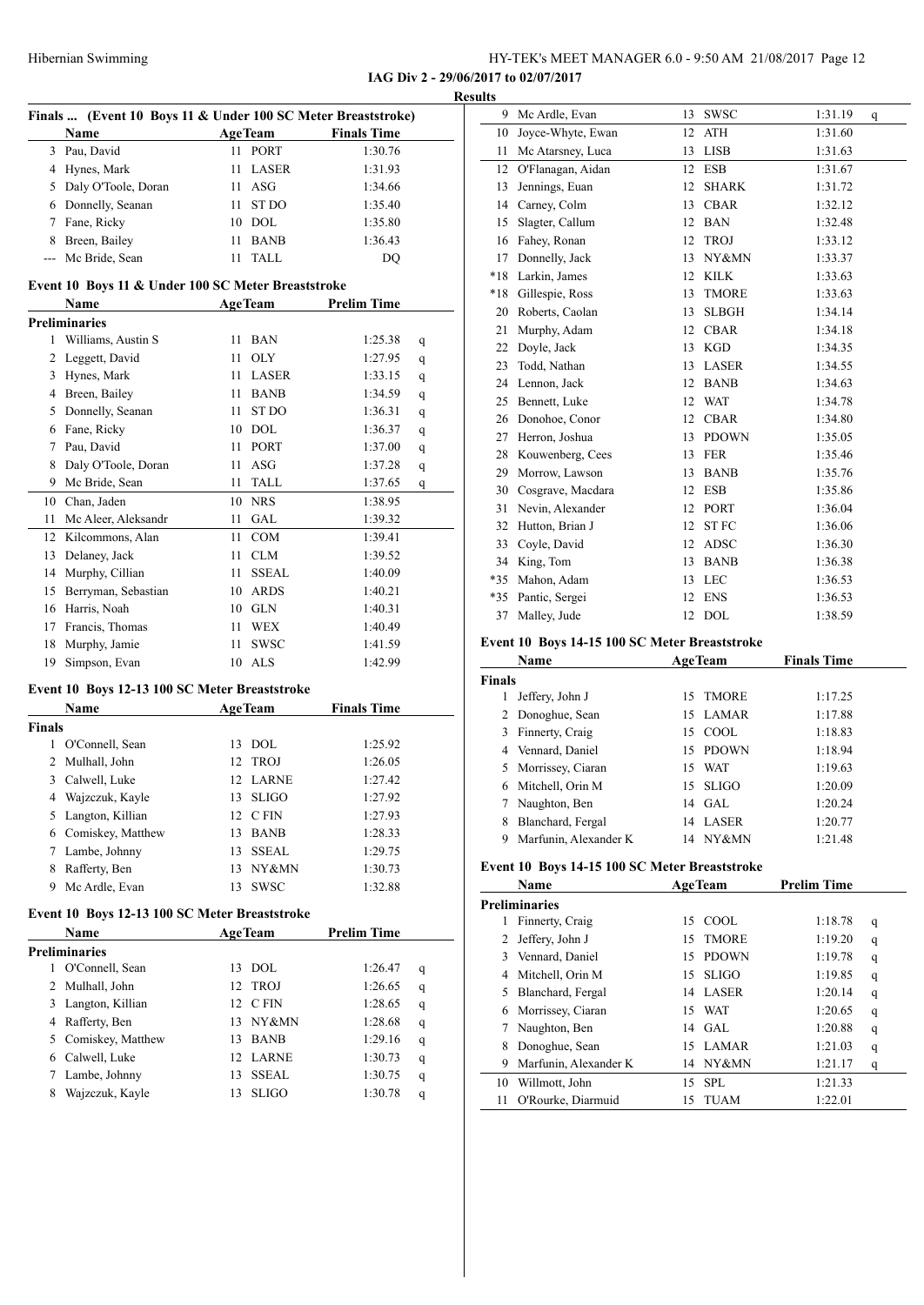**IAG Div 2 - 29/06/2017 to 02/07/2017**

**Results**

### Finals ... (Event 10 Boys 11 & Under 100 SC Meter Breaststroke)

| | Name | Age | Team | Finals Time |
|---|---|---|---|---|
| 3 | Pau, David | 11 | PORT | 1:30.76 |
| 4 | Hynes, Mark | 11 | LASER | 1:31.93 |
| 5 | Daly O'Toole, Doran | 11 | ASG | 1:34.66 |
| 6 | Donnelly, Seanan | 11 | ST DO | 1:35.40 |
| 7 | Fane, Ricky | 10 | DOL | 1:35.80 |
| 8 | Breen, Bailey | 11 | BANB | 1:36.43 |
| --- | Mc Bride, Sean | 11 | TALL | DQ |

### Event 10 Boys 11 & Under 100 SC Meter Breaststroke

| | Name | Age | Team | Prelim Time | |
|---|---|---|---|---|---|
| **Preliminaries** | | | | | |
| 1 | Williams, Austin S | 11 | BAN | 1:25.38 | q |
| 2 | Leggett, David | 11 | OLY | 1:27.95 | q |
| 3 | Hynes, Mark | 11 | LASER | 1:33.15 | q |
| 4 | Breen, Bailey | 11 | BANB | 1:34.59 | q |
| 5 | Donnelly, Seanan | 11 | ST DO | 1:36.31 | q |
| 6 | Fane, Ricky | 10 | DOL | 1:36.37 | q |
| 7 | Pau, David | 11 | PORT | 1:37.00 | q |
| 8 | Daly O'Toole, Doran | 11 | ASG | 1:37.28 | q |
| 9 | Mc Bride, Sean | 11 | TALL | 1:37.65 | q |
| 10 | Chan, Jaden | 10 | NRS | 1:38.95 | |
| 11 | Mc Aleer, Aleksandr | 11 | GAL | 1:39.32 | |
| 12 | Kilcommons, Alan | 11 | COM | 1:39.41 | |
| 13 | Delaney, Jack | 11 | CLM | 1:39.52 | |
| 14 | Murphy, Cillian | 11 | SSEAL | 1:40.09 | |
| 15 | Berryman, Sebastian | 10 | ARDS | 1:40.21 | |
| 16 | Harris, Noah | 10 | GLN | 1:40.31 | |
| 17 | Francis, Thomas | 11 | WEX | 1:40.49 | |
| 18 | Murphy, Jamie | 11 | SWSC | 1:41.59 | |
| 19 | Simpson, Evan | 10 | ALS | 1:42.99 | |

### Event 10 Boys 12-13 100 SC Meter Breaststroke

| | Name | Age | Team | Finals Time |
|---|---|---|---|---|
| **Finals** | | | | |
| 1 | O'Connell, Sean | 13 | DOL | 1:25.92 |
| 2 | Mulhall, John | 12 | TROJ | 1:26.05 |
| 3 | Calwell, Luke | 12 | LARNE | 1:27.42 |
| 4 | Wajzczuk, Kayle | 13 | SLIGO | 1:27.92 |
| 5 | Langton, Killian | 12 | C FIN | 1:27.93 |
| 6 | Comiskey, Matthew | 13 | BANB | 1:28.33 |
| 7 | Lambe, Johnny | 13 | SSEAL | 1:29.75 |
| 8 | Rafferty, Ben | 13 | NY&MN | 1:30.73 |
| 9 | Mc Ardle, Evan | 13 | SWSC | 1:32.88 |

### Event 10 Boys 12-13 100 SC Meter Breaststroke

| | Name | Age | Team | Prelim Time | |
|---|---|---|---|---|---|
| **Preliminaries** | | | | | |
| 1 | O'Connell, Sean | 13 | DOL | 1:26.47 | q |
| 2 | Mulhall, John | 12 | TROJ | 1:26.65 | q |
| 3 | Langton, Killian | 12 | C FIN | 1:28.65 | q |
| 4 | Rafferty, Ben | 13 | NY&MN | 1:28.68 | q |
| 5 | Comiskey, Matthew | 13 | BANB | 1:29.16 | q |
| 6 | Calwell, Luke | 12 | LARNE | 1:30.73 | q |
| 7 | Lambe, Johnny | 13 | SSEAL | 1:30.75 | q |
| 8 | Wajzczuk, Kayle | 13 | SLIGO | 1:30.78 | q |
| 9 | Mc Ardle, Evan | 13 | SWSC | 1:31.19 | q |
| 10 | Joyce-Whyte, Ewan | 12 | ATH | 1:31.60 | |
| 11 | Mc Atarsney, Luca | 13 | LISB | 1:31.63 | |
| 12 | O'Flanagan, Aidan | 12 | ESB | 1:31.67 | |
| 13 | Jennings, Euan | 12 | SHARK | 1:31.72 | |
| 14 | Carney, Colm | 13 | CBAR | 1:32.12 | |
| 15 | Slagter, Callum | 12 | BAN | 1:32.48 | |
| 16 | Fahey, Ronan | 12 | TROJ | 1:33.12 | |
| 17 | Donnelly, Jack | 13 | NY&MN | 1:33.37 | |
| *18 | Larkin, James | 12 | KILK | 1:33.63 | |
| *18 | Gillespie, Ross | 13 | TMORE | 1:33.63 | |
| 20 | Roberts, Caolan | 13 | SLBGH | 1:34.14 | |
| 21 | Murphy, Adam | 12 | CBAR | 1:34.18 | |
| 22 | Doyle, Jack | 13 | KGD | 1:34.35 | |
| 23 | Todd, Nathan | 13 | LASER | 1:34.55 | |
| 24 | Lennon, Jack | 12 | BANB | 1:34.63 | |
| 25 | Bennett, Luke | 12 | WAT | 1:34.78 | |
| 26 | Donohoe, Conor | 12 | CBAR | 1:34.80 | |
| 27 | Herron, Joshua | 13 | PDOWN | 1:35.05 | |
| 28 | Kouwenberg, Cees | 13 | FER | 1:35.46 | |
| 29 | Morrow, Lawson | 13 | BANB | 1:35.76 | |
| 30 | Cosgrave, Macdara | 12 | ESB | 1:35.86 | |
| 31 | Nevin, Alexander | 12 | PORT | 1:36.04 | |
| 32 | Hutton, Brian J | 12 | ST FC | 1:36.06 | |
| 33 | Coyle, David | 12 | ADSC | 1:36.30 | |
| 34 | King, Tom | 13 | BANB | 1:36.38 | |
| *35 | Mahon, Adam | 13 | LEC | 1:36.53 | |
| *35 | Pantic, Sergei | 12 | ENS | 1:36.53 | |
| 37 | Malley, Jude | 12 | DOL | 1:38.59 | |

### Event 10 Boys 14-15 100 SC Meter Breaststroke

| | Name | Age | Team | Finals Time |
|---|---|---|---|---|
| **Finals** | | | | |
| 1 | Jeffery, John J | 15 | TMORE | 1:17.25 |
| 2 | Donoghue, Sean | 15 | LAMAR | 1:17.88 |
| 3 | Finnerty, Craig | 15 | COOL | 1:18.83 |
| 4 | Vennard, Daniel | 15 | PDOWN | 1:18.94 |
| 5 | Morrissey, Ciaran | 15 | WAT | 1:19.63 |
| 6 | Mitchell, Orin M | 15 | SLIGO | 1:20.09 |
| 7 | Naughton, Ben | 14 | GAL | 1:20.24 |
| 8 | Blanchard, Fergal | 14 | LASER | 1:20.77 |
| 9 | Marfunin, Alexander K | 14 | NY&MN | 1:21.48 |

### Event 10 Boys 14-15 100 SC Meter Breaststroke

| | Name | Age | Team | Prelim Time | |
|---|---|---|---|---|---|
| **Preliminaries** | | | | | |
| 1 | Finnerty, Craig | 15 | COOL | 1:18.78 | q |
| 2 | Jeffery, John J | 15 | TMORE | 1:19.20 | q |
| 3 | Vennard, Daniel | 15 | PDOWN | 1:19.78 | q |
| 4 | Mitchell, Orin M | 15 | SLIGO | 1:19.85 | q |
| 5 | Blanchard, Fergal | 14 | LASER | 1:20.14 | q |
| 6 | Morrissey, Ciaran | 15 | WAT | 1:20.65 | q |
| 7 | Naughton, Ben | 14 | GAL | 1:20.88 | q |
| 8 | Donoghue, Sean | 15 | LAMAR | 1:21.03 | q |
| 9 | Marfunin, Alexander K | 14 | NY&MN | 1:21.17 | q |
| 10 | Willmott, John | 15 | SPL | 1:21.33 | |
| 11 | O'Rourke, Diarmuid | 15 | TUAM | 1:22.01 | |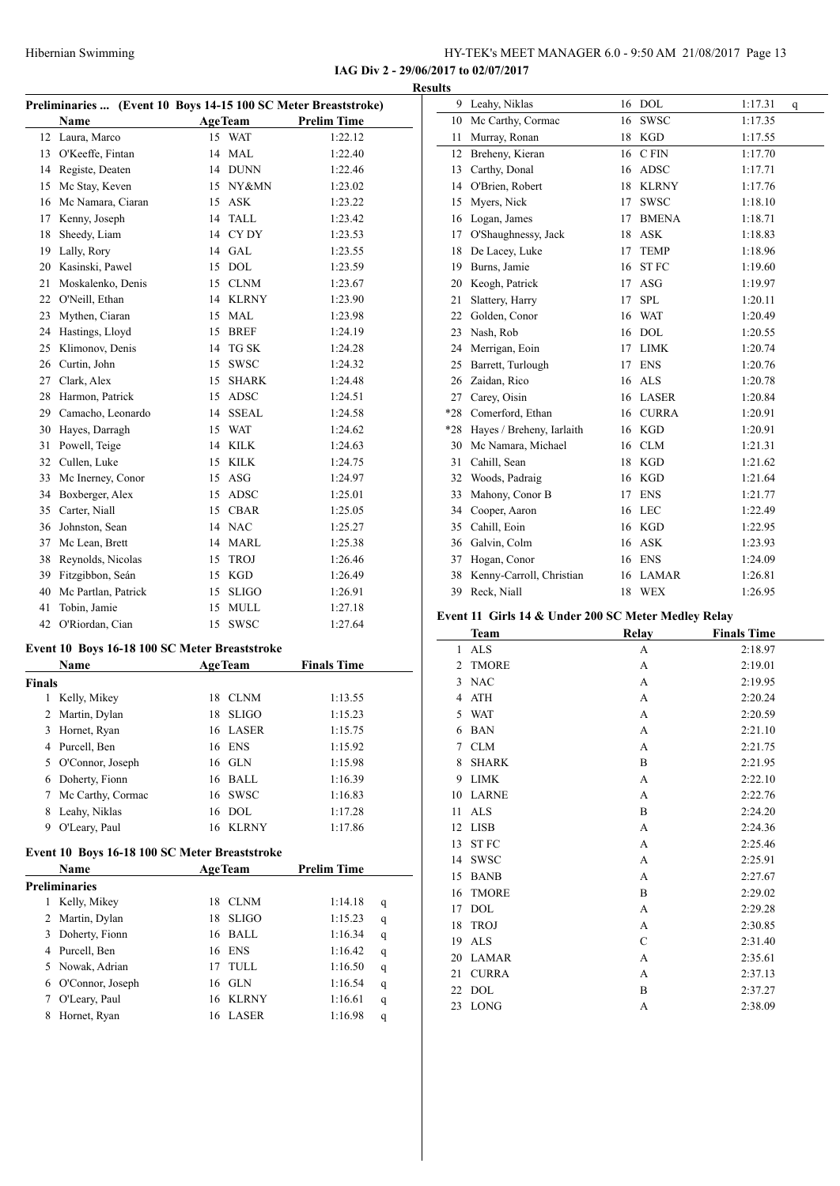**IAG Div 2 - 29/06/2017 to 02/07/2017**

**Results**

### Preliminaries ... (Event 10 Boys 14-15 100 SC Meter Breaststroke)

| | Name | Age | Team | Prelim Time |
|---|---|---|---|---|
| 12 | Laura, Marco | 15 | WAT | 1:22.12 |
| 13 | O'Keeffe, Fintan | 14 | MAL | 1:22.40 |
| 14 | Registe, Deaten | 14 | DUNN | 1:22.46 |
| 15 | Mc Stay, Keven | 15 | NY&MN | 1:23.02 |
| 16 | Mc Namara, Ciaran | 15 | ASK | 1:23.22 |
| 17 | Kenny, Joseph | 14 | TALL | 1:23.42 |
| 18 | Sheedy, Liam | 14 | CY DY | 1:23.53 |
| 19 | Lally, Rory | 14 | GAL | 1:23.55 |
| 20 | Kasinski, Pawel | 15 | DOL | 1:23.59 |
| 21 | Moskalenko, Denis | 15 | CLNM | 1:23.67 |
| 22 | O'Neill, Ethan | 14 | KLRNY | 1:23.90 |
| 23 | Mythen, Ciaran | 15 | MAL | 1:23.98 |
| 24 | Hastings, Lloyd | 15 | BREF | 1:24.19 |
| 25 | Klimonov, Denis | 14 | TG SK | 1:24.28 |
| 26 | Curtin, John | 15 | SWSC | 1:24.32 |
| 27 | Clark, Alex | 15 | SHARK | 1:24.48 |
| 28 | Harmon, Patrick | 15 | ADSC | 1:24.51 |
| 29 | Camacho, Leonardo | 14 | SSEAL | 1:24.58 |
| 30 | Hayes, Darragh | 15 | WAT | 1:24.62 |
| 31 | Powell, Teige | 14 | KILK | 1:24.63 |
| 32 | Cullen, Luke | 15 | KILK | 1:24.75 |
| 33 | Mc Inerney, Conor | 15 | ASG | 1:24.97 |
| 34 | Boxberger, Alex | 15 | ADSC | 1:25.01 |
| 35 | Carter, Niall | 15 | CBAR | 1:25.05 |
| 36 | Johnston, Sean | 14 | NAC | 1:25.27 |
| 37 | Mc Lean, Brett | 14 | MARL | 1:25.38 |
| 38 | Reynolds, Nicolas | 15 | TROJ | 1:26.46 |
| 39 | Fitzgibbon, Seán | 15 | KGD | 1:26.49 |
| 40 | Mc Partlan, Patrick | 15 | SLIGO | 1:26.91 |
| 41 | Tobin, Jamie | 15 | MULL | 1:27.18 |
| 42 | O'Riordan, Cian | 15 | SWSC | 1:27.64 |

### Event 10 Boys 16-18 100 SC Meter Breaststroke

| | Name | Age | Team | Finals Time |
|---|---|---|---|---|
| **Finals** | | | | |
| 1 | Kelly, Mikey | 18 | CLNM | 1:13.55 |
| 2 | Martin, Dylan | 18 | SLIGO | 1:15.23 |
| 3 | Hornet, Ryan | 16 | LASER | 1:15.75 |
| 4 | Purcell, Ben | 16 | ENS | 1:15.92 |
| 5 | O'Connor, Joseph | 16 | GLN | 1:15.98 |
| 6 | Doherty, Fionn | 16 | BALL | 1:16.39 |
| 7 | Mc Carthy, Cormac | 16 | SWSC | 1:16.83 |
| 8 | Leahy, Niklas | 16 | DOL | 1:17.28 |
| 9 | O'Leary, Paul | 16 | KLRNY | 1:17.86 |

### Event 10 Boys 16-18 100 SC Meter Breaststroke

| | Name | Age | Team | Prelim Time | |
|---|---|---|---|---|---|
| **Preliminaries** | | | | | |
| 1 | Kelly, Mikey | 18 | CLNM | 1:14.18 | q |
| 2 | Martin, Dylan | 18 | SLIGO | 1:15.23 | q |
| 3 | Doherty, Fionn | 16 | BALL | 1:16.34 | q |
| 4 | Purcell, Ben | 16 | ENS | 1:16.42 | q |
| 5 | Nowak, Adrian | 17 | TULL | 1:16.50 | q |
| 6 | O'Connor, Joseph | 16 | GLN | 1:16.54 | q |
| 7 | O'Leary, Paul | 16 | KLRNY | 1:16.61 | q |
| 8 | Hornet, Ryan | 16 | LASER | 1:16.98 | q |
| 9 | Leahy, Niklas | 16 | DOL | 1:17.31 | q |
| 10 | Mc Carthy, Cormac | 16 | SWSC | 1:17.35 | |
| 11 | Murray, Ronan | 18 | KGD | 1:17.55 | |
| 12 | Breheny, Kieran | 16 | C FIN | 1:17.70 | |
| 13 | Carthy, Donal | 16 | ADSC | 1:17.71 | |
| 14 | O'Brien, Robert | 18 | KLRNY | 1:17.76 | |
| 15 | Myers, Nick | 17 | SWSC | 1:18.10 | |
| 16 | Logan, James | 17 | BMENA | 1:18.71 | |
| 17 | O'Shaughnessy, Jack | 18 | ASK | 1:18.83 | |
| 18 | De Lacey, Luke | 17 | TEMP | 1:18.96 | |
| 19 | Burns, Jamie | 16 | ST FC | 1:19.60 | |
| 20 | Keogh, Patrick | 17 | ASG | 1:19.97 | |
| 21 | Slattery, Harry | 17 | SPL | 1:20.11 | |
| 22 | Golden, Conor | 16 | WAT | 1:20.49 | |
| 23 | Nash, Rob | 16 | DOL | 1:20.55 | |
| 24 | Merrigan, Eoin | 17 | LIMK | 1:20.74 | |
| 25 | Barrett, Turlough | 17 | ENS | 1:20.76 | |
| 26 | Zaidan, Rico | 16 | ALS | 1:20.78 | |
| 27 | Carey, Oisin | 16 | LASER | 1:20.84 | |
| *28 | Comerford, Ethan | 16 | CURRA | 1:20.91 | |
| *28 | Hayes / Breheny, Iarlaith | 16 | KGD | 1:20.91 | |
| 30 | Mc Namara, Michael | 16 | CLM | 1:21.31 | |
| 31 | Cahill, Sean | 18 | KGD | 1:21.62 | |
| 32 | Woods, Padraig | 16 | KGD | 1:21.64 | |
| 33 | Mahony, Conor B | 17 | ENS | 1:21.77 | |
| 34 | Cooper, Aaron | 16 | LEC | 1:22.49 | |
| 35 | Cahill, Eoin | 16 | KGD | 1:22.95 | |
| 36 | Galvin, Colm | 16 | ASK | 1:23.93 | |
| 37 | Hogan, Conor | 16 | ENS | 1:24.09 | |
| 38 | Kenny-Carroll, Christian | 16 | LAMAR | 1:26.81 | |
| 39 | Reck, Niall | 18 | WEX | 1:26.95 | |

### Event 11 Girls 14 & Under 200 SC Meter Medley Relay

| | Team | Relay | Finals Time |
|---|---|---|---|
| 1 | ALS | A | 2:18.97 |
| 2 | TMORE | A | 2:19.01 |
| 3 | NAC | A | 2:19.95 |
| 4 | ATH | A | 2:20.24 |
| 5 | WAT | A | 2:20.59 |
| 6 | BAN | A | 2:21.10 |
| 7 | CLM | A | 2:21.75 |
| 8 | SHARK | B | 2:21.95 |
| 9 | LIMK | A | 2:22.10 |
| 10 | LARNE | A | 2:22.76 |
| 11 | ALS | B | 2:24.20 |
| 12 | LISB | A | 2:24.36 |
| 13 | ST FC | A | 2:25.46 |
| 14 | SWSC | A | 2:25.91 |
| 15 | BANB | A | 2:27.67 |
| 16 | TMORE | B | 2:29.02 |
| 17 | DOL | A | 2:29.28 |
| 18 | TROJ | A | 2:30.85 |
| 19 | ALS | C | 2:31.40 |
| 20 | LAMAR | A | 2:35.61 |
| 21 | CURRA | A | 2:37.13 |
| 22 | DOL | B | 2:37.27 |
| 23 | LONG | A | 2:38.09 |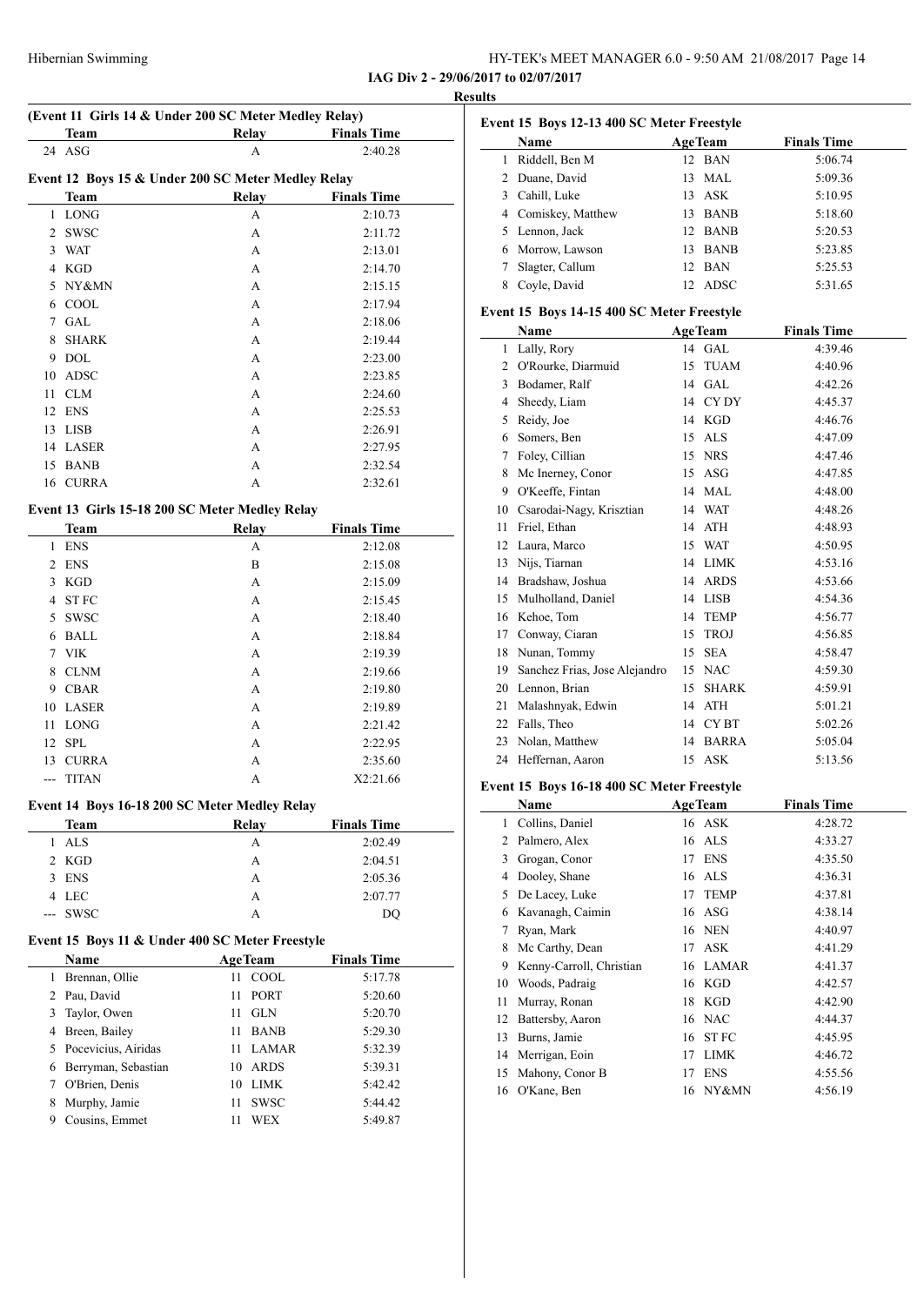**IAG Div 2 - 29/06/2017 to 02/07/2017**

**Results**

### (Event 11 Girls 14 & Under 200 SC Meter Medley Relay)

| | Team | Relay | Finals Time |
|---|---|---|---|
| 24 | ASG | A | 2:40.28 |

### Event 12 Boys 15 & Under 200 SC Meter Medley Relay

| | Team | Relay | Finals Time |
|---|---|---|---|
| 1 | LONG | A | 2:10.73 |
| 2 | SWSC | A | 2:11.72 |
| 3 | WAT | A | 2:13.01 |
| 4 | KGD | A | 2:14.70 |
| 5 | NY&MN | A | 2:15.15 |
| 6 | COOL | A | 2:17.94 |
| 7 | GAL | A | 2:18.06 |
| 8 | SHARK | A | 2:19.44 |
| 9 | DOL | A | 2:23.00 |
| 10 | ADSC | A | 2:23.85 |
| 11 | CLM | A | 2:24.60 |
| 12 | ENS | A | 2:25.53 |
| 13 | LISB | A | 2:26.91 |
| 14 | LASER | A | 2:27.95 |
| 15 | BANB | A | 2:32.54 |
| 16 | CURRA | A | 2:32.61 |

### Event 13 Girls 15-18 200 SC Meter Medley Relay

| | Team | Relay | Finals Time |
|---|---|---|---|
| 1 | ENS | A | 2:12.08 |
| 2 | ENS | B | 2:15.08 |
| 3 | KGD | A | 2:15.09 |
| 4 | ST FC | A | 2:15.45 |
| 5 | SWSC | A | 2:18.40 |
| 6 | BALL | A | 2:18.84 |
| 7 | VIK | A | 2:19.39 |
| 8 | CLNM | A | 2:19.66 |
| 9 | CBAR | A | 2:19.80 |
| 10 | LASER | A | 2:19.89 |
| 11 | LONG | A | 2:21.42 |
| 12 | SPL | A | 2:22.95 |
| 13 | CURRA | A | 2:35.60 |
| --- | TITAN | A | X2:21.66 |

### Event 14 Boys 16-18 200 SC Meter Medley Relay

| | Team | Relay | Finals Time |
|---|---|---|---|
| 1 | ALS | A | 2:02.49 |
| 2 | KGD | A | 2:04.51 |
| 3 | ENS | A | 2:05.36 |
| 4 | LEC | A | 2:07.77 |
| --- | SWSC | A | DQ |

### Event 15 Boys 11 & Under 400 SC Meter Freestyle

| | Name | Age | Team | Finals Time |
|---|---|---|---|---|
| 1 | Brennan, Ollie | 11 | COOL | 5:17.78 |
| 2 | Pau, David | 11 | PORT | 5:20.60 |
| 3 | Taylor, Owen | 11 | GLN | 5:20.70 |
| 4 | Breen, Bailey | 11 | BANB | 5:29.30 |
| 5 | Pocevicius, Airidas | 11 | LAMAR | 5:32.39 |
| 6 | Berryman, Sebastian | 10 | ARDS | 5:39.31 |
| 7 | O'Brien, Denis | 10 | LIMK | 5:42.42 |
| 8 | Murphy, Jamie | 11 | SWSC | 5:44.42 |
| 9 | Cousins, Emmet | 11 | WEX | 5:49.87 |

### Event 15 Boys 12-13 400 SC Meter Freestyle

| | Name | Age | Team | Finals Time |
|---|---|---|---|---|
| 1 | Riddell, Ben M | 12 | BAN | 5:06.74 |
| 2 | Duane, David | 13 | MAL | 5:09.36 |
| 3 | Cahill, Luke | 13 | ASK | 5:10.95 |
| 4 | Comiskey, Matthew | 13 | BANB | 5:18.60 |
| 5 | Lennon, Jack | 12 | BANB | 5:20.53 |
| 6 | Morrow, Lawson | 13 | BANB | 5:23.85 |
| 7 | Slagter, Callum | 12 | BAN | 5:25.53 |
| 8 | Coyle, David | 12 | ADSC | 5:31.65 |

### Event 15 Boys 14-15 400 SC Meter Freestyle

| | Name | Age | Team | Finals Time |
|---|---|---|---|---|
| 1 | Lally, Rory | 14 | GAL | 4:39.46 |
| 2 | O'Rourke, Diarmuid | 15 | TUAM | 4:40.96 |
| 3 | Bodamer, Ralf | 14 | GAL | 4:42.26 |
| 4 | Sheedy, Liam | 14 | CY DY | 4:45.37 |
| 5 | Reidy, Joe | 14 | KGD | 4:46.76 |
| 6 | Somers, Ben | 15 | ALS | 4:47.09 |
| 7 | Foley, Cillian | 15 | NRS | 4:47.46 |
| 8 | Mc Inerney, Conor | 15 | ASG | 4:47.85 |
| 9 | O'Keeffe, Fintan | 14 | MAL | 4:48.00 |
| 10 | Csarodai-Nagy, Krisztian | 14 | WAT | 4:48.26 |
| 11 | Friel, Ethan | 14 | ATH | 4:48.93 |
| 12 | Laura, Marco | 15 | WAT | 4:50.95 |
| 13 | Nijs, Tiarnan | 14 | LIMK | 4:53.16 |
| 14 | Bradshaw, Joshua | 14 | ARDS | 4:53.66 |
| 15 | Mulholland, Daniel | 14 | LISB | 4:54.36 |
| 16 | Kehoe, Tom | 14 | TEMP | 4:56.77 |
| 17 | Conway, Ciaran | 15 | TROJ | 4:56.85 |
| 18 | Nunan, Tommy | 15 | SEA | 4:58.47 |
| 19 | Sanchez Frias, Jose Alejandro | 15 | NAC | 4:59.30 |
| 20 | Lennon, Brian | 15 | SHARK | 4:59.91 |
| 21 | Malashnyak, Edwin | 14 | ATH | 5:01.21 |
| 22 | Falls, Theo | 14 | CY BT | 5:02.26 |
| 23 | Nolan, Matthew | 14 | BARRA | 5:05.04 |
| 24 | Heffernan, Aaron | 15 | ASK | 5:13.56 |

### Event 15 Boys 16-18 400 SC Meter Freestyle

| | Name | Age | Team | Finals Time |
|---|---|---|---|---|
| 1 | Collins, Daniel | 16 | ASK | 4:28.72 |
| 2 | Palmero, Alex | 16 | ALS | 4:33.27 |
| 3 | Grogan, Conor | 17 | ENS | 4:35.50 |
| 4 | Dooley, Shane | 16 | ALS | 4:36.31 |
| 5 | De Lacey, Luke | 17 | TEMP | 4:37.81 |
| 6 | Kavanagh, Caimin | 16 | ASG | 4:38.14 |
| 7 | Ryan, Mark | 16 | NEN | 4:40.97 |
| 8 | Mc Carthy, Dean | 17 | ASK | 4:41.29 |
| 9 | Kenny-Carroll, Christian | 16 | LAMAR | 4:41.37 |
| 10 | Woods, Padraig | 16 | KGD | 4:42.57 |
| 11 | Murray, Ronan | 18 | KGD | 4:42.90 |
| 12 | Battersby, Aaron | 16 | NAC | 4:44.37 |
| 13 | Burns, Jamie | 16 | ST FC | 4:45.95 |
| 14 | Merrigan, Eoin | 17 | LIMK | 4:46.72 |
| 15 | Mahony, Conor B | 17 | ENS | 4:55.56 |
| 16 | O'Kane, Ben | 16 | NY&MN | 4:56.19 |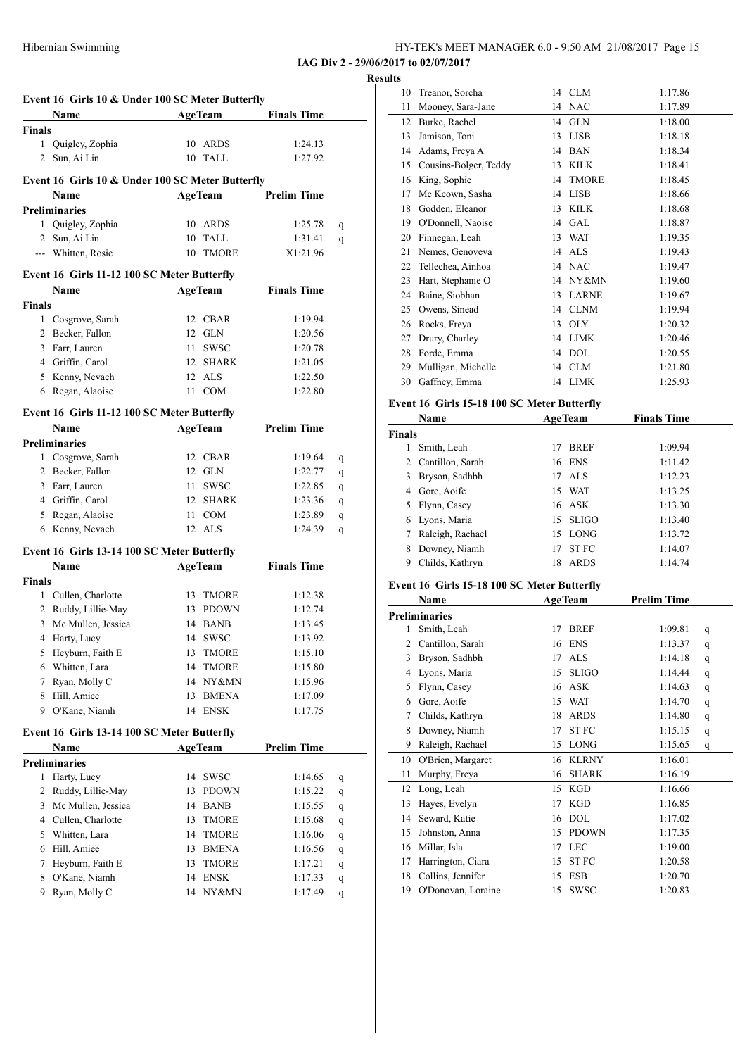IAG Div 2 - 29/06/2017 to 02/07/2017

**Results**

### Event 16 Girls 10 & Under 100 SC Meter Butterfly

| | Name | Age | Team | Finals Time | |
|---|---|---|---|---|---|
| **Finals** | | | | | |
| 1 | Quigley, Zophia | 10 | ARDS | 1:24.13 | |
| 2 | Sun, Ai Lin | 10 | TALL | 1:27.92 | |

### Event 16 Girls 10 & Under 100 SC Meter Butterfly

| | Name | Age | Team | Prelim Time | |
|---|---|---|---|---|---|
| **Preliminaries** | | | | | |
| 1 | Quigley, Zophia | 10 | ARDS | 1:25.78 | q |
| 2 | Sun, Ai Lin | 10 | TALL | 1:31.41 | q |
| --- | Whitten, Rosie | 10 | TMORE | X1:21.96 | |

### Event 16 Girls 11-12 100 SC Meter Butterfly

| | Name | Age | Team | Finals Time | |
|---|---|---|---|---|---|
| **Finals** | | | | | |
| 1 | Cosgrove, Sarah | 12 | CBAR | 1:19.94 | |
| 2 | Becker, Fallon | 12 | GLN | 1:20.56 | |
| 3 | Farr, Lauren | 11 | SWSC | 1:20.78 | |
| 4 | Griffin, Carol | 12 | SHARK | 1:21.05 | |
| 5 | Kenny, Nevaeh | 12 | ALS | 1:22.50 | |
| 6 | Regan, Alaoise | 11 | COM | 1:22.80 | |

### Event 16 Girls 11-12 100 SC Meter Butterfly

| | Name | Age | Team | Prelim Time | |
|---|---|---|---|---|---|
| **Preliminaries** | | | | | |
| 1 | Cosgrove, Sarah | 12 | CBAR | 1:19.64 | q |
| 2 | Becker, Fallon | 12 | GLN | 1:22.77 | q |
| 3 | Farr, Lauren | 11 | SWSC | 1:22.85 | q |
| 4 | Griffin, Carol | 12 | SHARK | 1:23.36 | q |
| 5 | Regan, Alaoise | 11 | COM | 1:23.89 | q |
| 6 | Kenny, Nevaeh | 12 | ALS | 1:24.39 | q |

### Event 16 Girls 13-14 100 SC Meter Butterfly

| | Name | Age | Team | Finals Time | |
|---|---|---|---|---|---|
| **Finals** | | | | | |
| 1 | Cullen, Charlotte | 13 | TMORE | 1:12.38 | |
| 2 | Ruddy, Lillie-May | 13 | PDOWN | 1:12.74 | |
| 3 | Mc Mullen, Jessica | 14 | BANB | 1:13.45 | |
| 4 | Harty, Lucy | 14 | SWSC | 1:13.92 | |
| 5 | Heyburn, Faith E | 13 | TMORE | 1:15.10 | |
| 6 | Whitten, Lara | 14 | TMORE | 1:15.80 | |
| 7 | Ryan, Molly C | 14 | NY&MN | 1:15.96 | |
| 8 | Hill, Amiee | 13 | BMENA | 1:17.09 | |
| 9 | O'Kane, Niamh | 14 | ENSK | 1:17.75 | |

### Event 16 Girls 13-14 100 SC Meter Butterfly

| | Name | Age | Team | Prelim Time | |
|---|---|---|---|---|---|
| **Preliminaries** | | | | | |
| 1 | Harty, Lucy | 14 | SWSC | 1:14.65 | q |
| 2 | Ruddy, Lillie-May | 13 | PDOWN | 1:15.22 | q |
| 3 | Mc Mullen, Jessica | 14 | BANB | 1:15.55 | q |
| 4 | Cullen, Charlotte | 13 | TMORE | 1:15.68 | q |
| 5 | Whitten, Lara | 14 | TMORE | 1:16.06 | q |
| 6 | Hill, Amiee | 13 | BMENA | 1:16.56 | q |
| 7 | Heyburn, Faith E | 13 | TMORE | 1:17.21 | q |
| 8 | O'Kane, Niamh | 14 | ENSK | 1:17.33 | q |
| 9 | Ryan, Molly C | 14 | NY&MN | 1:17.49 | q |
| 10 | Treanor, Sorcha | 14 | CLM | 1:17.86 | |
| 11 | Mooney, Sara-Jane | 14 | NAC | 1:17.89 | |
| 12 | Burke, Rachel | 14 | GLN | 1:18.00 | |
| 13 | Jamison, Toni | 13 | LISB | 1:18.18 | |
| 14 | Adams, Freya A | 14 | BAN | 1:18.34 | |
| 15 | Cousins-Bolger, Teddy | 13 | KILK | 1:18.41 | |
| 16 | King, Sophie | 14 | TMORE | 1:18.45 | |
| 17 | Mc Keown, Sasha | 14 | LISB | 1:18.66 | |
| 18 | Godden, Eleanor | 13 | KILK | 1:18.68 | |
| 19 | O'Donnell, Naoise | 14 | GAL | 1:18.87 | |
| 20 | Finnegan, Leah | 13 | WAT | 1:19.35 | |
| 21 | Nemes, Genoveva | 14 | ALS | 1:19.43 | |
| 22 | Tellechea, Ainhoa | 14 | NAC | 1:19.47 | |
| 23 | Hart, Stephanie O | 14 | NY&MN | 1:19.60 | |
| 24 | Baine, Siobhan | 13 | LARNE | 1:19.67 | |
| 25 | Owens, Sinead | 14 | CLNM | 1:19.94 | |
| 26 | Rocks, Freya | 13 | OLY | 1:20.32 | |
| 27 | Drury, Charley | 14 | LIMK | 1:20.46 | |
| 28 | Forde, Emma | 14 | DOL | 1:20.55 | |
| 29 | Mulligan, Michelle | 14 | CLM | 1:21.80 | |
| 30 | Gaffney, Emma | 14 | LIMK | 1:25.93 | |

### Event 16 Girls 15-18 100 SC Meter Butterfly

| | Name | Age | Team | Finals Time | |
|---|---|---|---|---|---|
| **Finals** | | | | | |
| 1 | Smith, Leah | 17 | BREF | 1:09.94 | |
| 2 | Cantillon, Sarah | 16 | ENS | 1:11.42 | |
| 3 | Bryson, Sadhbh | 17 | ALS | 1:12.23 | |
| 4 | Gore, Aoife | 15 | WAT | 1:13.25 | |
| 5 | Flynn, Casey | 16 | ASK | 1:13.30 | |
| 6 | Lyons, Maria | 15 | SLIGO | 1:13.40 | |
| 7 | Raleigh, Rachael | 15 | LONG | 1:13.72 | |
| 8 | Downey, Niamh | 17 | ST FC | 1:14.07 | |
| 9 | Childs, Kathryn | 18 | ARDS | 1:14.74 | |

### Event 16 Girls 15-18 100 SC Meter Butterfly

| | Name | Age | Team | Prelim Time | |
|---|---|---|---|---|---|
| **Preliminaries** | | | | | |
| 1 | Smith, Leah | 17 | BREF | 1:09.81 | q |
| 2 | Cantillon, Sarah | 16 | ENS | 1:13.37 | q |
| 3 | Bryson, Sadhbh | 17 | ALS | 1:14.18 | q |
| 4 | Lyons, Maria | 15 | SLIGO | 1:14.44 | q |
| 5 | Flynn, Casey | 16 | ASK | 1:14.63 | q |
| 6 | Gore, Aoife | 15 | WAT | 1:14.70 | q |
| 7 | Childs, Kathryn | 18 | ARDS | 1:14.80 | q |
| 8 | Downey, Niamh | 17 | ST FC | 1:15.15 | q |
| 9 | Raleigh, Rachael | 15 | LONG | 1:15.65 | q |
| 10 | O'Brien, Margaret | 16 | KLRNY | 1:16.01 | |
| 11 | Murphy, Freya | 16 | SHARK | 1:16.19 | |
| 12 | Long, Leah | 15 | KGD | 1:16.66 | |
| 13 | Hayes, Evelyn | 17 | KGD | 1:16.85 | |
| 14 | Seward, Katie | 16 | DOL | 1:17.02 | |
| 15 | Johnston, Anna | 15 | PDOWN | 1:17.35 | |
| 16 | Millar, Isla | 17 | LEC | 1:19.00 | |
| 17 | Harrington, Ciara | 15 | ST FC | 1:20.58 | |
| 18 | Collins, Jennifer | 15 | ESB | 1:20.70 | |
| 19 | O'Donovan, Loraine | 15 | SWSC | 1:20.83 | |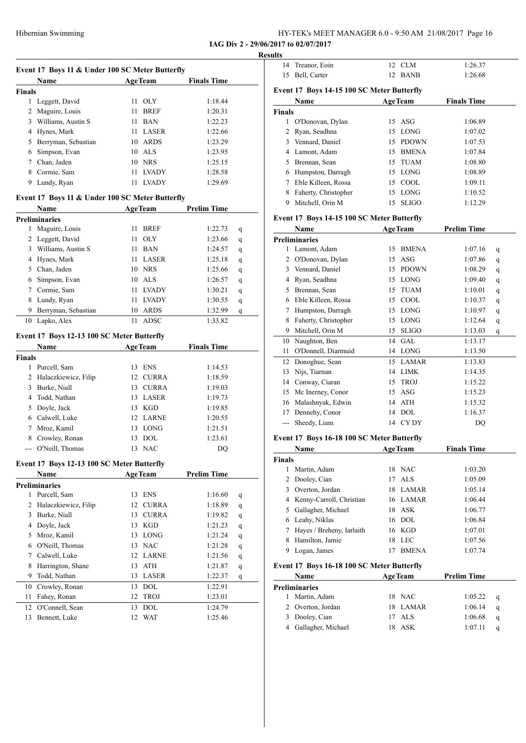**IAG Div 2 - 29/06/2017 to 02/07/2017**

**Results**

### Event 17 Boys 11 & Under 100 SC Meter Butterfly

| | Name | Age | Team | Finals Time |
|---|---|---|---|---|
| **Finals** | | | | |
| 1 | Leggett, David | 11 | OLY | 1:18.44 |
| 2 | Maguire, Louis | 11 | BREF | 1:20.31 |
| 3 | Williams, Austin S | 11 | BAN | 1:22.23 |
| 4 | Hynes, Mark | 11 | LASER | 1:22.66 |
| 5 | Berryman, Sebastian | 10 | ARDS | 1:23.29 |
| 6 | Simpson, Evan | 10 | ALS | 1:23.95 |
| 7 | Chan, Jaden | 10 | NRS | 1:25.15 |
| 8 | Cormie, Sam | 11 | LVADY | 1:28.58 |
| 9 | Lundy, Ryan | 11 | LVADY | 1:29.69 |

### Event 17 Boys 11 & Under 100 SC Meter Butterfly

| | Name | Age | Team | Prelim Time | |
|---|---|---|---|---|---|
| **Preliminaries** | | | | | |
| 1 | Maguire, Louis | 11 | BREF | 1:22.73 | q |
| 2 | Leggett, David | 11 | OLY | 1:23.66 | q |
| 3 | Williams, Austin S | 11 | BAN | 1:24.57 | q |
| 4 | Hynes, Mark | 11 | LASER | 1:25.18 | q |
| 5 | Chan, Jaden | 10 | NRS | 1:25.66 | q |
| 6 | Simpson, Evan | 10 | ALS | 1:26.57 | q |
| 7 | Cormie, Sam | 11 | LVADY | 1:30.21 | q |
| 8 | Lundy, Ryan | 11 | LVADY | 1:30.55 | q |
| 9 | Berryman, Sebastian | 10 | ARDS | 1:32.99 | q |
| 10 | Lapko, Alex | 11 | ADSC | 1:33.82 | |

### Event 17 Boys 12-13 100 SC Meter Butterfly

| | Name | Age | Team | Finals Time |
|---|---|---|---|---|
| **Finals** | | | | |
| 1 | Purcell, Sam | 13 | ENS | 1:14.53 |
| 2 | Halaczkiewicz, Filip | 12 | CURRA | 1:18.59 |
| 3 | Burke, Niall | 13 | CURRA | 1:19.03 |
| 4 | Todd, Nathan | 13 | LASER | 1:19.73 |
| 5 | Doyle, Jack | 13 | KGD | 1:19.85 |
| 6 | Calwell, Luke | 12 | LARNE | 1:20.55 |
| 7 | Mroz, Kamil | 13 | LONG | 1:21.51 |
| 8 | Crowley, Ronan | 13 | DOL | 1:23.61 |
| --- | O'Neill, Thomas | 13 | NAC | DQ |

### Event 17 Boys 12-13 100 SC Meter Butterfly

| | Name | Age | Team | Prelim Time | |
|---|---|---|---|---|---|
| **Preliminaries** | | | | | |
| 1 | Purcell, Sam | 13 | ENS | 1:16.60 | q |
| 2 | Halaczkiewicz, Filip | 12 | CURRA | 1:18.89 | q |
| 3 | Burke, Niall | 13 | CURRA | 1:19.82 | q |
| 4 | Doyle, Jack | 13 | KGD | 1:21.23 | q |
| 5 | Mroz, Kamil | 13 | LONG | 1:21.24 | q |
| 6 | O'Neill, Thomas | 13 | NAC | 1:21.28 | q |
| 7 | Calwell, Luke | 12 | LARNE | 1:21.56 | q |
| 8 | Harrington, Shane | 13 | ATH | 1:21.87 | q |
| 9 | Todd, Nathan | 13 | LASER | 1:22.37 | q |
| 10 | Crowley, Ronan | 13 | DOL | 1:22.91 | |
| 11 | Fahey, Ronan | 12 | TROJ | 1:23.01 | |
| 12 | O'Connell, Sean | 13 | DOL | 1:24.79 | |
| 13 | Bennett, Luke | 12 | WAT | 1:25.46 | |
| 14 | Treanor, Eoin | 12 | CLM | 1:26.37 | |
| 15 | Bell, Carter | 12 | BANB | 1:26.68 | |

### Event 17 Boys 14-15 100 SC Meter Butterfly

| | Name | Age | Team | Finals Time |
|---|---|---|---|---|
| **Finals** | | | | |
| 1 | O'Donovan, Dylan | 15 | ASG | 1:06.89 |
| 2 | Ryan, Seadhna | 15 | LONG | 1:07.02 |
| 3 | Vennard, Daniel | 15 | PDOWN | 1:07.53 |
| 4 | Lamont, Adam | 15 | BMENA | 1:07.84 |
| 5 | Brennan, Sean | 15 | TUAM | 1:08.80 |
| 6 | Humpston, Darragh | 15 | LONG | 1:08.89 |
| 7 | Eble Killeen, Rossa | 15 | COOL | 1:09.11 |
| 8 | Faherty, Christopher | 15 | LONG | 1:10.52 |
| 9 | Mitchell, Orin M | 15 | SLIGO | 1:12.29 |

### Event 17 Boys 14-15 100 SC Meter Butterfly

| | Name | Age | Team | Prelim Time | |
|---|---|---|---|---|---|
| **Preliminaries** | | | | | |
| 1 | Lamont, Adam | 15 | BMENA | 1:07.16 | q |
| 2 | O'Donovan, Dylan | 15 | ASG | 1:07.86 | q |
| 3 | Vennard, Daniel | 15 | PDOWN | 1:08.29 | q |
| 4 | Ryan, Seadhna | 15 | LONG | 1:09.40 | q |
| 5 | Brennan, Sean | 15 | TUAM | 1:10.01 | q |
| 6 | Eble Killeen, Rossa | 15 | COOL | 1:10.37 | q |
| 7 | Humpston, Darragh | 15 | LONG | 1:10.97 | q |
| 8 | Faherty, Christopher | 15 | LONG | 1:12.64 | q |
| 9 | Mitchell, Orin M | 15 | SLIGO | 1:13.03 | q |
| 10 | Naughton, Ben | 14 | GAL | 1:13.17 | |
| 11 | O'Donnell, Diarmuid | 14 | LONG | 1:13.50 | |
| 12 | Donoghue, Sean | 15 | LAMAR | 1:13.83 | |
| 13 | Nijs, Tiarnan | 14 | LIMK | 1:14.35 | |
| 14 | Conway, Ciaran | 15 | TROJ | 1:15.22 | |
| 15 | Mc Inerney, Conor | 15 | ASG | 1:15.23 | |
| 16 | Malashnyak, Edwin | 14 | ATH | 1:15.32 | |
| 17 | Dennehy, Conor | 14 | DOL | 1:16.37 | |
| --- | Sheedy, Liam | 14 | CY DY | DQ | |

### Event 17 Boys 16-18 100 SC Meter Butterfly

| | Name | Age | Team | Finals Time |
|---|---|---|---|---|
| **Finals** | | | | |
| 1 | Martin, Adam | 18 | NAC | 1:03.20 |
| 2 | Dooley, Cian | 17 | ALS | 1:05.09 |
| 3 | Overton, Jordan | 18 | LAMAR | 1:05.14 |
| 4 | Kenny-Carroll, Christian | 16 | LAMAR | 1:06.44 |
| 5 | Gallagher, Michael | 18 | ASK | 1:06.77 |
| 6 | Leahy, Niklas | 16 | DOL | 1:06.84 |
| 7 | Hayes / Breheny, Iarlaith | 16 | KGD | 1:07.01 |
| 8 | Hamilton, Jamie | 18 | LEC | 1:07.56 |
| 9 | Logan, James | 17 | BMENA | 1:07.74 |

### Event 17 Boys 16-18 100 SC Meter Butterfly

| | Name | Age | Team | Prelim Time | |
|---|---|---|---|---|---|
| **Preliminaries** | | | | | |
| 1 | Martin, Adam | 18 | NAC | 1:05.22 | q |
| 2 | Overton, Jordan | 18 | LAMAR | 1:06.14 | q |
| 3 | Dooley, Cian | 17 | ALS | 1:06.68 | q |
| 4 | Gallagher, Michael | 18 | ASK | 1:07.11 | q |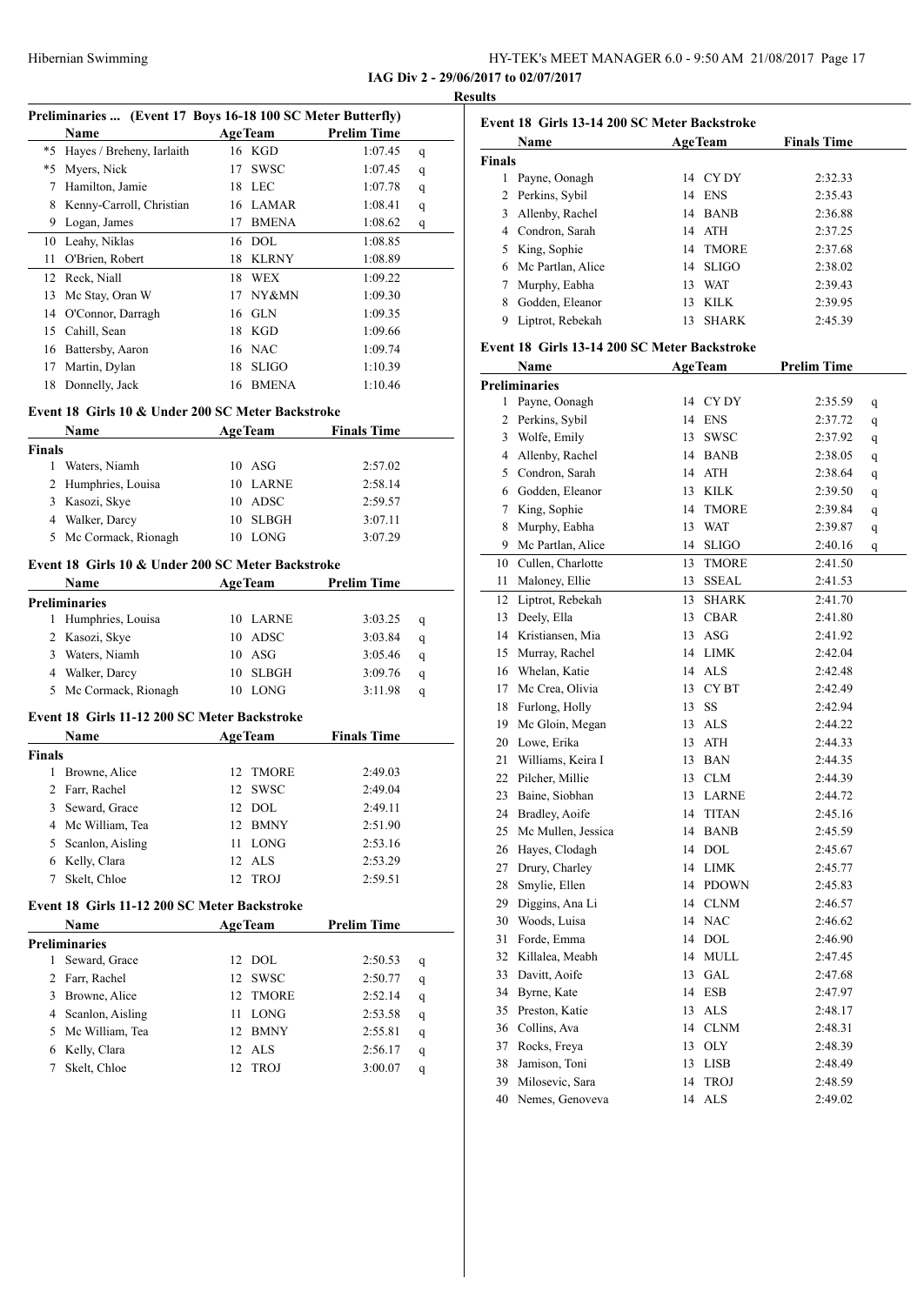## IAG Div 2 - 29/06/2017 to 02/07/2017

### Results

**Preliminaries ... (Event 17 Boys 16-18 100 SC Meter Butterfly)**

| | Name | Age | Team | Prelim Time | |
|---|---|---|---|---|---|
| *5 | Hayes / Breheny, Iarlaith | 16 | KGD | 1:07.45 | q |
| *5 | Myers, Nick | 17 | SWSC | 1:07.45 | q |
| 7 | Hamilton, Jamie | 18 | LEC | 1:07.78 | q |
| 8 | Kenny-Carroll, Christian | 16 | LAMAR | 1:08.41 | q |
| 9 | Logan, James | 17 | BMENA | 1:08.62 | q |
| 10 | Leahy, Niklas | 16 | DOL | 1:08.85 | |
| 11 | O'Brien, Robert | 18 | KLRNY | 1:08.89 | |
| 12 | Reck, Niall | 18 | WEX | 1:09.22 | |
| 13 | Mc Stay, Oran W | 17 | NY&MN | 1:09.30 | |
| 14 | O'Connor, Darragh | 16 | GLN | 1:09.35 | |
| 15 | Cahill, Sean | 18 | KGD | 1:09.66 | |
| 16 | Battersby, Aaron | 16 | NAC | 1:09.74 | |
| 17 | Martin, Dylan | 18 | SLIGO | 1:10.39 | |
| 18 | Donnelly, Jack | 16 | BMENA | 1:10.46 | |

**Event 18 Girls 10 & Under 200 SC Meter Backstroke**

| | Name | Age | Team | Finals Time |
|---|---|---|---|---|
| **Finals** | | | | |
| 1 | Waters, Niamh | 10 | ASG | 2:57.02 |
| 2 | Humphries, Louisa | 10 | LARNE | 2:58.14 |
| 3 | Kasozi, Skye | 10 | ADSC | 2:59.57 |
| 4 | Walker, Darcy | 10 | SLBGH | 3:07.11 |
| 5 | Mc Cormack, Rionagh | 10 | LONG | 3:07.29 |

**Event 18 Girls 10 & Under 200 SC Meter Backstroke**

| | Name | Age | Team | Prelim Time | |
|---|---|---|---|---|---|
| **Preliminaries** | | | | | |
| 1 | Humphries, Louisa | 10 | LARNE | 3:03.25 | q |
| 2 | Kasozi, Skye | 10 | ADSC | 3:03.84 | q |
| 3 | Waters, Niamh | 10 | ASG | 3:05.46 | q |
| 4 | Walker, Darcy | 10 | SLBGH | 3:09.76 | q |
| 5 | Mc Cormack, Rionagh | 10 | LONG | 3:11.98 | q |

**Event 18 Girls 11-12 200 SC Meter Backstroke**

| | Name | Age | Team | Finals Time |
|---|---|---|---|---|
| **Finals** | | | | |
| 1 | Browne, Alice | 12 | TMORE | 2:49.03 |
| 2 | Farr, Rachel | 12 | SWSC | 2:49.04 |
| 3 | Seward, Grace | 12 | DOL | 2:49.11 |
| 4 | Mc William, Tea | 12 | BMNY | 2:51.90 |
| 5 | Scanlon, Aisling | 11 | LONG | 2:53.16 |
| 6 | Kelly, Clara | 12 | ALS | 2:53.29 |
| 7 | Skelt, Chloe | 12 | TROJ | 2:59.51 |

**Event 18 Girls 11-12 200 SC Meter Backstroke**

| | Name | Age | Team | Prelim Time | |
|---|---|---|---|---|---|
| **Preliminaries** | | | | | |
| 1 | Seward, Grace | 12 | DOL | 2:50.53 | q |
| 2 | Farr, Rachel | 12 | SWSC | 2:50.77 | q |
| 3 | Browne, Alice | 12 | TMORE | 2:52.14 | q |
| 4 | Scanlon, Aisling | 11 | LONG | 2:53.58 | q |
| 5 | Mc William, Tea | 12 | BMNY | 2:55.81 | q |
| 6 | Kelly, Clara | 12 | ALS | 2:56.17 | q |
| 7 | Skelt, Chloe | 12 | TROJ | 3:00.07 | q |

**Event 18 Girls 13-14 200 SC Meter Backstroke**

| | Name | Age | Team | Finals Time |
|---|---|---|---|---|
| **Finals** | | | | |
| 1 | Payne, Oonagh | 14 | CY DY | 2:32.33 |
| 2 | Perkins, Sybil | 14 | ENS | 2:35.43 |
| 3 | Allenby, Rachel | 14 | BANB | 2:36.88 |
| 4 | Condron, Sarah | 14 | ATH | 2:37.25 |
| 5 | King, Sophie | 14 | TMORE | 2:37.68 |
| 6 | Mc Partlan, Alice | 14 | SLIGO | 2:38.02 |
| 7 | Murphy, Eabha | 13 | WAT | 2:39.43 |
| 8 | Godden, Eleanor | 13 | KILK | 2:39.95 |
| 9 | Liptrot, Rebekah | 13 | SHARK | 2:45.39 |

**Event 18 Girls 13-14 200 SC Meter Backstroke**

| | Name | Age | Team | Prelim Time | |
|---|---|---|---|---|---|
| **Preliminaries** | | | | | |
| 1 | Payne, Oonagh | 14 | CY DY | 2:35.59 | q |
| 2 | Perkins, Sybil | 14 | ENS | 2:37.72 | q |
| 3 | Wolfe, Emily | 13 | SWSC | 2:37.92 | q |
| 4 | Allenby, Rachel | 14 | BANB | 2:38.05 | q |
| 5 | Condron, Sarah | 14 | ATH | 2:38.64 | q |
| 6 | Godden, Eleanor | 13 | KILK | 2:39.50 | q |
| 7 | King, Sophie | 14 | TMORE | 2:39.84 | q |
| 8 | Murphy, Eabha | 13 | WAT | 2:39.87 | q |
| 9 | Mc Partlan, Alice | 14 | SLIGO | 2:40.16 | q |
| 10 | Cullen, Charlotte | 13 | TMORE | 2:41.50 | |
| 11 | Maloney, Ellie | 13 | SSEAL | 2:41.53 | |
| 12 | Liptrot, Rebekah | 13 | SHARK | 2:41.70 | |
| 13 | Deely, Ella | 13 | CBAR | 2:41.80 | |
| 14 | Kristiansen, Mia | 13 | ASG | 2:41.92 | |
| 15 | Murray, Rachel | 14 | LIMK | 2:42.04 | |
| 16 | Whelan, Katie | 14 | ALS | 2:42.48 | |
| 17 | Mc Crea, Olivia | 13 | CY BT | 2:42.49 | |
| 18 | Furlong, Holly | 13 | SS | 2:42.94 | |
| 19 | Mc Gloin, Megan | 13 | ALS | 2:44.22 | |
| 20 | Lowe, Erika | 13 | ATH | 2:44.33 | |
| 21 | Williams, Keira I | 13 | BAN | 2:44.35 | |
| 22 | Pilcher, Millie | 13 | CLM | 2:44.39 | |
| 23 | Baine, Siobhan | 13 | LARNE | 2:44.72 | |
| 24 | Bradley, Aoife | 14 | TITAN | 2:45.16 | |
| 25 | Mc Mullen, Jessica | 14 | BANB | 2:45.59 | |
| 26 | Hayes, Clodagh | 14 | DOL | 2:45.67 | |
| 27 | Drury, Charley | 14 | LIMK | 2:45.77 | |
| 28 | Smylie, Ellen | 14 | PDOWN | 2:45.83 | |
| 29 | Diggins, Ana Li | 14 | CLNM | 2:46.57 | |
| 30 | Woods, Luisa | 14 | NAC | 2:46.62 | |
| 31 | Forde, Emma | 14 | DOL | 2:46.90 | |
| 32 | Killalea, Meabh | 14 | MULL | 2:47.45 | |
| 33 | Davitt, Aoife | 13 | GAL | 2:47.68 | |
| 34 | Byrne, Kate | 14 | ESB | 2:47.97 | |
| 35 | Preston, Katie | 13 | ALS | 2:48.17 | |
| 36 | Collins, Ava | 14 | CLNM | 2:48.31 | |
| 37 | Rocks, Freya | 13 | OLY | 2:48.39 | |
| 38 | Jamison, Toni | 13 | LISB | 2:48.49 | |
| 39 | Milosevic, Sara | 14 | TROJ | 2:48.59 | |
| 40 | Nemes, Genoveva | 14 | ALS | 2:49.02 | |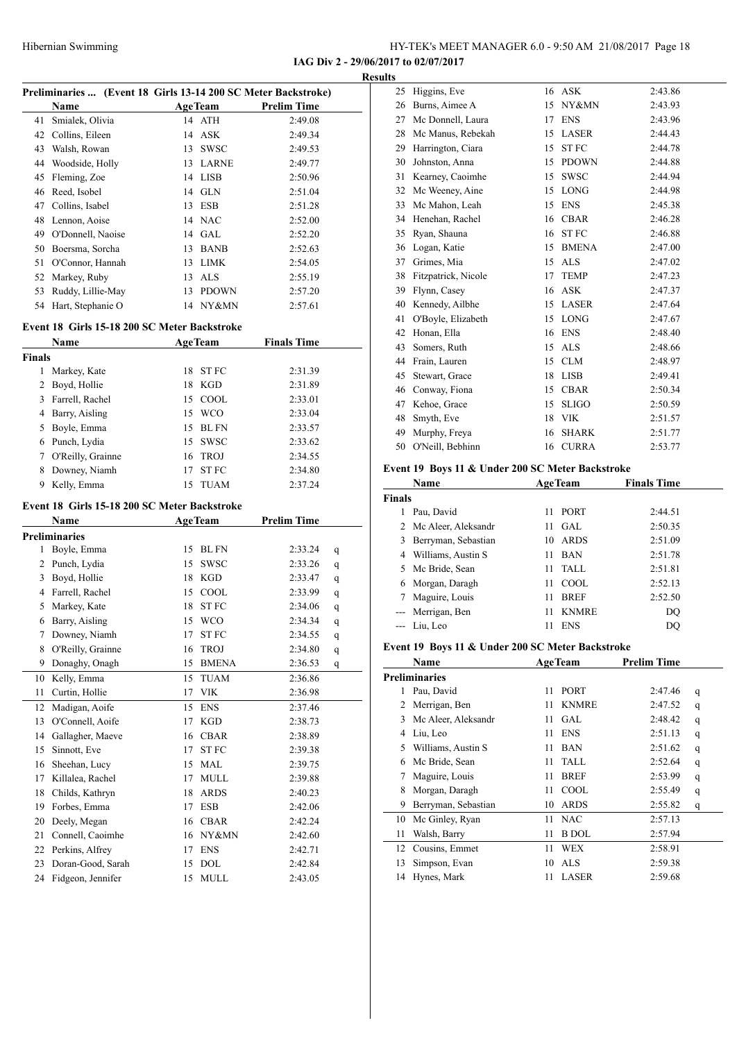**IAG Div 2 - 29/06/2017 to 02/07/2017**

**Results**

### Preliminaries ... (Event 18 Girls 13-14 200 SC Meter Backstroke)

| | Name | Age | Team | Prelim Time |
|---|---|---|---|---|
| 41 | Smialek, Olivia | 14 | ATH | 2:49.08 |
| 42 | Collins, Eileen | 14 | ASK | 2:49.34 |
| 43 | Walsh, Rowan | 13 | SWSC | 2:49.53 |
| 44 | Woodside, Holly | 13 | LARNE | 2:49.77 |
| 45 | Fleming, Zoe | 14 | LISB | 2:50.96 |
| 46 | Reed, Isobel | 14 | GLN | 2:51.04 |
| 47 | Collins, Isabel | 13 | ESB | 2:51.28 |
| 48 | Lennon, Aoise | 14 | NAC | 2:52.00 |
| 49 | O'Donnell, Naoise | 14 | GAL | 2:52.20 |
| 50 | Boersma, Sorcha | 13 | BANB | 2:52.63 |
| 51 | O'Connor, Hannah | 13 | LIMK | 2:54.05 |
| 52 | Markey, Ruby | 13 | ALS | 2:55.19 |
| 53 | Ruddy, Lillie-May | 13 | PDOWN | 2:57.20 |
| 54 | Hart, Stephanie O | 14 | NY&MN | 2:57.61 |

### Event 18 Girls 15-18 200 SC Meter Backstroke

| | Name | Age | Team | Finals Time |
|---|---|---|---|---|
| **Finals** | | | | |
| 1 | Markey, Kate | 18 | ST FC | 2:31.39 |
| 2 | Boyd, Hollie | 18 | KGD | 2:31.89 |
| 3 | Farrell, Rachel | 15 | COOL | 2:33.01 |
| 4 | Barry, Aisling | 15 | WCO | 2:33.04 |
| 5 | Boyle, Emma | 15 | BL FN | 2:33.57 |
| 6 | Punch, Lydia | 15 | SWSC | 2:33.62 |
| 7 | O'Reilly, Grainne | 16 | TROJ | 2:34.55 |
| 8 | Downey, Niamh | 17 | ST FC | 2:34.80 |
| 9 | Kelly, Emma | 15 | TUAM | 2:37.24 |

### Event 18 Girls 15-18 200 SC Meter Backstroke

| | Name | Age | Team | Prelim Time | |
|---|---|---|---|---|---|
| **Preliminaries** | | | | | |
| 1 | Boyle, Emma | 15 | BL FN | 2:33.24 | q |
| 2 | Punch, Lydia | 15 | SWSC | 2:33.26 | q |
| 3 | Boyd, Hollie | 18 | KGD | 2:33.47 | q |
| 4 | Farrell, Rachel | 15 | COOL | 2:33.99 | q |
| 5 | Markey, Kate | 18 | ST FC | 2:34.06 | q |
| 6 | Barry, Aisling | 15 | WCO | 2:34.34 | q |
| 7 | Downey, Niamh | 17 | ST FC | 2:34.55 | q |
| 8 | O'Reilly, Grainne | 16 | TROJ | 2:34.80 | q |
| 9 | Donaghy, Onagh | 15 | BMENA | 2:36.53 | q |
| 10 | Kelly, Emma | 15 | TUAM | 2:36.86 | |
| 11 | Curtin, Hollie | 17 | VIK | 2:36.98 | |
| 12 | Madigan, Aoife | 15 | ENS | 2:37.46 | |
| 13 | O'Connell, Aoife | 17 | KGD | 2:38.73 | |
| 14 | Gallagher, Maeve | 16 | CBAR | 2:38.89 | |
| 15 | Sinnott, Eve | 17 | ST FC | 2:39.38 | |
| 16 | Sheehan, Lucy | 15 | MAL | 2:39.75 | |
| 17 | Killalea, Rachel | 17 | MULL | 2:39.88 | |
| 18 | Childs, Kathryn | 18 | ARDS | 2:40.23 | |
| 19 | Forbes, Emma | 17 | ESB | 2:42.06 | |
| 20 | Deely, Megan | 16 | CBAR | 2:42.24 | |
| 21 | Connell, Caoimhe | 16 | NY&MN | 2:42.60 | |
| 22 | Perkins, Alfrey | 17 | ENS | 2:42.71 | |
| 23 | Doran-Good, Sarah | 15 | DOL | 2:42.84 | |
| 24 | Fidgeon, Jennifer | 15 | MULL | 2:43.05 | |
| 25 | Higgins, Eve | 16 | ASK | 2:43.86 | |
| 26 | Burns, Aimee A | 15 | NY&MN | 2:43.93 | |
| 27 | Mc Donnell, Laura | 17 | ENS | 2:43.96 | |
| 28 | Mc Manus, Rebekah | 15 | LASER | 2:44.43 | |
| 29 | Harrington, Ciara | 15 | ST FC | 2:44.78 | |
| 30 | Johnston, Anna | 15 | PDOWN | 2:44.88 | |
| 31 | Kearney, Caoimhe | 15 | SWSC | 2:44.94 | |
| 32 | Mc Weeney, Aine | 15 | LONG | 2:44.98 | |
| 33 | Mc Mahon, Leah | 15 | ENS | 2:45.38 | |
| 34 | Henehan, Rachel | 16 | CBAR | 2:46.28 | |
| 35 | Ryan, Shauna | 16 | ST FC | 2:46.88 | |
| 36 | Logan, Katie | 15 | BMENA | 2:47.00 | |
| 37 | Grimes, Mia | 15 | ALS | 2:47.02 | |
| 38 | Fitzpatrick, Nicole | 17 | TEMP | 2:47.23 | |
| 39 | Flynn, Casey | 16 | ASK | 2:47.37 | |
| 40 | Kennedy, Ailbhe | 15 | LASER | 2:47.64 | |
| 41 | O'Boyle, Elizabeth | 15 | LONG | 2:47.67 | |
| 42 | Honan, Ella | 16 | ENS | 2:48.40 | |
| 43 | Somers, Ruth | 15 | ALS | 2:48.66 | |
| 44 | Frain, Lauren | 15 | CLM | 2:48.97 | |
| 45 | Stewart, Grace | 18 | LISB | 2:49.41 | |
| 46 | Conway, Fiona | 15 | CBAR | 2:50.34 | |
| 47 | Kehoe, Grace | 15 | SLIGO | 2:50.59 | |
| 48 | Smyth, Eve | 18 | VIK | 2:51.57 | |
| 49 | Murphy, Freya | 16 | SHARK | 2:51.77 | |
| 50 | O'Neill, Bebhinn | 16 | CURRA | 2:53.77 | |

### Event 19 Boys 11 & Under 200 SC Meter Backstroke

| | Name | Age | Team | Finals Time |
|---|---|---|---|---|
| **Finals** | | | | |
| 1 | Pau, David | 11 | PORT | 2:44.51 |
| 2 | Mc Aleer, Aleksandr | 11 | GAL | 2:50.35 |
| 3 | Berryman, Sebastian | 10 | ARDS | 2:51.09 |
| 4 | Williams, Austin S | 11 | BAN | 2:51.78 |
| 5 | Mc Bride, Sean | 11 | TALL | 2:51.81 |
| 6 | Morgan, Daragh | 11 | COOL | 2:52.13 |
| 7 | Maguire, Louis | 11 | BREF | 2:52.50 |
| --- | Merrigan, Ben | 11 | KNMRE | DQ |
| --- | Liu, Leo | 11 | ENS | DQ |

### Event 19 Boys 11 & Under 200 SC Meter Backstroke

| | Name | Age | Team | Prelim Time | |
|---|---|---|---|---|---|
| **Preliminaries** | | | | | |
| 1 | Pau, David | 11 | PORT | 2:47.46 | q |
| 2 | Merrigan, Ben | 11 | KNMRE | 2:47.52 | q |
| 3 | Mc Aleer, Aleksandr | 11 | GAL | 2:48.42 | q |
| 4 | Liu, Leo | 11 | ENS | 2:51.13 | q |
| 5 | Williams, Austin S | 11 | BAN | 2:51.62 | q |
| 6 | Mc Bride, Sean | 11 | TALL | 2:52.64 | q |
| 7 | Maguire, Louis | 11 | BREF | 2:53.99 | q |
| 8 | Morgan, Daragh | 11 | COOL | 2:55.49 | q |
| 9 | Berryman, Sebastian | 10 | ARDS | 2:55.82 | q |
| 10 | Mc Ginley, Ryan | 11 | NAC | 2:57.13 | |
| 11 | Walsh, Barry | 11 | B DOL | 2:57.94 | |
| 12 | Cousins, Emmet | 11 | WEX | 2:58.91 | |
| 13 | Simpson, Evan | 10 | ALS | 2:59.38 | |
| 14 | Hynes, Mark | 11 | LASER | 2:59.68 | |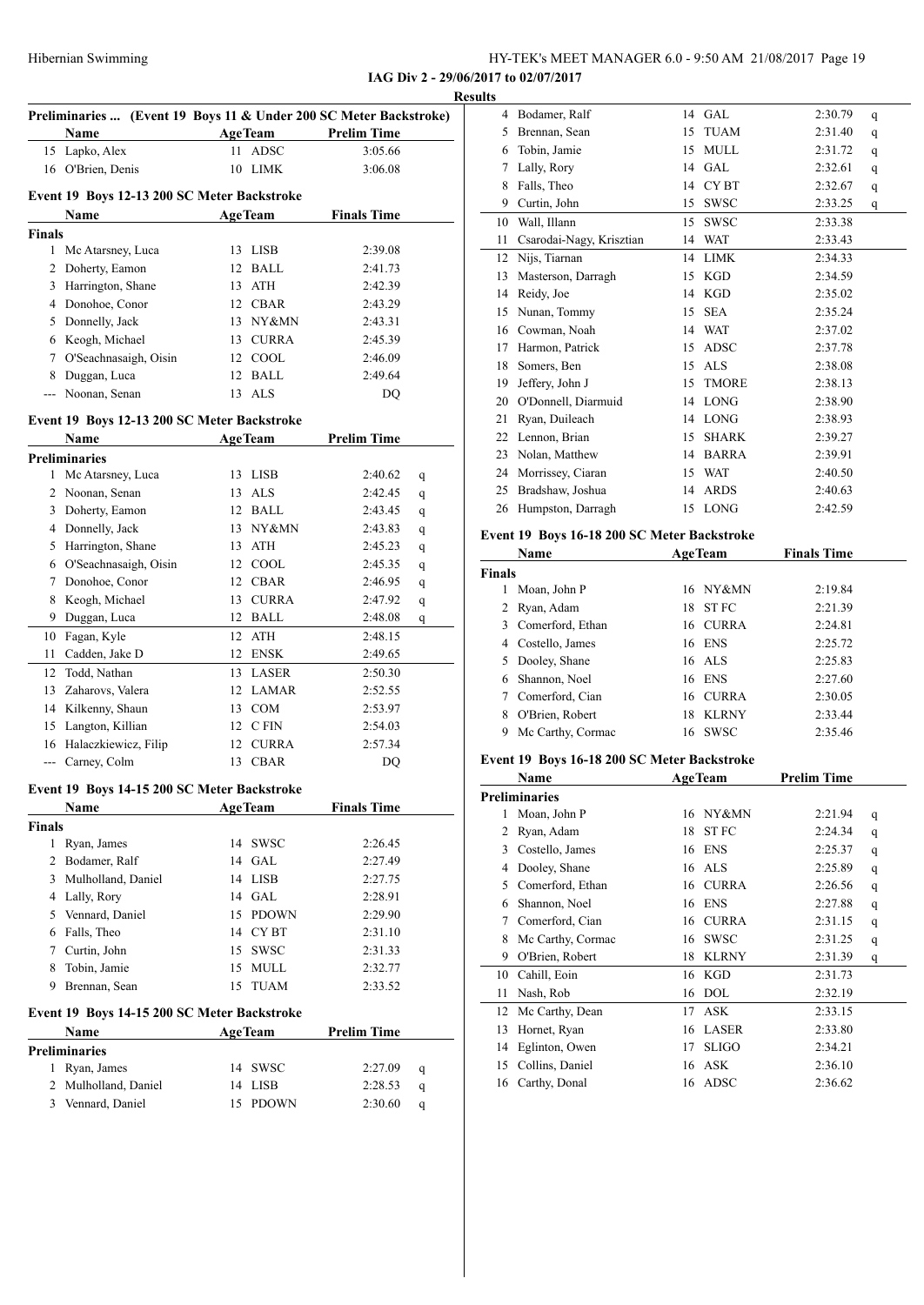IAG Div 2 - 29/06/2017 to 02/07/2017

Results

### Preliminaries ... (Event 19 Boys 11 & Under 200 SC Meter Backstroke)

| | Name | Age | Team | Prelim Time | |
|---|---|---|---|---|---|
| 15 | Lapko, Alex | 11 | ADSC | 3:05.66 | |
| 16 | O'Brien, Denis | 10 | LIMK | 3:06.08 | |

### Event 19 Boys 12-13 200 SC Meter Backstroke

| | Name | Age | Team | Finals Time |
|---|---|---|---|---|
| **Finals** | | | | |
| 1 | Mc Atarsney, Luca | 13 | LISB | 2:39.08 |
| 2 | Doherty, Eamon | 12 | BALL | 2:41.73 |
| 3 | Harrington, Shane | 13 | ATH | 2:42.39 |
| 4 | Donohoe, Conor | 12 | CBAR | 2:43.29 |
| 5 | Donnelly, Jack | 13 | NY&MN | 2:43.31 |
| 6 | Keogh, Michael | 13 | CURRA | 2:45.39 |
| 7 | O'Seachnasaigh, Oisin | 12 | COOL | 2:46.09 |
| 8 | Duggan, Luca | 12 | BALL | 2:49.64 |
| --- | Noonan, Senan | 13 | ALS | DQ |

### Event 19 Boys 12-13 200 SC Meter Backstroke

| | Name | Age | Team | Prelim Time | |
|---|---|---|---|---|---|
| **Preliminaries** | | | | | |
| 1 | Mc Atarsney, Luca | 13 | LISB | 2:40.62 | q |
| 2 | Noonan, Senan | 13 | ALS | 2:42.45 | q |
| 3 | Doherty, Eamon | 12 | BALL | 2:43.45 | q |
| 4 | Donnelly, Jack | 13 | NY&MN | 2:43.83 | q |
| 5 | Harrington, Shane | 13 | ATH | 2:45.23 | q |
| 6 | O'Seachnasaigh, Oisin | 12 | COOL | 2:45.35 | q |
| 7 | Donohoe, Conor | 12 | CBAR | 2:46.95 | q |
| 8 | Keogh, Michael | 13 | CURRA | 2:47.92 | q |
| 9 | Duggan, Luca | 12 | BALL | 2:48.08 | q |
| 10 | Fagan, Kyle | 12 | ATH | 2:48.15 | |
| 11 | Cadden, Jake D | 12 | ENSK | 2:49.65 | |
| 12 | Todd, Nathan | 13 | LASER | 2:50.30 | |
| 13 | Zaharovs, Valera | 12 | LAMAR | 2:52.55 | |
| 14 | Kilkenny, Shaun | 13 | COM | 2:53.97 | |
| 15 | Langton, Killian | 12 | C FIN | 2:54.03 | |
| 16 | Halaczkiewicz, Filip | 12 | CURRA | 2:57.34 | |
| --- | Carney, Colm | 13 | CBAR | DQ | |

### Event 19 Boys 14-15 200 SC Meter Backstroke

| | Name | Age | Team | Finals Time |
|---|---|---|---|---|
| **Finals** | | | | |
| 1 | Ryan, James | 14 | SWSC | 2:26.45 |
| 2 | Bodamer, Ralf | 14 | GAL | 2:27.49 |
| 3 | Mulholland, Daniel | 14 | LISB | 2:27.75 |
| 4 | Lally, Rory | 14 | GAL | 2:28.91 |
| 5 | Vennard, Daniel | 15 | PDOWN | 2:29.90 |
| 6 | Falls, Theo | 14 | CY BT | 2:31.10 |
| 7 | Curtin, John | 15 | SWSC | 2:31.33 |
| 8 | Tobin, Jamie | 15 | MULL | 2:32.77 |
| 9 | Brennan, Sean | 15 | TUAM | 2:33.52 |

### Event 19 Boys 14-15 200 SC Meter Backstroke

| | Name | Age | Team | Prelim Time | |
|---|---|---|---|---|---|
| **Preliminaries** | | | | | |
| 1 | Ryan, James | 14 | SWSC | 2:27.09 | q |
| 2 | Mulholland, Daniel | 14 | LISB | 2:28.53 | q |
| 3 | Vennard, Daniel | 15 | PDOWN | 2:30.60 | q |
| 4 | Bodamer, Ralf | 14 | GAL | 2:30.79 | q |
| 5 | Brennan, Sean | 15 | TUAM | 2:31.40 | q |
| 6 | Tobin, Jamie | 15 | MULL | 2:31.72 | q |
| 7 | Lally, Rory | 14 | GAL | 2:32.61 | q |
| 8 | Falls, Theo | 14 | CY BT | 2:32.67 | q |
| 9 | Curtin, John | 15 | SWSC | 2:33.25 | q |
| 10 | Wall, Illann | 15 | SWSC | 2:33.38 | |
| 11 | Csarodai-Nagy, Krisztian | 14 | WAT | 2:33.43 | |
| 12 | Nijs, Tiarnan | 14 | LIMK | 2:34.33 | |
| 13 | Masterson, Darragh | 15 | KGD | 2:34.59 | |
| 14 | Reidy, Joe | 14 | KGD | 2:35.02 | |
| 15 | Nunan, Tommy | 15 | SEA | 2:35.24 | |
| 16 | Cowman, Noah | 14 | WAT | 2:37.02 | |
| 17 | Harmon, Patrick | 15 | ADSC | 2:37.78 | |
| 18 | Somers, Ben | 15 | ALS | 2:38.08 | |
| 19 | Jeffery, John J | 15 | TMORE | 2:38.13 | |
| 20 | O'Donnell, Diarmuid | 14 | LONG | 2:38.90 | |
| 21 | Ryan, Duileach | 14 | LONG | 2:38.93 | |
| 22 | Lennon, Brian | 15 | SHARK | 2:39.27 | |
| 23 | Nolan, Matthew | 14 | BARRA | 2:39.91 | |
| 24 | Morrissey, Ciaran | 15 | WAT | 2:40.50 | |
| 25 | Bradshaw, Joshua | 14 | ARDS | 2:40.63 | |
| 26 | Humpston, Darragh | 15 | LONG | 2:42.59 | |

### Event 19 Boys 16-18 200 SC Meter Backstroke

| | Name | Age | Team | Finals Time |
|---|---|---|---|---|
| **Finals** | | | | |
| 1 | Moan, John P | 16 | NY&MN | 2:19.84 |
| 2 | Ryan, Adam | 18 | ST FC | 2:21.39 |
| 3 | Comerford, Ethan | 16 | CURRA | 2:24.81 |
| 4 | Costello, James | 16 | ENS | 2:25.72 |
| 5 | Dooley, Shane | 16 | ALS | 2:25.83 |
| 6 | Shannon, Noel | 16 | ENS | 2:27.60 |
| 7 | Comerford, Cian | 16 | CURRA | 2:30.05 |
| 8 | O'Brien, Robert | 18 | KLRNY | 2:33.44 |
| 9 | Mc Carthy, Cormac | 16 | SWSC | 2:35.46 |

### Event 19 Boys 16-18 200 SC Meter Backstroke

| | Name | Age | Team | Prelim Time | |
|---|---|---|---|---|---|
| **Preliminaries** | | | | | |
| 1 | Moan, John P | 16 | NY&MN | 2:21.94 | q |
| 2 | Ryan, Adam | 18 | ST FC | 2:24.34 | q |
| 3 | Costello, James | 16 | ENS | 2:25.37 | q |
| 4 | Dooley, Shane | 16 | ALS | 2:25.89 | q |
| 5 | Comerford, Ethan | 16 | CURRA | 2:26.56 | q |
| 6 | Shannon, Noel | 16 | ENS | 2:27.88 | q |
| 7 | Comerford, Cian | 16 | CURRA | 2:31.15 | q |
| 8 | Mc Carthy, Cormac | 16 | SWSC | 2:31.25 | q |
| 9 | O'Brien, Robert | 18 | KLRNY | 2:31.39 | q |
| 10 | Cahill, Eoin | 16 | KGD | 2:31.73 | |
| 11 | Nash, Rob | 16 | DOL | 2:32.19 | |
| 12 | Mc Carthy, Dean | 17 | ASK | 2:33.15 | |
| 13 | Hornet, Ryan | 16 | LASER | 2:33.80 | |
| 14 | Eglinton, Owen | 17 | SLIGO | 2:34.21 | |
| 15 | Collins, Daniel | 16 | ASK | 2:36.10 | |
| 16 | Carthy, Donal | 16 | ADSC | 2:36.62 | |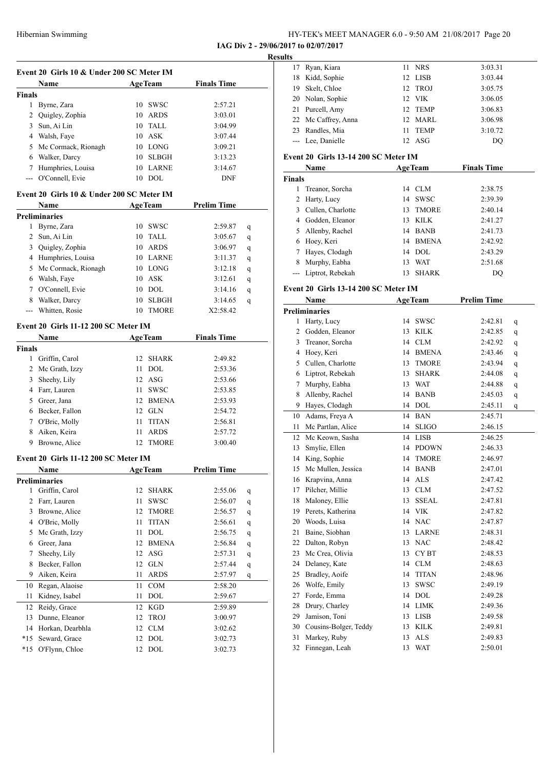**IAG Div 2 - 29/06/2017 to 02/07/2017**

**Results**

### Event 20 Girls 10 & Under 200 SC Meter IM

| | Name | Age | Team | Finals Time |
|---|---|---|---|---|
| **Finals** | | | | |
| 1 | Byrne, Zara | 10 | SWSC | 2:57.21 |
| 2 | Quigley, Zophia | 10 | ARDS | 3:03.01 |
| 3 | Sun, Ai Lin | 10 | TALL | 3:04.99 |
| 4 | Walsh, Faye | 10 | ASK | 3:07.44 |
| 5 | Mc Cormack, Rionagh | 10 | LONG | 3:09.21 |
| 6 | Walker, Darcy | 10 | SLBGH | 3:13.23 |
| 7 | Humphries, Louisa | 10 | LARNE | 3:14.67 |
| --- | O'Connell, Evie | 10 | DOL | DNF |

### Event 20 Girls 10 & Under 200 SC Meter IM

| | Name | Age | Team | Prelim Time | |
|---|---|---|---|---|---|
| **Preliminaries** | | | | | |
| 1 | Byrne, Zara | 10 | SWSC | 2:59.87 | q |
| 2 | Sun, Ai Lin | 10 | TALL | 3:05.67 | q |
| 3 | Quigley, Zophia | 10 | ARDS | 3:06.97 | q |
| 4 | Humphries, Louisa | 10 | LARNE | 3:11.37 | q |
| 5 | Mc Cormack, Rionagh | 10 | LONG | 3:12.18 | q |
| 6 | Walsh, Faye | 10 | ASK | 3:12.61 | q |
| 7 | O'Connell, Evie | 10 | DOL | 3:14.16 | q |
| 8 | Walker, Darcy | 10 | SLBGH | 3:14.65 | q |
| --- | Whitten, Rosie | 10 | TMORE | X2:58.42 | |

### Event 20 Girls 11-12 200 SC Meter IM

| | Name | Age | Team | Finals Time |
|---|---|---|---|---|
| **Finals** | | | | |
| 1 | Griffin, Carol | 12 | SHARK | 2:49.82 |
| 2 | Mc Grath, Izzy | 11 | DOL | 2:53.36 |
| 3 | Sheehy, Lily | 12 | ASG | 2:53.66 |
| 4 | Farr, Lauren | 11 | SWSC | 2:53.85 |
| 5 | Greer, Jana | 12 | BMENA | 2:53.93 |
| 6 | Becker, Fallon | 12 | GLN | 2:54.72 |
| 7 | O'Bric, Molly | 11 | TITAN | 2:56.81 |
| 8 | Aiken, Keira | 11 | ARDS | 2:57.72 |
| 9 | Browne, Alice | 12 | TMORE | 3:00.40 |

### Event 20 Girls 11-12 200 SC Meter IM

| | Name | Age | Team | Prelim Time | |
|---|---|---|---|---|---|
| **Preliminaries** | | | | | |
| 1 | Griffin, Carol | 12 | SHARK | 2:55.06 | q |
| 2 | Farr, Lauren | 11 | SWSC | 2:56.07 | q |
| 3 | Browne, Alice | 12 | TMORE | 2:56.57 | q |
| 4 | O'Bric, Molly | 11 | TITAN | 2:56.61 | q |
| 5 | Mc Grath, Izzy | 11 | DOL | 2:56.75 | q |
| 6 | Greer, Jana | 12 | BMENA | 2:56.84 | q |
| 7 | Sheehy, Lily | 12 | ASG | 2:57.31 | q |
| 8 | Becker, Fallon | 12 | GLN | 2:57.44 | q |
| 9 | Aiken, Keira | 11 | ARDS | 2:57.97 | q |
| 10 | Regan, Alaoise | 11 | COM | 2:58.20 | |
| 11 | Kidney, Isabel | 11 | DOL | 2:59.67 | |
| 12 | Reidy, Grace | 12 | KGD | 2:59.89 | |
| 13 | Dunne, Eleanor | 12 | TROJ | 3:00.97 | |
| 14 | Horkan, Dearbhla | 12 | CLM | 3:02.62 | |
| *15 | Seward, Grace | 12 | DOL | 3:02.73 | |
| *15 | O'Flynn, Chloe | 12 | DOL | 3:02.73 | |
| 17 | Ryan, Kiara | 11 | NRS | 3:03.31 | |
| 18 | Kidd, Sophie | 12 | LISB | 3:03.44 | |
| 19 | Skelt, Chloe | 12 | TROJ | 3:05.75 | |
| 20 | Nolan, Sophie | 12 | VIK | 3:06.05 | |
| 21 | Purcell, Amy | 12 | TEMP | 3:06.83 | |
| 22 | Mc Caffrey, Anna | 12 | MARL | 3:06.98 | |
| 23 | Randles, Mia | 11 | TEMP | 3:10.72 | |
| --- | Lee, Danielle | 12 | ASG | DQ | |

### Event 20 Girls 13-14 200 SC Meter IM

| | Name | Age | Team | Finals Time |
|---|---|---|---|---|
| **Finals** | | | | |
| 1 | Treanor, Sorcha | 14 | CLM | 2:38.75 |
| 2 | Harty, Lucy | 14 | SWSC | 2:39.39 |
| 3 | Cullen, Charlotte | 13 | TMORE | 2:40.14 |
| 4 | Godden, Eleanor | 13 | KILK | 2:41.27 |
| 5 | Allenby, Rachel | 14 | BANB | 2:41.73 |
| 6 | Hoey, Keri | 14 | BMENA | 2:42.92 |
| 7 | Hayes, Clodagh | 14 | DOL | 2:43.29 |
| 8 | Murphy, Eabha | 13 | WAT | 2:51.68 |
| --- | Liptrot, Rebekah | 13 | SHARK | DQ |

### Event 20 Girls 13-14 200 SC Meter IM

| | Name | Age | Team | Prelim Time | |
|---|---|---|---|---|---|
| **Preliminaries** | | | | | |
| 1 | Harty, Lucy | 14 | SWSC | 2:42.81 | q |
| 2 | Godden, Eleanor | 13 | KILK | 2:42.85 | q |
| 3 | Treanor, Sorcha | 14 | CLM | 2:42.92 | q |
| 4 | Hoey, Keri | 14 | BMENA | 2:43.46 | q |
| 5 | Cullen, Charlotte | 13 | TMORE | 2:43.94 | q |
| 6 | Liptrot, Rebekah | 13 | SHARK | 2:44.08 | q |
| 7 | Murphy, Eabha | 13 | WAT | 2:44.88 | q |
| 8 | Allenby, Rachel | 14 | BANB | 2:45.03 | q |
| 9 | Hayes, Clodagh | 14 | DOL | 2:45.11 | q |
| 10 | Adams, Freya A | 14 | BAN | 2:45.71 | |
| 11 | Mc Partlan, Alice | 14 | SLIGO | 2:46.15 | |
| 12 | Mc Keown, Sasha | 14 | LISB | 2:46.25 | |
| 13 | Smylie, Ellen | 14 | PDOWN | 2:46.33 | |
| 14 | King, Sophie | 14 | TMORE | 2:46.97 | |
| 15 | Mc Mullen, Jessica | 14 | BANB | 2:47.01 | |
| 16 | Krapvina, Anna | 14 | ALS | 2:47.42 | |
| 17 | Pilcher, Millie | 13 | CLM | 2:47.52 | |
| 18 | Maloney, Ellie | 13 | SSEAL | 2:47.81 | |
| 19 | Perets, Katherina | 14 | VIK | 2:47.82 | |
| 20 | Woods, Luisa | 14 | NAC | 2:47.87 | |
| 21 | Baine, Siobhan | 13 | LARNE | 2:48.31 | |
| 22 | Dalton, Robyn | 13 | NAC | 2:48.42 | |
| 23 | Mc Crea, Olivia | 13 | CY BT | 2:48.53 | |
| 24 | Delaney, Kate | 14 | CLM | 2:48.63 | |
| 25 | Bradley, Aoife | 14 | TITAN | 2:48.96 | |
| 26 | Wolfe, Emily | 13 | SWSC | 2:49.19 | |
| 27 | Forde, Emma | 14 | DOL | 2:49.28 | |
| 28 | Drury, Charley | 14 | LIMK | 2:49.36 | |
| 29 | Jamison, Toni | 13 | LISB | 2:49.58 | |
| 30 | Cousins-Bolger, Teddy | 13 | KILK | 2:49.81 | |
| 31 | Markey, Ruby | 13 | ALS | 2:49.83 | |
| 32 | Finnegan, Leah | 13 | WAT | 2:50.01 | |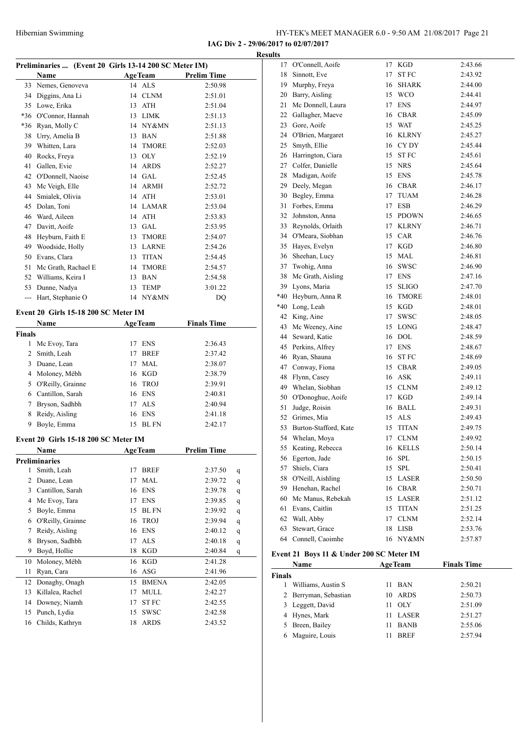## Results

### Preliminaries ... (Event 20 Girls 13-14 200 SC Meter IM)

| | Name | Age | Team | Prelim Time |
|---|---|---|---|---|
| 33 | Nemes, Genoveva | 14 | ALS | 2:50.98 |
| 34 | Diggins, Ana Li | 14 | CLNM | 2:51.01 |
| 35 | Lowe, Erika | 13 | ATH | 2:51.04 |
| *36 | O'Connor, Hannah | 13 | LIMK | 2:51.13 |
| *36 | Ryan, Molly C | 14 | NY&MN | 2:51.13 |
| 38 | Urry, Amelia B | 13 | BAN | 2:51.88 |
| 39 | Whitten, Lara | 14 | TMORE | 2:52.03 |
| 40 | Rocks, Freya | 13 | OLY | 2:52.19 |
| 41 | Gallen, Evie | 14 | ARDS | 2:52.27 |
| 42 | O'Donnell, Naoise | 14 | GAL | 2:52.45 |
| 43 | Mc Veigh, Elle | 14 | ARMH | 2:52.72 |
| 44 | Smialek, Olivia | 14 | ATH | 2:53.01 |
| 45 | Dolan, Toni | 14 | LAMAR | 2:53.04 |
| 46 | Ward, Aileen | 14 | ATH | 2:53.83 |
| 47 | Davitt, Aoife | 13 | GAL | 2:53.95 |
| 48 | Heyburn, Faith E | 13 | TMORE | 2:54.07 |
| 49 | Woodside, Holly | 13 | LARNE | 2:54.26 |
| 50 | Evans, Clara | 13 | TITAN | 2:54.45 |
| 51 | Mc Grath, Rachael E | 14 | TMORE | 2:54.57 |
| 52 | Williams, Keira I | 13 | BAN | 2:54.58 |
| 53 | Dunne, Nadya | 13 | TEMP | 3:01.22 |
| --- | Hart, Stephanie O | 14 | NY&MN | DQ |

### Event 20 Girls 15-18 200 SC Meter IM

| | Name | Age | Team | Finals Time |
|---|---|---|---|---|
| **Finals** | | | | |
| 1 | Mc Evoy, Tara | 17 | ENS | 2:36.43 |
| 2 | Smith, Leah | 17 | BREF | 2:37.42 |
| 3 | Duane, Lean | 17 | MAL | 2:38.07 |
| 4 | Moloney, Mébh | 16 | KGD | 2:38.79 |
| 5 | O'Reilly, Grainne | 16 | TROJ | 2:39.91 |
| 6 | Cantillon, Sarah | 16 | ENS | 2:40.81 |
| 7 | Bryson, Sadhbh | 17 | ALS | 2:40.94 |
| 8 | Reidy, Aisling | 16 | ENS | 2:41.18 |
| 9 | Boyle, Emma | 15 | BL FN | 2:42.17 |

### Event 20 Girls 15-18 200 SC Meter IM

| | Name | Age | Team | Prelim Time | |
|---|---|---|---|---|---|
| **Preliminaries** | | | | | |
| 1 | Smith, Leah | 17 | BREF | 2:37.50 | q |
| 2 | Duane, Lean | 17 | MAL | 2:39.72 | q |
| 3 | Cantillon, Sarah | 16 | ENS | 2:39.78 | q |
| 4 | Mc Evoy, Tara | 17 | ENS | 2:39.85 | q |
| 5 | Boyle, Emma | 15 | BL FN | 2:39.92 | q |
| 6 | O'Reilly, Grainne | 16 | TROJ | 2:39.94 | q |
| 7 | Reidy, Aisling | 16 | ENS | 2:40.12 | q |
| 8 | Bryson, Sadhbh | 17 | ALS | 2:40.18 | q |
| 9 | Boyd, Hollie | 18 | KGD | 2:40.84 | q |
| 10 | Moloney, Mébh | 16 | KGD | 2:41.28 | |
| 11 | Ryan, Cara | 16 | ASG | 2:41.96 | |
| 12 | Donaghy, Onagh | 15 | BMENA | 2:42.05 | |
| 13 | Killalea, Rachel | 17 | MULL | 2:42.27 | |
| 14 | Downey, Niamh | 17 | ST FC | 2:42.55 | |
| 15 | Punch, Lydia | 15 | SWSC | 2:42.58 | |
| 16 | Childs, Kathryn | 18 | ARDS | 2:43.52 | |
| 17 | O'Connell, Aoife | 17 | KGD | 2:43.66 | |
| 18 | Sinnott, Eve | 17 | ST FC | 2:43.92 | |
| 19 | Murphy, Freya | 16 | SHARK | 2:44.00 | |
| 20 | Barry, Aisling | 15 | WCO | 2:44.41 | |
| 21 | Mc Donnell, Laura | 17 | ENS | 2:44.97 | |
| 22 | Gallagher, Maeve | 16 | CBAR | 2:45.09 | |
| 23 | Gore, Aoife | 15 | WAT | 2:45.25 | |
| 24 | O'Brien, Margaret | 16 | KLRNY | 2:45.27 | |
| 25 | Smyth, Ellie | 16 | CY DY | 2:45.44 | |
| 26 | Harrington, Ciara | 15 | ST FC | 2:45.61 | |
| 27 | Colfer, Danielle | 15 | NRS | 2:45.64 | |
| 28 | Madigan, Aoife | 15 | ENS | 2:45.78 | |
| 29 | Deely, Megan | 16 | CBAR | 2:46.17 | |
| 30 | Begley, Emma | 17 | TUAM | 2:46.28 | |
| 31 | Forbes, Emma | 17 | ESB | 2:46.29 | |
| 32 | Johnston, Anna | 15 | PDOWN | 2:46.65 | |
| 33 | Reynolds, Orlaith | 17 | KLRNY | 2:46.71 | |
| 34 | O'Meara, Siobhan | 15 | CAR | 2:46.76 | |
| 35 | Hayes, Evelyn | 17 | KGD | 2:46.80 | |
| 36 | Sheehan, Lucy | 15 | MAL | 2:46.81 | |
| 37 | Twohig, Anna | 16 | SWSC | 2:46.90 | |
| 38 | Mc Grath, Aisling | 17 | ENS | 2:47.16 | |
| 39 | Lyons, Maria | 15 | SLIGO | 2:47.70 | |
| *40 | Heyburn, Anna R | 16 | TMORE | 2:48.01 | |
| *40 | Long, Leah | 15 | KGD | 2:48.01 | |
| 42 | King, Aine | 17 | SWSC | 2:48.05 | |
| 43 | Mc Weeney, Aine | 15 | LONG | 2:48.47 | |
| 44 | Seward, Katie | 16 | DOL | 2:48.59 | |
| 45 | Perkins, Alfrey | 17 | ENS | 2:48.67 | |
| 46 | Ryan, Shauna | 16 | ST FC | 2:48.69 | |
| 47 | Conway, Fiona | 15 | CBAR | 2:49.05 | |
| 48 | Flynn, Casey | 16 | ASK | 2:49.11 | |
| 49 | Whelan, Siobhan | 15 | CLNM | 2:49.12 | |
| 50 | O'Donoghue, Aoife | 17 | KGD | 2:49.14 | |
| 51 | Judge, Roisin | 16 | BALL | 2:49.31 | |
| 52 | Grimes, Mia | 15 | ALS | 2:49.43 | |
| 53 | Burton-Stafford, Kate | 15 | TITAN | 2:49.75 | |
| 54 | Whelan, Moya | 17 | CLNM | 2:49.92 | |
| 55 | Keating, Rebecca | 16 | KELLS | 2:50.14 | |
| 56 | Egerton, Jade | 16 | SPL | 2:50.15 | |
| 57 | Shiels, Ciara | 15 | SPL | 2:50.41 | |
| 58 | O'Neill, Aishling | 15 | LASER | 2:50.50 | |
| 59 | Henehan, Rachel | 16 | CBAR | 2:50.71 | |
| 60 | Mc Manus, Rebekah | 15 | LASER | 2:51.12 | |
| 61 | Evans, Caitlin | 15 | TITAN | 2:51.25 | |
| 62 | Wall, Abby | 17 | CLNM | 2:52.14 | |
| 63 | Stewart, Grace | 18 | LISB | 2:53.76 | |
| 64 | Connell, Caoimhe | 16 | NY&MN | 2:57.87 | |

### Event 21 Boys 11 & Under 200 SC Meter IM

| | Name | Age | Team | Finals Time |
|---|---|---|---|---|
| **Finals** | | | | |
| 1 | Williams, Austin S | 11 | BAN | 2:50.21 |
| 2 | Berryman, Sebastian | 10 | ARDS | 2:50.73 |
| 3 | Leggett, David | 11 | OLY | 2:51.09 |
| 4 | Hynes, Mark | 11 | LASER | 2:51.27 |
| 5 | Breen, Bailey | 11 | BANB | 2:55.06 |
| 6 | Maguire, Louis | 11 | BREF | 2:57.94 |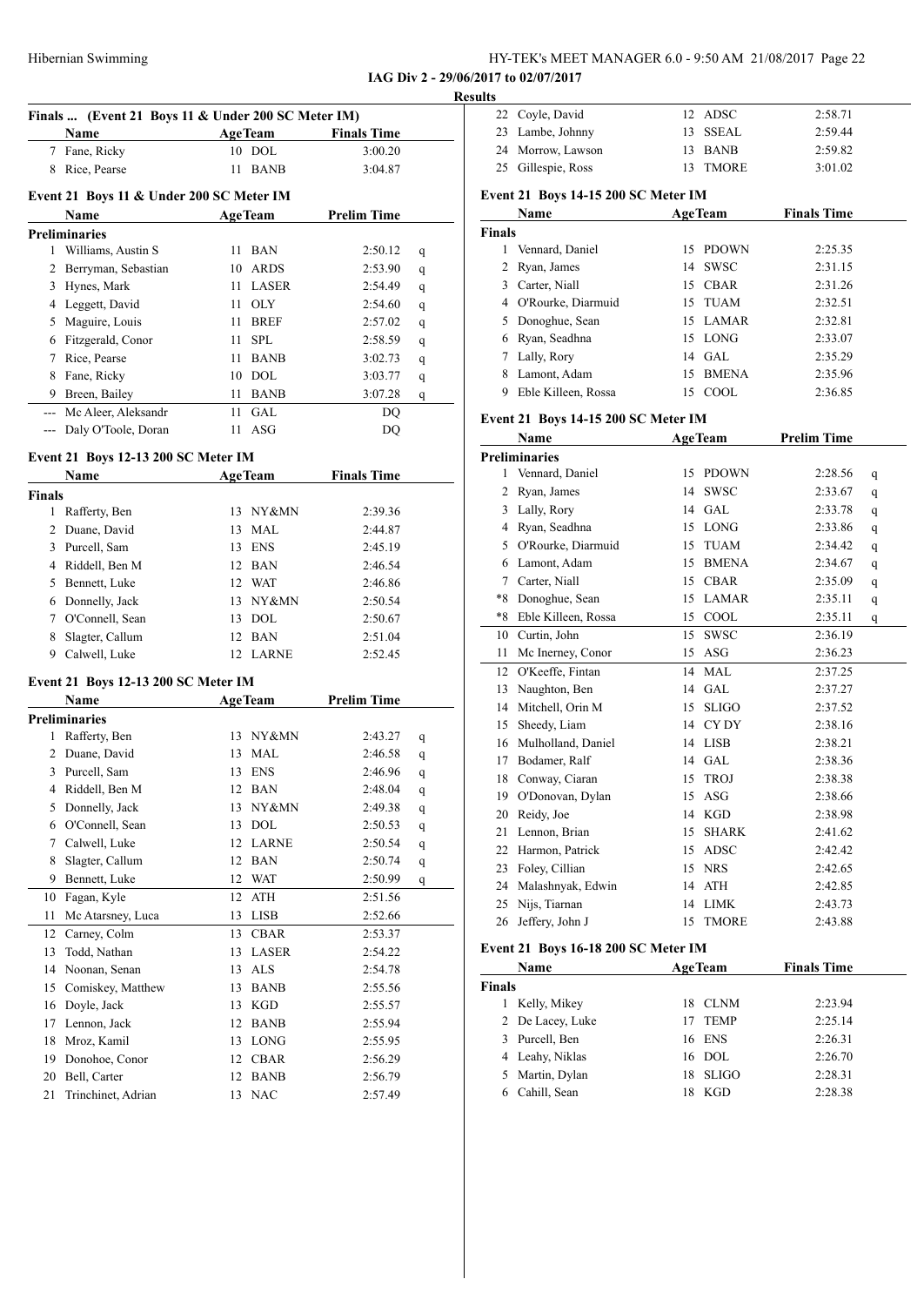IAG Div 2 - 29/06/2017 to 02/07/2017

Results

### Finals ... (Event 21 Boys 11 & Under 200 SC Meter IM)

| | Name | Age | Team | Finals Time |
|---|---|---|---|---|
| 7 | Fane, Ricky | 10 | DOL | 3:00.20 |
| 8 | Rice, Pearse | 11 | BANB | 3:04.87 |

### Event 21 Boys 11 & Under 200 SC Meter IM

| | Name | Age | Team | Prelim Time | |
|---|---|---|---|---|---|
| **Preliminaries** | | | | | |
| 1 | Williams, Austin S | 11 | BAN | 2:50.12 | q |
| 2 | Berryman, Sebastian | 10 | ARDS | 2:53.90 | q |
| 3 | Hynes, Mark | 11 | LASER | 2:54.49 | q |
| 4 | Leggett, David | 11 | OLY | 2:54.60 | q |
| 5 | Maguire, Louis | 11 | BREF | 2:57.02 | q |
| 6 | Fitzgerald, Conor | 11 | SPL | 2:58.59 | q |
| 7 | Rice, Pearse | 11 | BANB | 3:02.73 | q |
| 8 | Fane, Ricky | 10 | DOL | 3:03.77 | q |
| 9 | Breen, Bailey | 11 | BANB | 3:07.28 | q |
| --- | Mc Aleer, Aleksandr | 11 | GAL | DQ | |
| --- | Daly O'Toole, Doran | 11 | ASG | DQ | |

### Event 21 Boys 12-13 200 SC Meter IM

| | Name | Age | Team | Finals Time |
|---|---|---|---|---|
| **Finals** | | | | |
| 1 | Rafferty, Ben | 13 | NY&MN | 2:39.36 |
| 2 | Duane, David | 13 | MAL | 2:44.87 |
| 3 | Purcell, Sam | 13 | ENS | 2:45.19 |
| 4 | Riddell, Ben M | 12 | BAN | 2:46.54 |
| 5 | Bennett, Luke | 12 | WAT | 2:46.86 |
| 6 | Donnelly, Jack | 13 | NY&MN | 2:50.54 |
| 7 | O'Connell, Sean | 13 | DOL | 2:50.67 |
| 8 | Slagter, Callum | 12 | BAN | 2:51.04 |
| 9 | Calwell, Luke | 12 | LARNE | 2:52.45 |

### Event 21 Boys 12-13 200 SC Meter IM

| | Name | Age | Team | Prelim Time | |
|---|---|---|---|---|---|
| **Preliminaries** | | | | | |
| 1 | Rafferty, Ben | 13 | NY&MN | 2:43.27 | q |
| 2 | Duane, David | 13 | MAL | 2:46.58 | q |
| 3 | Purcell, Sam | 13 | ENS | 2:46.96 | q |
| 4 | Riddell, Ben M | 12 | BAN | 2:48.04 | q |
| 5 | Donnelly, Jack | 13 | NY&MN | 2:49.38 | q |
| 6 | O'Connell, Sean | 13 | DOL | 2:50.53 | q |
| 7 | Calwell, Luke | 12 | LARNE | 2:50.54 | q |
| 8 | Slagter, Callum | 12 | BAN | 2:50.74 | q |
| 9 | Bennett, Luke | 12 | WAT | 2:50.99 | q |
| 10 | Fagan, Kyle | 12 | ATH | 2:51.56 | |
| 11 | Mc Atarsney, Luca | 13 | LISB | 2:52.66 | |
| 12 | Carney, Colm | 13 | CBAR | 2:53.37 | |
| 13 | Todd, Nathan | 13 | LASER | 2:54.22 | |
| 14 | Noonan, Senan | 13 | ALS | 2:54.78 | |
| 15 | Comiskey, Matthew | 13 | BANB | 2:55.56 | |
| 16 | Doyle, Jack | 13 | KGD | 2:55.57 | |
| 17 | Lennon, Jack | 12 | BANB | 2:55.94 | |
| 18 | Mroz, Kamil | 13 | LONG | 2:55.95 | |
| 19 | Donohoe, Conor | 12 | CBAR | 2:56.29 | |
| 20 | Bell, Carter | 12 | BANB | 2:56.79 | |
| 21 | Trinchinet, Adrian | 13 | NAC | 2:57.49 | |
| 22 | Coyle, David | 12 | ADSC | 2:58.71 | |
| 23 | Lambe, Johnny | 13 | SSEAL | 2:59.44 | |
| 24 | Morrow, Lawson | 13 | BANB | 2:59.82 | |
| 25 | Gillespie, Ross | 13 | TMORE | 3:01.02 | |

### Event 21 Boys 14-15 200 SC Meter IM

| | Name | Age | Team | Finals Time |
|---|---|---|---|---|
| **Finals** | | | | |
| 1 | Vennard, Daniel | 15 | PDOWN | 2:25.35 |
| 2 | Ryan, James | 14 | SWSC | 2:31.15 |
| 3 | Carter, Niall | 15 | CBAR | 2:31.26 |
| 4 | O'Rourke, Diarmuid | 15 | TUAM | 2:32.51 |
| 5 | Donoghue, Sean | 15 | LAMAR | 2:32.81 |
| 6 | Ryan, Seadhna | 15 | LONG | 2:33.07 |
| 7 | Lally, Rory | 14 | GAL | 2:35.29 |
| 8 | Lamont, Adam | 15 | BMENA | 2:35.96 |
| 9 | Eble Killeen, Rossa | 15 | COOL | 2:36.85 |

### Event 21 Boys 14-15 200 SC Meter IM

| | Name | Age | Team | Prelim Time | |
|---|---|---|---|---|---|
| **Preliminaries** | | | | | |
| 1 | Vennard, Daniel | 15 | PDOWN | 2:28.56 | q |
| 2 | Ryan, James | 14 | SWSC | 2:33.67 | q |
| 3 | Lally, Rory | 14 | GAL | 2:33.78 | q |
| 4 | Ryan, Seadhna | 15 | LONG | 2:33.86 | q |
| 5 | O'Rourke, Diarmuid | 15 | TUAM | 2:34.42 | q |
| 6 | Lamont, Adam | 15 | BMENA | 2:34.67 | q |
| 7 | Carter, Niall | 15 | CBAR | 2:35.09 | q |
| *8 | Donoghue, Sean | 15 | LAMAR | 2:35.11 | q |
| *8 | Eble Killeen, Rossa | 15 | COOL | 2:35.11 | q |
| 10 | Curtin, John | 15 | SWSC | 2:36.19 | |
| 11 | Mc Inerney, Conor | 15 | ASG | 2:36.23 | |
| 12 | O'Keeffe, Fintan | 14 | MAL | 2:37.25 | |
| 13 | Naughton, Ben | 14 | GAL | 2:37.27 | |
| 14 | Mitchell, Orin M | 15 | SLIGO | 2:37.52 | |
| 15 | Sheedy, Liam | 14 | CY DY | 2:38.16 | |
| 16 | Mulholland, Daniel | 14 | LISB | 2:38.21 | |
| 17 | Bodamer, Ralf | 14 | GAL | 2:38.36 | |
| 18 | Conway, Ciaran | 15 | TROJ | 2:38.38 | |
| 19 | O'Donovan, Dylan | 15 | ASG | 2:38.66 | |
| 20 | Reidy, Joe | 14 | KGD | 2:38.98 | |
| 21 | Lennon, Brian | 15 | SHARK | 2:41.62 | |
| 22 | Harmon, Patrick | 15 | ADSC | 2:42.42 | |
| 23 | Foley, Cillian | 15 | NRS | 2:42.65 | |
| 24 | Malashnyak, Edwin | 14 | ATH | 2:42.85 | |
| 25 | Nijs, Tiarnan | 14 | LIMK | 2:43.73 | |
| 26 | Jeffery, John J | 15 | TMORE | 2:43.88 | |

### Event 21 Boys 16-18 200 SC Meter IM

| | Name | Age | Team | Finals Time |
|---|---|---|---|---|
| **Finals** | | | | |
| 1 | Kelly, Mikey | 18 | CLNM | 2:23.94 |
| 2 | De Lacey, Luke | 17 | TEMP | 2:25.14 |
| 3 | Purcell, Ben | 16 | ENS | 2:26.31 |
| 4 | Leahy, Niklas | 16 | DOL | 2:26.70 |
| 5 | Martin, Dylan | 18 | SLIGO | 2:28.31 |
| 6 | Cahill, Sean | 18 | KGD | 2:28.38 |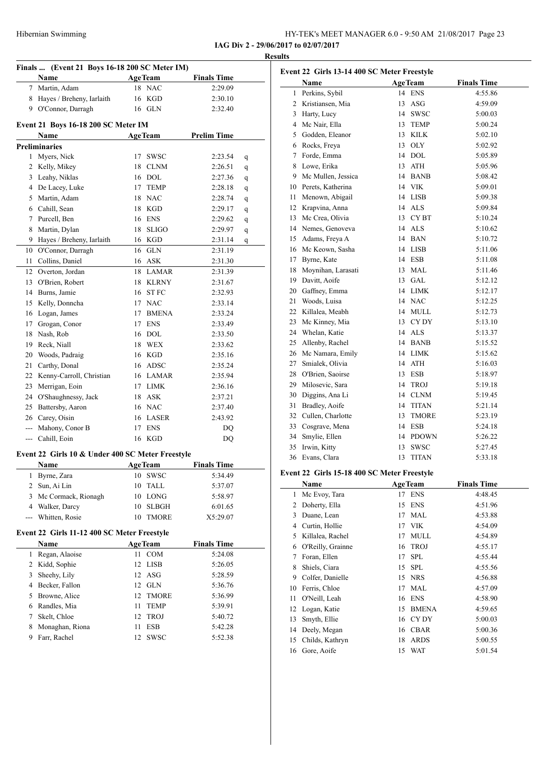IAG Div 2 - 29/06/2017 to 02/07/2017

## Results

### Finals ... (Event 21 Boys 16-18 200 SC Meter IM)

| | Name | Age | Team | Finals Time |
|---|---|---|---|---|
| 7 | Martin, Adam | 18 | NAC | 2:29.09 |
| 8 | Hayes / Breheny, Iarlaith | 16 | KGD | 2:30.10 |
| 9 | O'Connor, Darragh | 16 | GLN | 2:32.40 |

### Event 21 Boys 16-18 200 SC Meter IM

| | Name | Age | Team | Prelim Time | |
|---|---|---|---|---|---|
| **Preliminaries** | | | | | |
| 1 | Myers, Nick | 17 | SWSC | 2:23.54 | q |
| 2 | Kelly, Mikey | 18 | CLNM | 2:26.51 | q |
| 3 | Leahy, Niklas | 16 | DOL | 2:27.36 | q |
| 4 | De Lacey, Luke | 17 | TEMP | 2:28.18 | q |
| 5 | Martin, Adam | 18 | NAC | 2:28.74 | q |
| 6 | Cahill, Sean | 18 | KGD | 2:29.17 | q |
| 7 | Purcell, Ben | 16 | ENS | 2:29.62 | q |
| 8 | Martin, Dylan | 18 | SLIGO | 2:29.97 | q |
| 9 | Hayes / Breheny, Iarlaith | 16 | KGD | 2:31.14 | q |
| 10 | O'Connor, Darragh | 16 | GLN | 2:31.19 | |
| 11 | Collins, Daniel | 16 | ASK | 2:31.30 | |
| 12 | Overton, Jordan | 18 | LAMAR | 2:31.39 | |
| 13 | O'Brien, Robert | 18 | KLRNY | 2:31.67 | |
| 14 | Burns, Jamie | 16 | ST FC | 2:32.93 | |
| 15 | Kelly, Donncha | 17 | NAC | 2:33.14 | |
| 16 | Logan, James | 17 | BMENA | 2:33.24 | |
| 17 | Grogan, Conor | 17 | ENS | 2:33.49 | |
| 18 | Nash, Rob | 16 | DOL | 2:33.50 | |
| 19 | Reck, Niall | 18 | WEX | 2:33.62 | |
| 20 | Woods, Padraig | 16 | KGD | 2:35.16 | |
| 21 | Carthy, Donal | 16 | ADSC | 2:35.24 | |
| 22 | Kenny-Carroll, Christian | 16 | LAMAR | 2:35.94 | |
| 23 | Merrigan, Eoin | 17 | LIMK | 2:36.16 | |
| 24 | O'Shaughnessy, Jack | 18 | ASK | 2:37.21 | |
| 25 | Battersby, Aaron | 16 | NAC | 2:37.40 | |
| 26 | Carey, Oisin | 16 | LASER | 2:43.92 | |
| --- | Mahony, Conor B | 17 | ENS | DQ | |
| --- | Cahill, Eoin | 16 | KGD | DQ | |

### Event 22 Girls 10 & Under 400 SC Meter Freestyle

| | Name | Age | Team | Finals Time |
|---|---|---|---|---|
| 1 | Byrne, Zara | 10 | SWSC | 5:34.49 |
| 2 | Sun, Ai Lin | 10 | TALL | 5:37.07 |
| 3 | Mc Cormack, Rionagh | 10 | LONG | 5:58.97 |
| 4 | Walker, Darcy | 10 | SLBGH | 6:01.65 |
| --- | Whitten, Rosie | 10 | TMORE | X5:29.07 |

### Event 22 Girls 11-12 400 SC Meter Freestyle

| | Name | Age | Team | Finals Time |
|---|---|---|---|---|
| 1 | Regan, Alaoise | 11 | COM | 5:24.08 |
| 2 | Kidd, Sophie | 12 | LISB | 5:26.05 |
| 3 | Sheehy, Lily | 12 | ASG | 5:28.59 |
| 4 | Becker, Fallon | 12 | GLN | 5:36.76 |
| 5 | Browne, Alice | 12 | TMORE | 5:36.99 |
| 6 | Randles, Mia | 11 | TEMP | 5:39.91 |
| 7 | Skelt, Chloe | 12 | TROJ | 5:40.72 |
| 8 | Monaghan, Riona | 11 | ESB | 5:42.28 |
| 9 | Farr, Rachel | 12 | SWSC | 5:52.38 |

### Event 22 Girls 13-14 400 SC Meter Freestyle

| | Name | Age | Team | Finals Time |
|---|---|---|---|---|
| 1 | Perkins, Sybil | 14 | ENS | 4:55.86 |
| 2 | Kristiansen, Mia | 13 | ASG | 4:59.09 |
| 3 | Harty, Lucy | 14 | SWSC | 5:00.03 |
| 4 | Mc Nair, Ella | 13 | TEMP | 5:00.24 |
| 5 | Godden, Eleanor | 13 | KILK | 5:02.10 |
| 6 | Rocks, Freya | 13 | OLY | 5:02.92 |
| 7 | Forde, Emma | 14 | DOL | 5:05.89 |
| 8 | Lowe, Erika | 13 | ATH | 5:05.96 |
| 9 | Mc Mullen, Jessica | 14 | BANB | 5:08.42 |
| 10 | Perets, Katherina | 14 | VIK | 5:09.01 |
| 11 | Menown, Abigail | 14 | LISB | 5:09.38 |
| 12 | Krapvina, Anna | 14 | ALS | 5:09.84 |
| 13 | Mc Crea, Olivia | 13 | CY BT | 5:10.24 |
| 14 | Nemes, Genoveva | 14 | ALS | 5:10.62 |
| 15 | Adams, Freya A | 14 | BAN | 5:10.72 |
| 16 | Mc Keown, Sasha | 14 | LISB | 5:11.06 |
| 17 | Byrne, Kate | 14 | ESB | 5:11.08 |
| 18 | Moynihan, Larasati | 13 | MAL | 5:11.46 |
| 19 | Davitt, Aoife | 13 | GAL | 5:12.12 |
| 20 | Gaffney, Emma | 14 | LIMK | 5:12.17 |
| 21 | Woods, Luisa | 14 | NAC | 5:12.25 |
| 22 | Killalea, Meabh | 14 | MULL | 5:12.73 |
| 23 | Mc Kinney, Mia | 13 | CY DY | 5:13.10 |
| 24 | Whelan, Katie | 14 | ALS | 5:13.37 |
| 25 | Allenby, Rachel | 14 | BANB | 5:15.52 |
| 26 | Mc Namara, Emily | 14 | LIMK | 5:15.62 |
| 27 | Smialek, Olivia | 14 | ATH | 5:16.03 |
| 28 | O'Brien, Saoirse | 13 | ESB | 5:18.97 |
| 29 | Milosevic, Sara | 14 | TROJ | 5:19.18 |
| 30 | Diggins, Ana Li | 14 | CLNM | 5:19.45 |
| 31 | Bradley, Aoife | 14 | TITAN | 5:21.14 |
| 32 | Cullen, Charlotte | 13 | TMORE | 5:23.19 |
| 33 | Cosgrave, Mena | 14 | ESB | 5:24.18 |
| 34 | Smylie, Ellen | 14 | PDOWN | 5:26.22 |
| 35 | Irwin, Kitty | 13 | SWSC | 5:27.45 |
| 36 | Evans, Clara | 13 | TITAN | 5:33.18 |

### Event 22 Girls 15-18 400 SC Meter Freestyle

| | Name | Age | Team | Finals Time |
|---|---|---|---|---|
| 1 | Mc Evoy, Tara | 17 | ENS | 4:48.45 |
| 2 | Doherty, Ella | 15 | ENS | 4:51.96 |
| 3 | Duane, Lean | 17 | MAL | 4:53.88 |
| 4 | Curtin, Hollie | 17 | VIK | 4:54.09 |
| 5 | Killalea, Rachel | 17 | MULL | 4:54.89 |
| 6 | O'Reilly, Grainne | 16 | TROJ | 4:55.17 |
| 7 | Foran, Ellen | 17 | SPL | 4:55.44 |
| 8 | Shiels, Ciara | 15 | SPL | 4:55.56 |
| 9 | Colfer, Danielle | 15 | NRS | 4:56.88 |
| 10 | Ferris, Chloe | 17 | MAL | 4:57.09 |
| 11 | O'Neill, Leah | 16 | ENS | 4:58.90 |
| 12 | Logan, Katie | 15 | BMENA | 4:59.65 |
| 13 | Smyth, Ellie | 16 | CY DY | 5:00.03 |
| 14 | Deely, Megan | 16 | CBAR | 5:00.36 |
| 15 | Childs, Kathryn | 18 | ARDS | 5:00.55 |
| 16 | Gore, Aoife | 15 | WAT | 5:01.54 |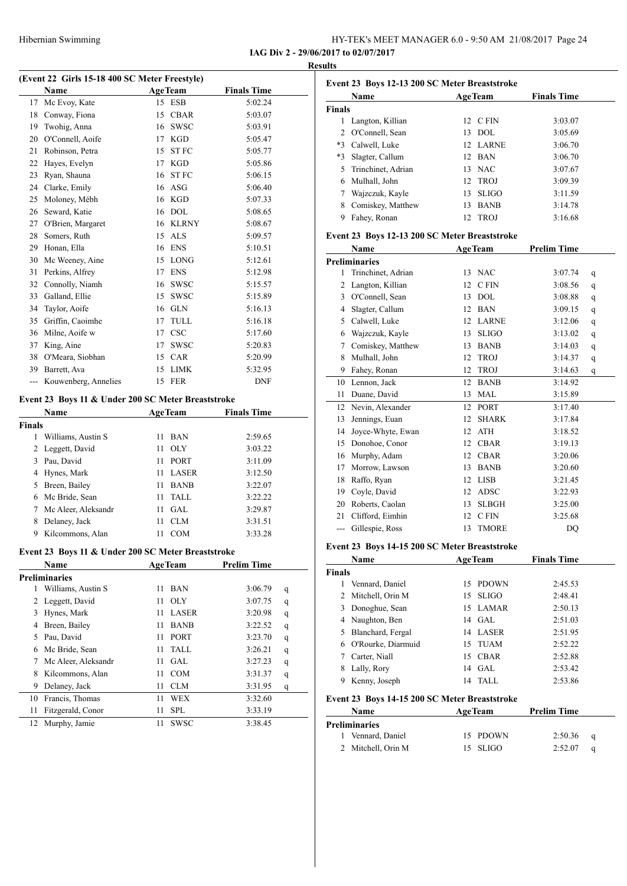Hibernian Swimming

**IAG Div 2 - 29/06/2017 to 02/07/2017**

**Results**

### (Event 22 Girls 15-18 400 SC Meter Freestyle)

| | Name | Age | Team | Finals Time |
|---|---|---|---|---|
| 17 | Mc Evoy, Kate | 15 | ESB | 5:02.24 |
| 18 | Conway, Fiona | 15 | CBAR | 5:03.07 |
| 19 | Twohig, Anna | 16 | SWSC | 5:03.91 |
| 20 | O'Connell, Aoife | 17 | KGD | 5:05.47 |
| 21 | Robinson, Petra | 15 | ST FC | 5:05.77 |
| 22 | Hayes, Evelyn | 17 | KGD | 5:05.86 |
| 23 | Ryan, Shauna | 16 | ST FC | 5:06.15 |
| 24 | Clarke, Emily | 16 | ASG | 5:06.40 |
| 25 | Moloney, Mébh | 16 | KGD | 5:07.33 |
| 26 | Seward, Katie | 16 | DOL | 5:08.65 |
| 27 | O'Brien, Margaret | 16 | KLRNY | 5:08.67 |
| 28 | Somers, Ruth | 15 | ALS | 5:09.57 |
| 29 | Honan, Ella | 16 | ENS | 5:10.51 |
| 30 | Mc Weeney, Aine | 15 | LONG | 5:12.61 |
| 31 | Perkins, Alfrey | 17 | ENS | 5:12.98 |
| 32 | Connolly, Niamh | 16 | SWSC | 5:15.57 |
| 33 | Galland, Ellie | 15 | SWSC | 5:15.89 |
| 34 | Taylor, Aoife | 16 | GLN | 5:16.13 |
| 35 | Griffin, Caoimhe | 17 | TULL | 5:16.18 |
| 36 | Milne, Aoife w | 17 | CSC | 5:17.60 |
| 37 | King, Aine | 17 | SWSC | 5:20.83 |
| 38 | O'Meara, Siobhan | 15 | CAR | 5:20.99 |
| 39 | Barrett, Ava | 15 | LIMK | 5:32.95 |
| --- | Kouwenberg, Annelies | 15 | FER | DNF |

### Event 23 Boys 11 & Under 200 SC Meter Breaststroke

| | Name | Age | Team | Finals Time |
|---|---|---|---|---|
| **Finals** | | | | |
| 1 | Williams, Austin S | 11 | BAN | 2:59.65 |
| 2 | Leggett, David | 11 | OLY | 3:03.22 |
| 3 | Pau, David | 11 | PORT | 3:11.09 |
| 4 | Hynes, Mark | 11 | LASER | 3:12.50 |
| 5 | Breen, Bailey | 11 | BANB | 3:22.07 |
| 6 | Mc Bride, Sean | 11 | TALL | 3:22.22 |
| 7 | Mc Aleer, Aleksandr | 11 | GAL | 3:29.87 |
| 8 | Delaney, Jack | 11 | CLM | 3:31.51 |
| 9 | Kilcommons, Alan | 11 | COM | 3:33.28 |

### Event 23 Boys 11 & Under 200 SC Meter Breaststroke

| | Name | Age | Team | Prelim Time | |
|---|---|---|---|---|---|
| **Preliminaries** | | | | | |
| 1 | Williams, Austin S | 11 | BAN | 3:06.79 | q |
| 2 | Leggett, David | 11 | OLY | 3:07.75 | q |
| 3 | Hynes, Mark | 11 | LASER | 3:20.98 | q |
| 4 | Breen, Bailey | 11 | BANB | 3:22.52 | q |
| 5 | Pau, David | 11 | PORT | 3:23.70 | q |
| 6 | Mc Bride, Sean | 11 | TALL | 3:26.21 | q |
| 7 | Mc Aleer, Aleksandr | 11 | GAL | 3:27.23 | q |
| 8 | Kilcommons, Alan | 11 | COM | 3:31.37 | q |
| 9 | Delaney, Jack | 11 | CLM | 3:31.95 | q |
| 10 | Francis, Thomas | 11 | WEX | 3:32.60 | |
| 11 | Fitzgerald, Conor | 11 | SPL | 3:33.19 | |
| 12 | Murphy, Jamie | 11 | SWSC | 3:38.45 | |

### Event 23 Boys 12-13 200 SC Meter Breaststroke

| | Name | Age | Team | Finals Time |
|---|---|---|---|---|
| **Finals** | | | | |
| 1 | Langton, Killian | 12 | C FIN | 3:03.07 |
| 2 | O'Connell, Sean | 13 | DOL | 3:05.69 |
| *3 | Calwell, Luke | 12 | LARNE | 3:06.70 |
| *3 | Slagter, Callum | 12 | BAN | 3:06.70 |
| 5 | Trinchinet, Adrian | 13 | NAC | 3:07.67 |
| 6 | Mulhall, John | 12 | TROJ | 3:09.39 |
| 7 | Wajzczuk, Kayle | 13 | SLIGO | 3:11.59 |
| 8 | Comiskey, Matthew | 13 | BANB | 3:14.78 |
| 9 | Fahey, Ronan | 12 | TROJ | 3:16.68 |

### Event 23 Boys 12-13 200 SC Meter Breaststroke

| | Name | Age | Team | Prelim Time | |
|---|---|---|---|---|---|
| **Preliminaries** | | | | | |
| 1 | Trinchinet, Adrian | 13 | NAC | 3:07.74 | q |
| 2 | Langton, Killian | 12 | C FIN | 3:08.56 | q |
| 3 | O'Connell, Sean | 13 | DOL | 3:08.88 | q |
| 4 | Slagter, Callum | 12 | BAN | 3:09.15 | q |
| 5 | Calwell, Luke | 12 | LARNE | 3:12.06 | q |
| 6 | Wajzczuk, Kayle | 13 | SLIGO | 3:13.02 | q |
| 7 | Comiskey, Matthew | 13 | BANB | 3:14.03 | q |
| 8 | Mulhall, John | 12 | TROJ | 3:14.37 | q |
| 9 | Fahey, Ronan | 12 | TROJ | 3:14.63 | q |
| 10 | Lennon, Jack | 12 | BANB | 3:14.92 | |
| 11 | Duane, David | 13 | MAL | 3:15.89 | |
| 12 | Nevin, Alexander | 12 | PORT | 3:17.40 | |
| 13 | Jennings, Euan | 12 | SHARK | 3:17.84 | |
| 14 | Joyce-Whyte, Ewan | 12 | ATH | 3:18.52 | |
| 15 | Donohoe, Conor | 12 | CBAR | 3:19.13 | |
| 16 | Murphy, Adam | 12 | CBAR | 3:20.06 | |
| 17 | Morrow, Lawson | 13 | BANB | 3:20.60 | |
| 18 | Raffo, Ryan | 12 | LISB | 3:21.45 | |
| 19 | Coyle, David | 12 | ADSC | 3:22.93 | |
| 20 | Roberts, Caolan | 13 | SLBGH | 3:25.00 | |
| 21 | Clifford, Eimhin | 12 | C FIN | 3:25.68 | |
| --- | Gillespie, Ross | 13 | TMORE | DQ | |

### Event 23 Boys 14-15 200 SC Meter Breaststroke

| | Name | Age | Team | Finals Time |
|---|---|---|---|---|
| **Finals** | | | | |
| 1 | Vennard, Daniel | 15 | PDOWN | 2:45.53 |
| 2 | Mitchell, Orin M | 15 | SLIGO | 2:48.41 |
| 3 | Donoghue, Sean | 15 | LAMAR | 2:50.13 |
| 4 | Naughton, Ben | 14 | GAL | 2:51.03 |
| 5 | Blanchard, Fergal | 14 | LASER | 2:51.95 |
| 6 | O'Rourke, Diarmuid | 15 | TUAM | 2:52.22 |
| 7 | Carter, Niall | 15 | CBAR | 2:52.88 |
| 8 | Lally, Rory | 14 | GAL | 2:53.42 |
| 9 | Kenny, Joseph | 14 | TALL | 2:53.86 |

### Event 23 Boys 14-15 200 SC Meter Breaststroke

| | Name | Age | Team | Prelim Time | |
|---|---|---|---|---|---|
| **Preliminaries** | | | | | |
| 1 | Vennard, Daniel | 15 | PDOWN | 2:50.36 | q |
| 2 | Mitchell, Orin M | 15 | SLIGO | 2:52.07 | q |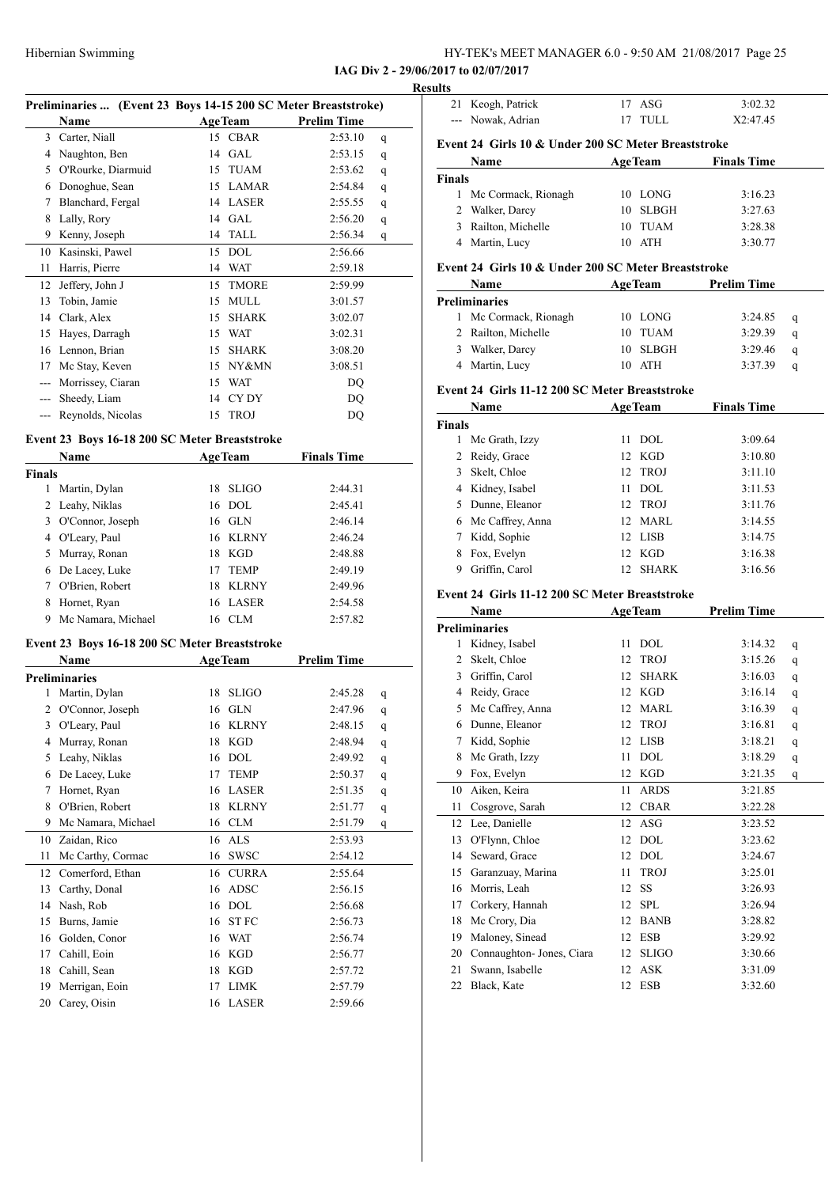IAG Div 2 - 29/06/2017 to 02/07/2017

Results

### Preliminaries ... (Event 23 Boys 14-15 200 SC Meter Breaststroke)

| | Name | Age | Team | Prelim Time | |
|---|---|---|---|---|---|
| 3 | Carter, Niall | 15 | CBAR | 2:53.10 | q |
| 4 | Naughton, Ben | 14 | GAL | 2:53.15 | q |
| 5 | O'Rourke, Diarmuid | 15 | TUAM | 2:53.62 | q |
| 6 | Donoghue, Sean | 15 | LAMAR | 2:54.84 | q |
| 7 | Blanchard, Fergal | 14 | LASER | 2:55.55 | q |
| 8 | Lally, Rory | 14 | GAL | 2:56.20 | q |
| 9 | Kenny, Joseph | 14 | TALL | 2:56.34 | q |
| 10 | Kasinski, Pawel | 15 | DOL | 2:56.66 | |
| 11 | Harris, Pierre | 14 | WAT | 2:59.18 | |
| 12 | Jeffery, John J | 15 | TMORE | 2:59.99 | |
| 13 | Tobin, Jamie | 15 | MULL | 3:01.57 | |
| 14 | Clark, Alex | 15 | SHARK | 3:02.07 | |
| 15 | Hayes, Darragh | 15 | WAT | 3:02.31 | |
| 16 | Lennon, Brian | 15 | SHARK | 3:08.20 | |
| 17 | Mc Stay, Keven | 15 | NY&MN | 3:08.51 | |
| --- | Morrissey, Ciaran | 15 | WAT | DQ | |
| --- | Sheedy, Liam | 14 | CY DY | DQ | |
| --- | Reynolds, Nicolas | 15 | TROJ | DQ | |

### Event 23 Boys 16-18 200 SC Meter Breaststroke

| | Name | Age | Team | Finals Time |
|---|---|---|---|---|
| **Finals** | | | | |
| 1 | Martin, Dylan | 18 | SLIGO | 2:44.31 |
| 2 | Leahy, Niklas | 16 | DOL | 2:45.41 |
| 3 | O'Connor, Joseph | 16 | GLN | 2:46.14 |
| 4 | O'Leary, Paul | 16 | KLRNY | 2:46.24 |
| 5 | Murray, Ronan | 18 | KGD | 2:48.88 |
| 6 | De Lacey, Luke | 17 | TEMP | 2:49.19 |
| 7 | O'Brien, Robert | 18 | KLRNY | 2:49.96 |
| 8 | Hornet, Ryan | 16 | LASER | 2:54.58 |
| 9 | Mc Namara, Michael | 16 | CLM | 2:57.82 |

### Event 23 Boys 16-18 200 SC Meter Breaststroke

| | Name | Age | Team | Prelim Time | |
|---|---|---|---|---|---|
| **Preliminaries** | | | | | |
| 1 | Martin, Dylan | 18 | SLIGO | 2:45.28 | q |
| 2 | O'Connor, Joseph | 16 | GLN | 2:47.96 | q |
| 3 | O'Leary, Paul | 16 | KLRNY | 2:48.15 | q |
| 4 | Murray, Ronan | 18 | KGD | 2:48.94 | q |
| 5 | Leahy, Niklas | 16 | DOL | 2:49.92 | q |
| 6 | De Lacey, Luke | 17 | TEMP | 2:50.37 | q |
| 7 | Hornet, Ryan | 16 | LASER | 2:51.35 | q |
| 8 | O'Brien, Robert | 18 | KLRNY | 2:51.77 | q |
| 9 | Mc Namara, Michael | 16 | CLM | 2:51.79 | q |
| 10 | Zaidan, Rico | 16 | ALS | 2:53.93 | |
| 11 | Mc Carthy, Cormac | 16 | SWSC | 2:54.12 | |
| 12 | Comerford, Ethan | 16 | CURRA | 2:55.64 | |
| 13 | Carthy, Donal | 16 | ADSC | 2:56.15 | |
| 14 | Nash, Rob | 16 | DOL | 2:56.68 | |
| 15 | Burns, Jamie | 16 | ST FC | 2:56.73 | |
| 16 | Golden, Conor | 16 | WAT | 2:56.74 | |
| 17 | Cahill, Eoin | 16 | KGD | 2:56.77 | |
| 18 | Cahill, Sean | 18 | KGD | 2:57.72 | |
| 19 | Merrigan, Eoin | 17 | LIMK | 2:57.79 | |
| 20 | Carey, Oisin | 16 | LASER | 2:59.66 | |
| 21 | Keogh, Patrick | 17 | ASG | 3:02.32 | |
| --- | Nowak, Adrian | 17 | TULL | X2:47.45 | |

### Event 24 Girls 10 & Under 200 SC Meter Breaststroke

| | Name | Age | Team | Finals Time |
|---|---|---|---|---|
| **Finals** | | | | |
| 1 | Mc Cormack, Rionagh | 10 | LONG | 3:16.23 |
| 2 | Walker, Darcy | 10 | SLBGH | 3:27.63 |
| 3 | Railton, Michelle | 10 | TUAM | 3:28.38 |
| 4 | Martin, Lucy | 10 | ATH | 3:30.77 |

### Event 24 Girls 10 & Under 200 SC Meter Breaststroke

| | Name | Age | Team | Prelim Time | |
|---|---|---|---|---|---|
| **Preliminaries** | | | | | |
| 1 | Mc Cormack, Rionagh | 10 | LONG | 3:24.85 | q |
| 2 | Railton, Michelle | 10 | TUAM | 3:29.39 | q |
| 3 | Walker, Darcy | 10 | SLBGH | 3:29.46 | q |
| 4 | Martin, Lucy | 10 | ATH | 3:37.39 | q |

### Event 24 Girls 11-12 200 SC Meter Breaststroke

| | Name | Age | Team | Finals Time |
|---|---|---|---|---|
| **Finals** | | | | |
| 1 | Mc Grath, Izzy | 11 | DOL | 3:09.64 |
| 2 | Reidy, Grace | 12 | KGD | 3:10.80 |
| 3 | Skelt, Chloe | 12 | TROJ | 3:11.10 |
| 4 | Kidney, Isabel | 11 | DOL | 3:11.53 |
| 5 | Dunne, Eleanor | 12 | TROJ | 3:11.76 |
| 6 | Mc Caffrey, Anna | 12 | MARL | 3:14.55 |
| 7 | Kidd, Sophie | 12 | LISB | 3:14.75 |
| 8 | Fox, Evelyn | 12 | KGD | 3:16.38 |
| 9 | Griffin, Carol | 12 | SHARK | 3:16.56 |

### Event 24 Girls 11-12 200 SC Meter Breaststroke

| | Name | Age | Team | Prelim Time | |
|---|---|---|---|---|---|
| **Preliminaries** | | | | | |
| 1 | Kidney, Isabel | 11 | DOL | 3:14.32 | q |
| 2 | Skelt, Chloe | 12 | TROJ | 3:15.26 | q |
| 3 | Griffin, Carol | 12 | SHARK | 3:16.03 | q |
| 4 | Reidy, Grace | 12 | KGD | 3:16.14 | q |
| 5 | Mc Caffrey, Anna | 12 | MARL | 3:16.39 | q |
| 6 | Dunne, Eleanor | 12 | TROJ | 3:16.81 | q |
| 7 | Kidd, Sophie | 12 | LISB | 3:18.21 | q |
| 8 | Mc Grath, Izzy | 11 | DOL | 3:18.29 | q |
| 9 | Fox, Evelyn | 12 | KGD | 3:21.35 | q |
| 10 | Aiken, Keira | 11 | ARDS | 3:21.85 | |
| 11 | Cosgrove, Sarah | 12 | CBAR | 3:22.28 | |
| 12 | Lee, Danielle | 12 | ASG | 3:23.52 | |
| 13 | O'Flynn, Chloe | 12 | DOL | 3:23.62 | |
| 14 | Seward, Grace | 12 | DOL | 3:24.67 | |
| 15 | Garanzuay, Marina | 11 | TROJ | 3:25.01 | |
| 16 | Morris, Leah | 12 | SS | 3:26.93 | |
| 17 | Corkery, Hannah | 12 | SPL | 3:26.94 | |
| 18 | Mc Crory, Dia | 12 | BANB | 3:28.82 | |
| 19 | Maloney, Sinead | 12 | ESB | 3:29.92 | |
| 20 | Connaughton- Jones, Ciara | 12 | SLIGO | 3:30.66 | |
| 21 | Swann, Isabelle | 12 | ASK | 3:31.09 | |
| 22 | Black, Kate | 12 | ESB | 3:32.60 | |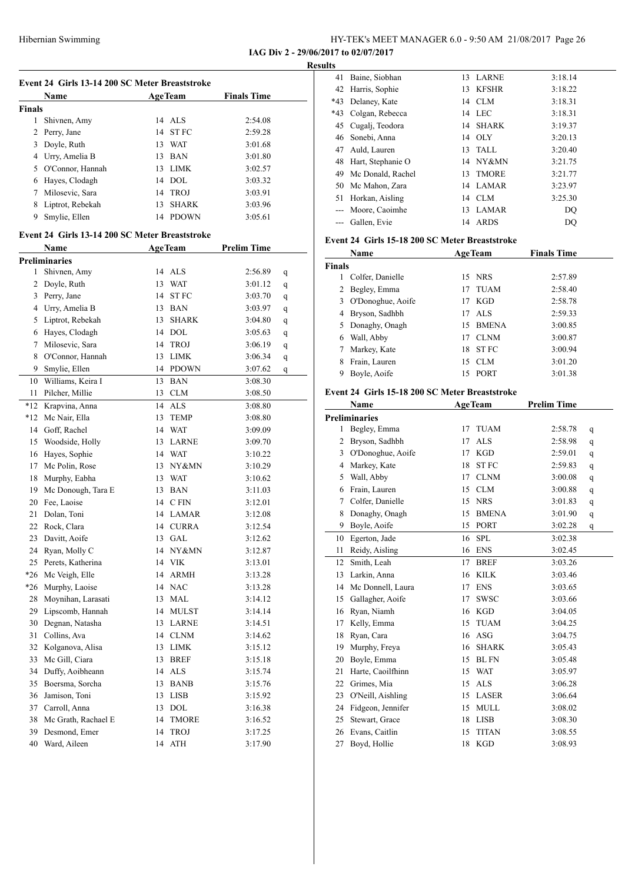Hibernian Swimming

IAG Div 2 - 29/06/2017 to 02/07/2017

Results

## Event 24 Girls 13-14 200 SC Meter Breaststroke

| | Name | Age | Team | Finals Time |
|---|---|---|---|---|
| **Finals** | | | | |
| 1 | Shivnen, Amy | 14 | ALS | 2:54.08 |
| 2 | Perry, Jane | 14 | ST FC | 2:59.28 |
| 3 | Doyle, Ruth | 13 | WAT | 3:01.68 |
| 4 | Urry, Amelia B | 13 | BAN | 3:01.80 |
| 5 | O'Connor, Hannah | 13 | LIMK | 3:02.57 |
| 6 | Hayes, Clodagh | 14 | DOL | 3:03.32 |
| 7 | Milosevic, Sara | 14 | TROJ | 3:03.91 |
| 8 | Liptrot, Rebekah | 13 | SHARK | 3:03.96 |
| 9 | Smylie, Ellen | 14 | PDOWN | 3:05.61 |

## Event 24 Girls 13-14 200 SC Meter Breaststroke

| | Name | Age | Team | Prelim Time | |
|---|---|---|---|---|---|
| **Preliminaries** | | | | | |
| 1 | Shivnen, Amy | 14 | ALS | 2:56.89 | q |
| 2 | Doyle, Ruth | 13 | WAT | 3:01.12 | q |
| 3 | Perry, Jane | 14 | ST FC | 3:03.70 | q |
| 4 | Urry, Amelia B | 13 | BAN | 3:03.97 | q |
| 5 | Liptrot, Rebekah | 13 | SHARK | 3:04.80 | q |
| 6 | Hayes, Clodagh | 14 | DOL | 3:05.63 | q |
| 7 | Milosevic, Sara | 14 | TROJ | 3:06.19 | q |
| 8 | O'Connor, Hannah | 13 | LIMK | 3:06.34 | q |
| 9 | Smylie, Ellen | 14 | PDOWN | 3:07.62 | q |
| 10 | Williams, Keira I | 13 | BAN | 3:08.30 | |
| 11 | Pilcher, Millie | 13 | CLM | 3:08.50 | |
| *12 | Krapvina, Anna | 14 | ALS | 3:08.80 | |
| *12 | Mc Nair, Ella | 13 | TEMP | 3:08.80 | |
| 14 | Goff, Rachel | 14 | WAT | 3:09.09 | |
| 15 | Woodside, Holly | 13 | LARNE | 3:09.70 | |
| 16 | Hayes, Sophie | 14 | WAT | 3:10.22 | |
| 17 | Mc Polin, Rose | 13 | NY&MN | 3:10.29 | |
| 18 | Murphy, Eabha | 13 | WAT | 3:10.62 | |
| 19 | Mc Donough, Tara E | 13 | BAN | 3:11.03 | |
| 20 | Fee, Laoise | 14 | C FIN | 3:12.01 | |
| 21 | Dolan, Toni | 14 | LAMAR | 3:12.08 | |
| 22 | Rock, Clara | 14 | CURRA | 3:12.54 | |
| 23 | Davitt, Aoife | 13 | GAL | 3:12.62 | |
| 24 | Ryan, Molly C | 14 | NY&MN | 3:12.87 | |
| 25 | Perets, Katherina | 14 | VIK | 3:13.01 | |
| *26 | Mc Veigh, Elle | 14 | ARMH | 3:13.28 | |
| *26 | Murphy, Laoise | 14 | NAC | 3:13.28 | |
| 28 | Moynihan, Larasati | 13 | MAL | 3:14.12 | |
| 29 | Lipscomb, Hannah | 14 | MULST | 3:14.14 | |
| 30 | Degnan, Natasha | 13 | LARNE | 3:14.51 | |
| 31 | Collins, Ava | 14 | CLNM | 3:14.62 | |
| 32 | Kolganova, Alisa | 13 | LIMK | 3:15.12 | |
| 33 | Mc Gill, Ciara | 13 | BREF | 3:15.18 | |
| 34 | Duffy, Aoibheann | 14 | ALS | 3:15.74 | |
| 35 | Boersma, Sorcha | 13 | BANB | 3:15.76 | |
| 36 | Jamison, Toni | 13 | LISB | 3:15.92 | |
| 37 | Carroll, Anna | 13 | DOL | 3:16.38 | |
| 38 | Mc Grath, Rachael E | 14 | TMORE | 3:16.52 | |
| 39 | Desmond, Emer | 14 | TROJ | 3:17.25 | |
| 40 | Ward, Aileen | 14 | ATH | 3:17.90 | |
| 41 | Baine, Siobhan | 13 | LARNE | 3:18.14 | |
| 42 | Harris, Sophie | 13 | KFSHR | 3:18.22 | |
| *43 | Delaney, Kate | 14 | CLM | 3:18.31 | |
| *43 | Colgan, Rebecca | 14 | LEC | 3:18.31 | |
| 45 | Cugalj, Teodora | 14 | SHARK | 3:19.37 | |
| 46 | Sonebi, Anna | 14 | OLY | 3:20.13 | |
| 47 | Auld, Lauren | 13 | TALL | 3:20.40 | |
| 48 | Hart, Stephanie O | 14 | NY&MN | 3:21.75 | |
| 49 | Mc Donald, Rachel | 13 | TMORE | 3:21.77 | |
| 50 | Mc Mahon, Zara | 14 | LAMAR | 3:23.97 | |
| 51 | Horkan, Aisling | 14 | CLM | 3:25.30 | |
| --- | Moore, Caoimhe | 13 | LAMAR | DQ | |
| --- | Gallen, Evie | 14 | ARDS | DQ | |

## Event 24 Girls 15-18 200 SC Meter Breaststroke

| | Name | Age | Team | Finals Time |
|---|---|---|---|---|
| **Finals** | | | | |
| 1 | Colfer, Danielle | 15 | NRS | 2:57.89 |
| 2 | Begley, Emma | 17 | TUAM | 2:58.40 |
| 3 | O'Donoghue, Aoife | 17 | KGD | 2:58.78 |
| 4 | Bryson, Sadhbh | 17 | ALS | 2:59.33 |
| 5 | Donaghy, Onagh | 15 | BMENA | 3:00.85 |
| 6 | Wall, Abby | 17 | CLNM | 3:00.87 |
| 7 | Markey, Kate | 18 | ST FC | 3:00.94 |
| 8 | Frain, Lauren | 15 | CLM | 3:01.20 |
| 9 | Boyle, Aoife | 15 | PORT | 3:01.38 |

## Event 24 Girls 15-18 200 SC Meter Breaststroke

| | Name | Age | Team | Prelim Time | |
|---|---|---|---|---|---|
| **Preliminaries** | | | | | |
| 1 | Begley, Emma | 17 | TUAM | 2:58.78 | q |
| 2 | Bryson, Sadhbh | 17 | ALS | 2:58.98 | q |
| 3 | O'Donoghue, Aoife | 17 | KGD | 2:59.01 | q |
| 4 | Markey, Kate | 18 | ST FC | 2:59.83 | q |
| 5 | Wall, Abby | 17 | CLNM | 3:00.08 | q |
| 6 | Frain, Lauren | 15 | CLM | 3:00.88 | q |
| 7 | Colfer, Danielle | 15 | NRS | 3:01.83 | q |
| 8 | Donaghy, Onagh | 15 | BMENA | 3:01.90 | q |
| 9 | Boyle, Aoife | 15 | PORT | 3:02.28 | q |
| 10 | Egerton, Jade | 16 | SPL | 3:02.38 | |
| 11 | Reidy, Aisling | 16 | ENS | 3:02.45 | |
| 12 | Smith, Leah | 17 | BREF | 3:03.26 | |
| 13 | Larkin, Anna | 16 | KILK | 3:03.46 | |
| 14 | Mc Donnell, Laura | 17 | ENS | 3:03.65 | |
| 15 | Gallagher, Aoife | 17 | SWSC | 3:03.66 | |
| 16 | Ryan, Niamh | 16 | KGD | 3:04.05 | |
| 17 | Kelly, Emma | 15 | TUAM | 3:04.25 | |
| 18 | Ryan, Cara | 16 | ASG | 3:04.75 | |
| 19 | Murphy, Freya | 16 | SHARK | 3:05.43 | |
| 20 | Boyle, Emma | 15 | BL FN | 3:05.48 | |
| 21 | Harte, Caoilfhinn | 15 | WAT | 3:05.97 | |
| 22 | Grimes, Mia | 15 | ALS | 3:06.28 | |
| 23 | O'Neill, Aishling | 15 | LASER | 3:06.64 | |
| 24 | Fidgeon, Jennifer | 15 | MULL | 3:08.02 | |
| 25 | Stewart, Grace | 18 | LISB | 3:08.30 | |
| 26 | Evans, Caitlin | 15 | TITAN | 3:08.55 | |
| 27 | Boyd, Hollie | 18 | KGD | 3:08.93 | |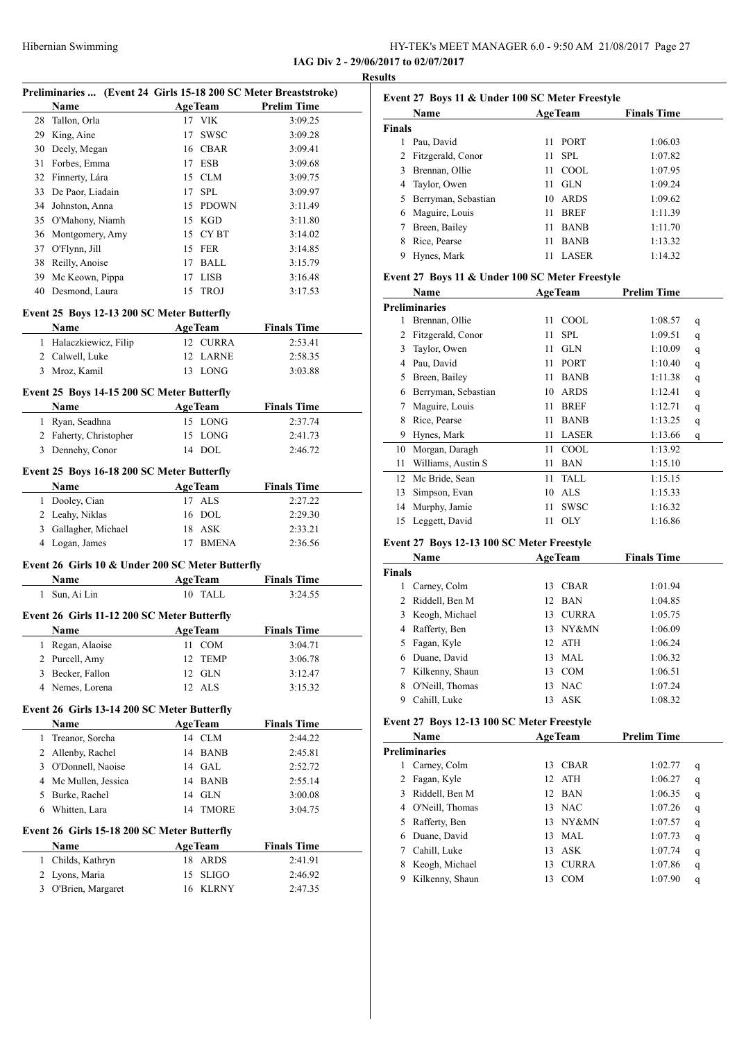**IAG Div 2 - 29/06/2017 to 02/07/2017**

**Results**

### Preliminaries ... (Event 24 Girls 15-18 200 SC Meter Breaststroke)

| | Name | Age | Team | Prelim Time |
|---|---|---|---|---|
| 28 | Tallon, Orla | 17 | VIK | 3:09.25 |
| 29 | King, Aine | 17 | SWSC | 3:09.28 |
| 30 | Deely, Megan | 16 | CBAR | 3:09.41 |
| 31 | Forbes, Emma | 17 | ESB | 3:09.68 |
| 32 | Finnerty, Lára | 15 | CLM | 3:09.75 |
| 33 | De Paor, Liadain | 17 | SPL | 3:09.97 |
| 34 | Johnston, Anna | 15 | PDOWN | 3:11.49 |
| 35 | O'Mahony, Niamh | 15 | KGD | 3:11.80 |
| 36 | Montgomery, Amy | 15 | CY BT | 3:14.02 |
| 37 | O'Flynn, Jill | 15 | FER | 3:14.85 |
| 38 | Reilly, Anoise | 17 | BALL | 3:15.79 |
| 39 | Mc Keown, Pippa | 17 | LISB | 3:16.48 |
| 40 | Desmond, Laura | 15 | TROJ | 3:17.53 |

### Event 25 Boys 12-13 200 SC Meter Butterfly

| | Name | Age | Team | Finals Time |
|---|---|---|---|---|
| 1 | Halaczkiewicz, Filip | 12 | CURRA | 2:53.41 |
| 2 | Calwell, Luke | 12 | LARNE | 2:58.35 |
| 3 | Mroz, Kamil | 13 | LONG | 3:03.88 |

### Event 25 Boys 14-15 200 SC Meter Butterfly

| | Name | Age | Team | Finals Time |
|---|---|---|---|---|
| 1 | Ryan, Seadhna | 15 | LONG | 2:37.74 |
| 2 | Faherty, Christopher | 15 | LONG | 2:41.73 |
| 3 | Dennehy, Conor | 14 | DOL | 2:46.72 |

### Event 25 Boys 16-18 200 SC Meter Butterfly

| | Name | Age | Team | Finals Time |
|---|---|---|---|---|
| 1 | Dooley, Cian | 17 | ALS | 2:27.22 |
| 2 | Leahy, Niklas | 16 | DOL | 2:29.30 |
| 3 | Gallagher, Michael | 18 | ASK | 2:33.21 |
| 4 | Logan, James | 17 | BMENA | 2:36.56 |

### Event 26 Girls 10 & Under 200 SC Meter Butterfly

| | Name | Age | Team | Finals Time |
|---|---|---|---|---|
| 1 | Sun, Ai Lin | 10 | TALL | 3:24.55 |

### Event 26 Girls 11-12 200 SC Meter Butterfly

| | Name | Age | Team | Finals Time |
|---|---|---|---|---|
| 1 | Regan, Alaoise | 11 | COM | 3:04.71 |
| 2 | Purcell, Amy | 12 | TEMP | 3:06.78 |
| 3 | Becker, Fallon | 12 | GLN | 3:12.47 |
| 4 | Nemes, Lorena | 12 | ALS | 3:15.32 |

### Event 26 Girls 13-14 200 SC Meter Butterfly

| | Name | Age | Team | Finals Time |
|---|---|---|---|---|
| 1 | Treanor, Sorcha | 14 | CLM | 2:44.22 |
| 2 | Allenby, Rachel | 14 | BANB | 2:45.81 |
| 3 | O'Donnell, Naoise | 14 | GAL | 2:52.72 |
| 4 | Mc Mullen, Jessica | 14 | BANB | 2:55.14 |
| 5 | Burke, Rachel | 14 | GLN | 3:00.08 |
| 6 | Whitten, Lara | 14 | TMORE | 3:04.75 |

### Event 26 Girls 15-18 200 SC Meter Butterfly

| | Name | Age | Team | Finals Time |
|---|---|---|---|---|
| 1 | Childs, Kathryn | 18 | ARDS | 2:41.91 |
| 2 | Lyons, Maria | 15 | SLIGO | 2:46.92 |
| 3 | O'Brien, Margaret | 16 | KLRNY | 2:47.35 |

### Event 27 Boys 11 & Under 100 SC Meter Freestyle

| | Name | Age | Team | Finals Time |
|---|---|---|---|---|
| **Finals** | | | | |
| 1 | Pau, David | 11 | PORT | 1:06.03 |
| 2 | Fitzgerald, Conor | 11 | SPL | 1:07.82 |
| 3 | Brennan, Ollie | 11 | COOL | 1:07.95 |
| 4 | Taylor, Owen | 11 | GLN | 1:09.24 |
| 5 | Berryman, Sebastian | 10 | ARDS | 1:09.62 |
| 6 | Maguire, Louis | 11 | BREF | 1:11.39 |
| 7 | Breen, Bailey | 11 | BANB | 1:11.70 |
| 8 | Rice, Pearse | 11 | BANB | 1:13.32 |
| 9 | Hynes, Mark | 11 | LASER | 1:14.32 |

### Event 27 Boys 11 & Under 100 SC Meter Freestyle

| | Name | Age | Team | Prelim Time | |
|---|---|---|---|---|---|
| **Preliminaries** | | | | | |
| 1 | Brennan, Ollie | 11 | COOL | 1:08.57 | q |
| 2 | Fitzgerald, Conor | 11 | SPL | 1:09.51 | q |
| 3 | Taylor, Owen | 11 | GLN | 1:10.09 | q |
| 4 | Pau, David | 11 | PORT | 1:10.40 | q |
| 5 | Breen, Bailey | 11 | BANB | 1:11.38 | q |
| 6 | Berryman, Sebastian | 10 | ARDS | 1:12.41 | q |
| 7 | Maguire, Louis | 11 | BREF | 1:12.71 | q |
| 8 | Rice, Pearse | 11 | BANB | 1:13.25 | q |
| 9 | Hynes, Mark | 11 | LASER | 1:13.66 | q |
| 10 | Morgan, Daragh | 11 | COOL | 1:13.92 | |
| 11 | Williams, Austin S | 11 | BAN | 1:15.10 | |
| 12 | Mc Bride, Sean | 11 | TALL | 1:15.15 | |
| 13 | Simpson, Evan | 10 | ALS | 1:15.33 | |
| 14 | Murphy, Jamie | 11 | SWSC | 1:16.32 | |
| 15 | Leggett, David | 11 | OLY | 1:16.86 | |

### Event 27 Boys 12-13 100 SC Meter Freestyle

| | Name | Age | Team | Finals Time |
|---|---|---|---|---|
| **Finals** | | | | |
| 1 | Carney, Colm | 13 | CBAR | 1:01.94 |
| 2 | Riddell, Ben M | 12 | BAN | 1:04.85 |
| 3 | Keogh, Michael | 13 | CURRA | 1:05.75 |
| 4 | Rafferty, Ben | 13 | NY&MN | 1:06.09 |
| 5 | Fagan, Kyle | 12 | ATH | 1:06.24 |
| 6 | Duane, David | 13 | MAL | 1:06.32 |
| 7 | Kilkenny, Shaun | 13 | COM | 1:06.51 |
| 8 | O'Neill, Thomas | 13 | NAC | 1:07.24 |
| 9 | Cahill, Luke | 13 | ASK | 1:08.32 |

### Event 27 Boys 12-13 100 SC Meter Freestyle

| | Name | Age | Team | Prelim Time | |
|---|---|---|---|---|---|
| **Preliminaries** | | | | | |
| 1 | Carney, Colm | 13 | CBAR | 1:02.77 | q |
| 2 | Fagan, Kyle | 12 | ATH | 1:06.27 | q |
| 3 | Riddell, Ben M | 12 | BAN | 1:06.35 | q |
| 4 | O'Neill, Thomas | 13 | NAC | 1:07.26 | q |
| 5 | Rafferty, Ben | 13 | NY&MN | 1:07.57 | q |
| 6 | Duane, David | 13 | MAL | 1:07.73 | q |
| 7 | Cahill, Luke | 13 | ASK | 1:07.74 | q |
| 8 | Keogh, Michael | 13 | CURRA | 1:07.86 | q |
| 9 | Kilkenny, Shaun | 13 | COM | 1:07.90 | q |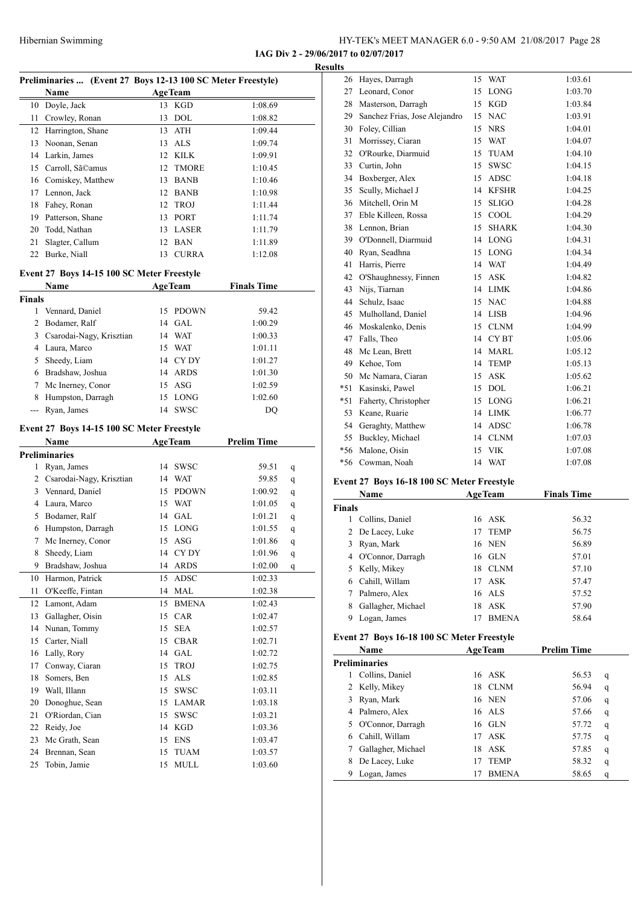**IAG Div 2 - 29/06/2017 to 02/07/2017**

**Results**

### Preliminaries ... (Event 27 Boys 12-13 100 SC Meter Freestyle)

| | Name | Age | Team | |
|---|---|---|---|---|
| 10 | Doyle, Jack | 13 | KGD | 1:08.69 |
| 11 | Crowley, Ronan | 13 | DOL | 1:08.82 |
| 12 | Harrington, Shane | 13 | ATH | 1:09.44 |
| 13 | Noonan, Senan | 13 | ALS | 1:09.74 |
| 14 | Larkin, James | 12 | KILK | 1:09.91 |
| 15 | Carroll, SÃ©amus | 12 | TMORE | 1:10.45 |
| 16 | Comiskey, Matthew | 13 | BANB | 1:10.46 |
| 17 | Lennon, Jack | 12 | BANB | 1:10.98 |
| 18 | Fahey, Ronan | 12 | TROJ | 1:11.44 |
| 19 | Patterson, Shane | 13 | PORT | 1:11.74 |
| 20 | Todd, Nathan | 13 | LASER | 1:11.79 |
| 21 | Slagter, Callum | 12 | BAN | 1:11.89 |
| 22 | Burke, Niall | 13 | CURRA | 1:12.08 |

### Event 27 Boys 14-15 100 SC Meter Freestyle

| | Name | Age | Team | Finals Time |
|---|---|---|---|---|
| **Finals** | | | | |
| 1 | Vennard, Daniel | 15 | PDOWN | 59.42 |
| 2 | Bodamer, Ralf | 14 | GAL | 1:00.29 |
| 3 | Csarodai-Nagy, Krisztian | 14 | WAT | 1:00.33 |
| 4 | Laura, Marco | 15 | WAT | 1:01.11 |
| 5 | Sheedy, Liam | 14 | CY DY | 1:01.27 |
| 6 | Bradshaw, Joshua | 14 | ARDS | 1:01.30 |
| 7 | Mc Inerney, Conor | 15 | ASG | 1:02.59 |
| 8 | Humpston, Darragh | 15 | LONG | 1:02.60 |
| --- | Ryan, James | 14 | SWSC | DQ |

### Event 27 Boys 14-15 100 SC Meter Freestyle

| | Name | Age | Team | Prelim Time | |
|---|---|---|---|---|---|
| **Preliminaries** | | | | | |
| 1 | Ryan, James | 14 | SWSC | 59.51 | q |
| 2 | Csarodai-Nagy, Krisztian | 14 | WAT | 59.85 | q |
| 3 | Vennard, Daniel | 15 | PDOWN | 1:00.92 | q |
| 4 | Laura, Marco | 15 | WAT | 1:01.05 | q |
| 5 | Bodamer, Ralf | 14 | GAL | 1:01.21 | q |
| 6 | Humpston, Darragh | 15 | LONG | 1:01.55 | q |
| 7 | Mc Inerney, Conor | 15 | ASG | 1:01.86 | q |
| 8 | Sheedy, Liam | 14 | CY DY | 1:01.96 | q |
| 9 | Bradshaw, Joshua | 14 | ARDS | 1:02.00 | q |
| 10 | Harmon, Patrick | 15 | ADSC | 1:02.33 | |
| 11 | O'Keeffe, Fintan | 14 | MAL | 1:02.38 | |
| 12 | Lamont, Adam | 15 | BMENA | 1:02.43 | |
| 13 | Gallagher, Oisin | 15 | CAR | 1:02.47 | |
| 14 | Nunan, Tommy | 15 | SEA | 1:02.57 | |
| 15 | Carter, Niall | 15 | CBAR | 1:02.71 | |
| 16 | Lally, Rory | 14 | GAL | 1:02.72 | |
| 17 | Conway, Ciaran | 15 | TROJ | 1:02.75 | |
| 18 | Somers, Ben | 15 | ALS | 1:02.85 | |
| 19 | Wall, Illann | 15 | SWSC | 1:03.11 | |
| 20 | Donoghue, Sean | 15 | LAMAR | 1:03.18 | |
| 21 | O'Riordan, Cian | 15 | SWSC | 1:03.21 | |
| 22 | Reidy, Joe | 14 | KGD | 1:03.36 | |
| 23 | Mc Grath, Sean | 15 | ENS | 1:03.47 | |
| 24 | Brennan, Sean | 15 | TUAM | 1:03.57 | |
| 25 | Tobin, Jamie | 15 | MULL | 1:03.60 | |
| 26 | Hayes, Darragh | 15 | WAT | 1:03.61 | |
| 27 | Leonard, Conor | 15 | LONG | 1:03.70 | |
| 28 | Masterson, Darragh | 15 | KGD | 1:03.84 | |
| 29 | Sanchez Frias, Jose Alejandro | 15 | NAC | 1:03.91 | |
| 30 | Foley, Cillian | 15 | NRS | 1:04.01 | |
| 31 | Morrissey, Ciaran | 15 | WAT | 1:04.07 | |
| 32 | O'Rourke, Diarmuid | 15 | TUAM | 1:04.10 | |
| 33 | Curtin, John | 15 | SWSC | 1:04.15 | |
| 34 | Boxberger, Alex | 15 | ADSC | 1:04.18 | |
| 35 | Scully, Michael J | 14 | KFSHR | 1:04.25 | |
| 36 | Mitchell, Orin M | 15 | SLIGO | 1:04.28 | |
| 37 | Eble Killeen, Rossa | 15 | COOL | 1:04.29 | |
| 38 | Lennon, Brian | 15 | SHARK | 1:04.30 | |
| 39 | O'Donnell, Diarmuid | 14 | LONG | 1:04.31 | |
| 40 | Ryan, Seadhna | 15 | LONG | 1:04.34 | |
| 41 | Harris, Pierre | 14 | WAT | 1:04.49 | |
| 42 | O'Shaughnessy, Finnen | 15 | ASK | 1:04.82 | |
| 43 | Nijs, Tiarnan | 14 | LIMK | 1:04.86 | |
| 44 | Schulz, Isaac | 15 | NAC | 1:04.88 | |
| 45 | Mulholland, Daniel | 14 | LISB | 1:04.96 | |
| 46 | Moskalenko, Denis | 15 | CLNM | 1:04.99 | |
| 47 | Falls, Theo | 14 | CY BT | 1:05.06 | |
| 48 | Mc Lean, Brett | 14 | MARL | 1:05.12 | |
| 49 | Kehoe, Tom | 14 | TEMP | 1:05.13 | |
| 50 | Mc Namara, Ciaran | 15 | ASK | 1:05.62 | |
| *51 | Kasinski, Pawel | 15 | DOL | 1:06.21 | |
| *51 | Faherty, Christopher | 15 | LONG | 1:06.21 | |
| 53 | Keane, Ruarie | 14 | LIMK | 1:06.77 | |
| 54 | Geraghty, Matthew | 14 | ADSC | 1:06.78 | |
| 55 | Buckley, Michael | 14 | CLNM | 1:07.03 | |
| *56 | Malone, Oisín | 15 | VIK | 1:07.08 | |
| *56 | Cowman, Noah | 14 | WAT | 1:07.08 | |

### Event 27 Boys 16-18 100 SC Meter Freestyle

| | Name | Age | Team | Finals Time |
|---|---|---|---|---|
| **Finals** | | | | |
| 1 | Collins, Daniel | 16 | ASK | 56.32 |
| 2 | De Lacey, Luke | 17 | TEMP | 56.75 |
| 3 | Ryan, Mark | 16 | NEN | 56.89 |
| 4 | O'Connor, Darragh | 16 | GLN | 57.01 |
| 5 | Kelly, Mikey | 18 | CLNM | 57.10 |
| 6 | Cahill, Willam | 17 | ASK | 57.47 |
| 7 | Palmero, Alex | 16 | ALS | 57.52 |
| 8 | Gallagher, Michael | 18 | ASK | 57.90 |
| 9 | Logan, James | 17 | BMENA | 58.64 |

### Event 27 Boys 16-18 100 SC Meter Freestyle

| | Name | Age | Team | Prelim Time | |
|---|---|---|---|---|---|
| **Preliminaries** | | | | | |
| 1 | Collins, Daniel | 16 | ASK | 56.53 | q |
| 2 | Kelly, Mikey | 18 | CLNM | 56.94 | q |
| 3 | Ryan, Mark | 16 | NEN | 57.06 | q |
| 4 | Palmero, Alex | 16 | ALS | 57.66 | q |
| 5 | O'Connor, Darragh | 16 | GLN | 57.72 | q |
| 6 | Cahill, Willam | 17 | ASK | 57.75 | q |
| 7 | Gallagher, Michael | 18 | ASK | 57.85 | q |
| 8 | De Lacey, Luke | 17 | TEMP | 58.32 | q |
| 9 | Logan, James | 17 | BMENA | 58.65 | q |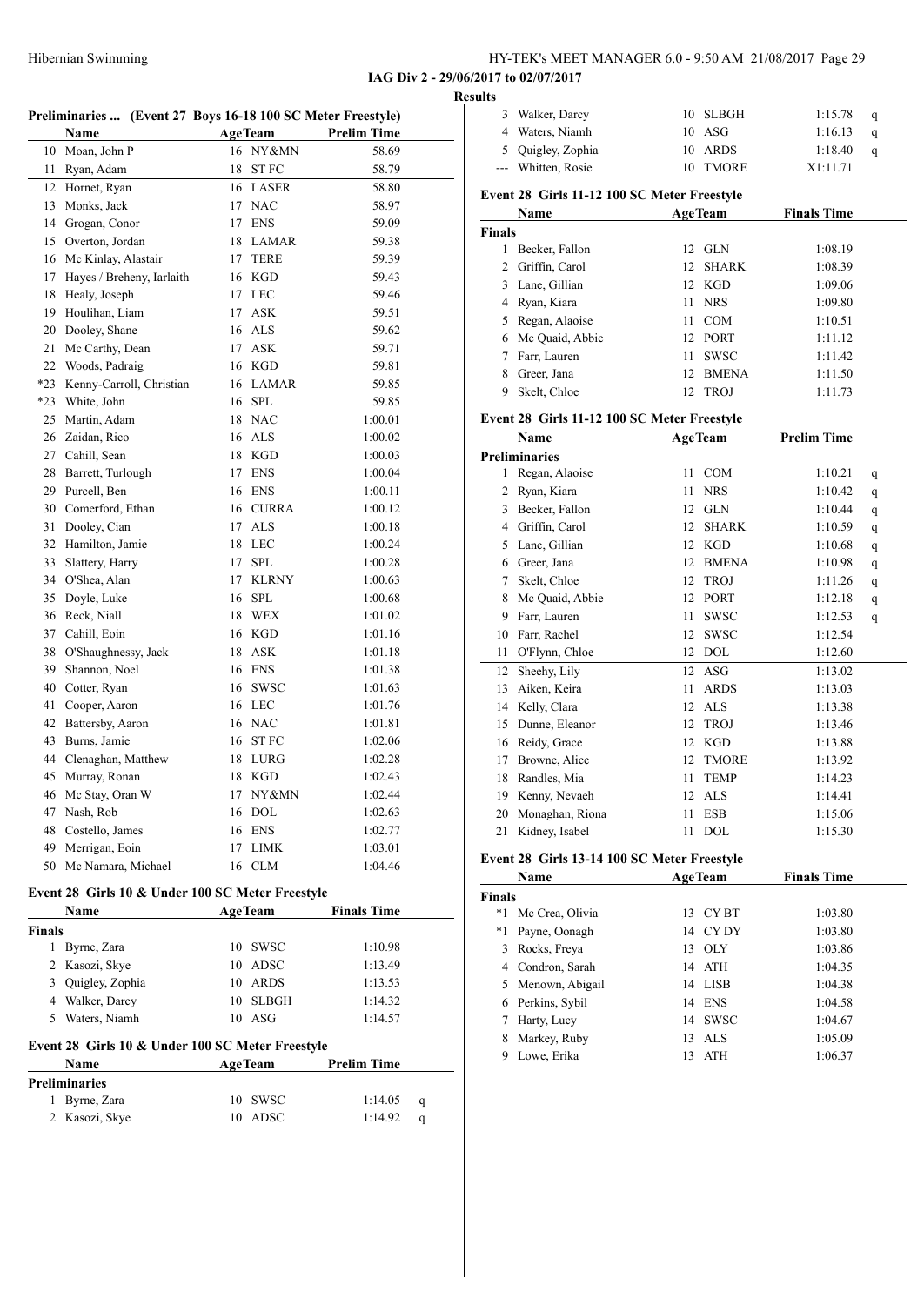**IAG Div 2 - 29/06/2017 to 02/07/2017**

**Results**

### Preliminaries ... (Event 27 Boys 16-18 100 SC Meter Freestyle)

| | Name | Age | Team | Prelim Time |
|---|---|---|---|---|
| 10 | Moan, John P | 16 | NY&MN | 58.69 |
| 11 | Ryan, Adam | 18 | ST FC | 58.79 |
| 12 | Hornet, Ryan | 16 | LASER | 58.80 |
| 13 | Monks, Jack | 17 | NAC | 58.97 |
| 14 | Grogan, Conor | 17 | ENS | 59.09 |
| 15 | Overton, Jordan | 18 | LAMAR | 59.38 |
| 16 | Mc Kinlay, Alastair | 17 | TERE | 59.39 |
| 17 | Hayes / Breheny, Iarlaith | 16 | KGD | 59.43 |
| 18 | Healy, Joseph | 17 | LEC | 59.46 |
| 19 | Houlihan, Liam | 17 | ASK | 59.51 |
| 20 | Dooley, Shane | 16 | ALS | 59.62 |
| 21 | Mc Carthy, Dean | 17 | ASK | 59.71 |
| 22 | Woods, Padraig | 16 | KGD | 59.81 |
| *23 | Kenny-Carroll, Christian | 16 | LAMAR | 59.85 |
| *23 | White, John | 16 | SPL | 59.85 |
| 25 | Martin, Adam | 18 | NAC | 1:00.01 |
| 26 | Zaidan, Rico | 16 | ALS | 1:00.02 |
| 27 | Cahill, Sean | 18 | KGD | 1:00.03 |
| 28 | Barrett, Turlough | 17 | ENS | 1:00.04 |
| 29 | Purcell, Ben | 16 | ENS | 1:00.11 |
| 30 | Comerford, Ethan | 16 | CURRA | 1:00.12 |
| 31 | Dooley, Cian | 17 | ALS | 1:00.18 |
| 32 | Hamilton, Jamie | 18 | LEC | 1:00.24 |
| 33 | Slattery, Harry | 17 | SPL | 1:00.28 |
| 34 | O'Shea, Alan | 17 | KLRNY | 1:00.63 |
| 35 | Doyle, Luke | 16 | SPL | 1:00.68 |
| 36 | Reck, Niall | 18 | WEX | 1:01.02 |
| 37 | Cahill, Eoin | 16 | KGD | 1:01.16 |
| 38 | O'Shaughnessy, Jack | 18 | ASK | 1:01.18 |
| 39 | Shannon, Noel | 16 | ENS | 1:01.38 |
| 40 | Cotter, Ryan | 16 | SWSC | 1:01.63 |
| 41 | Cooper, Aaron | 16 | LEC | 1:01.76 |
| 42 | Battersby, Aaron | 16 | NAC | 1:01.81 |
| 43 | Burns, Jamie | 16 | ST FC | 1:02.06 |
| 44 | Clenaghan, Matthew | 18 | LURG | 1:02.28 |
| 45 | Murray, Ronan | 18 | KGD | 1:02.43 |
| 46 | Mc Stay, Oran W | 17 | NY&MN | 1:02.44 |
| 47 | Nash, Rob | 16 | DOL | 1:02.63 |
| 48 | Costello, James | 16 | ENS | 1:02.77 |
| 49 | Merrigan, Eoin | 17 | LIMK | 1:03.01 |
| 50 | Mc Namara, Michael | 16 | CLM | 1:04.46 |

### Event 28 Girls 10 & Under 100 SC Meter Freestyle

| | Name | Age | Team | Finals Time |
|---|---|---|---|---|
| **Finals** | | | | |
| 1 | Byrne, Zara | 10 | SWSC | 1:10.98 |
| 2 | Kasozi, Skye | 10 | ADSC | 1:13.49 |
| 3 | Quigley, Zophia | 10 | ARDS | 1:13.53 |
| 4 | Walker, Darcy | 10 | SLBGH | 1:14.32 |
| 5 | Waters, Niamh | 10 | ASG | 1:14.57 |

### Event 28 Girls 10 & Under 100 SC Meter Freestyle

| | Name | Age | Team | Prelim Time | |
|---|---|---|---|---|---|
| **Preliminaries** | | | | | |
| 1 | Byrne, Zara | 10 | SWSC | 1:14.05 | q |
| 2 | Kasozi, Skye | 10 | ADSC | 1:14.92 | q |
| 3 | Walker, Darcy | 10 | SLBGH | 1:15.78 | q |
| 4 | Waters, Niamh | 10 | ASG | 1:16.13 | q |
| 5 | Quigley, Zophia | 10 | ARDS | 1:18.40 | q |
| --- | Whitten, Rosie | 10 | TMORE | X1:11.71 | |

### Event 28 Girls 11-12 100 SC Meter Freestyle

| | Name | Age | Team | Finals Time |
|---|---|---|---|---|
| **Finals** | | | | |
| 1 | Becker, Fallon | 12 | GLN | 1:08.19 |
| 2 | Griffin, Carol | 12 | SHARK | 1:08.39 |
| 3 | Lane, Gillian | 12 | KGD | 1:09.06 |
| 4 | Ryan, Kiara | 11 | NRS | 1:09.80 |
| 5 | Regan, Alaoise | 11 | COM | 1:10.51 |
| 6 | Mc Quaid, Abbie | 12 | PORT | 1:11.12 |
| 7 | Farr, Lauren | 11 | SWSC | 1:11.42 |
| 8 | Greer, Jana | 12 | BMENA | 1:11.50 |
| 9 | Skelt, Chloe | 12 | TROJ | 1:11.73 |

### Event 28 Girls 11-12 100 SC Meter Freestyle

| | Name | Age | Team | Prelim Time | |
|---|---|---|---|---|---|
| **Preliminaries** | | | | | |
| 1 | Regan, Alaoise | 11 | COM | 1:10.21 | q |
| 2 | Ryan, Kiara | 11 | NRS | 1:10.42 | q |
| 3 | Becker, Fallon | 12 | GLN | 1:10.44 | q |
| 4 | Griffin, Carol | 12 | SHARK | 1:10.59 | q |
| 5 | Lane, Gillian | 12 | KGD | 1:10.68 | q |
| 6 | Greer, Jana | 12 | BMENA | 1:10.98 | q |
| 7 | Skelt, Chloe | 12 | TROJ | 1:11.26 | q |
| 8 | Mc Quaid, Abbie | 12 | PORT | 1:12.18 | q |
| 9 | Farr, Lauren | 11 | SWSC | 1:12.53 | q |
| 10 | Farr, Rachel | 12 | SWSC | 1:12.54 | |
| 11 | O'Flynn, Chloe | 12 | DOL | 1:12.60 | |
| 12 | Sheehy, Lily | 12 | ASG | 1:13.02 | |
| 13 | Aiken, Keira | 11 | ARDS | 1:13.03 | |
| 14 | Kelly, Clara | 12 | ALS | 1:13.38 | |
| 15 | Dunne, Eleanor | 12 | TROJ | 1:13.46 | |
| 16 | Reidy, Grace | 12 | KGD | 1:13.88 | |
| 17 | Browne, Alice | 12 | TMORE | 1:13.92 | |
| 18 | Randles, Mia | 11 | TEMP | 1:14.23 | |
| 19 | Kenny, Nevaeh | 12 | ALS | 1:14.41 | |
| 20 | Monaghan, Riona | 11 | ESB | 1:15.06 | |
| 21 | Kidney, Isabel | 11 | DOL | 1:15.30 | |

### Event 28 Girls 13-14 100 SC Meter Freestyle

| | Name | Age | Team | Finals Time |
|---|---|---|---|---|
| **Finals** | | | | |
| *1 | Mc Crea, Olivia | 13 | CY BT | 1:03.80 |
| *1 | Payne, Oonagh | 14 | CY DY | 1:03.80 |
| 3 | Rocks, Freya | 13 | OLY | 1:03.86 |
| 4 | Condron, Sarah | 14 | ATH | 1:04.35 |
| 5 | Menown, Abigail | 14 | LISB | 1:04.38 |
| 6 | Perkins, Sybil | 14 | ENS | 1:04.58 |
| 7 | Harty, Lucy | 14 | SWSC | 1:04.67 |
| 8 | Markey, Ruby | 13 | ALS | 1:05.09 |
| 9 | Lowe, Erika | 13 | ATH | 1:06.37 |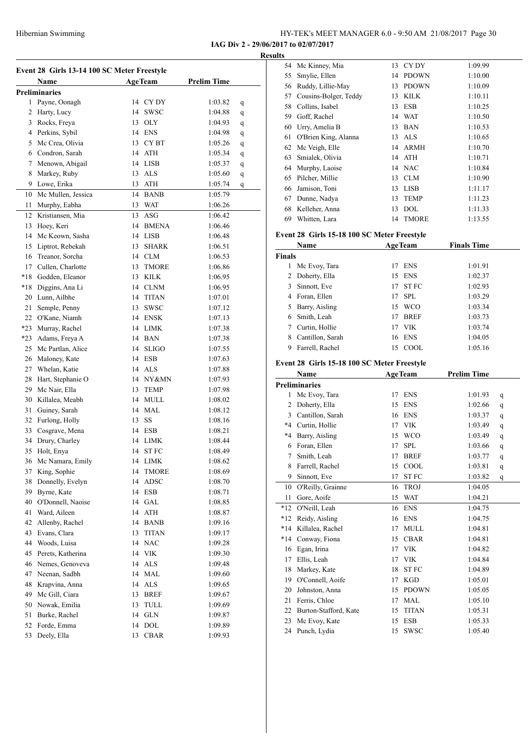**IAG Div 2 - 29/06/2017 to 02/07/2017**

**Results**

### Event 28 Girls 13-14 100 SC Meter Freestyle

| | Name | Age | Team | Prelim Time | |
|---|---|---|---|---|---|
| **Preliminaries** | | | | | |
| 1 | Payne, Oonagh | 14 | CY DY | 1:03.82 | q |
| 2 | Harty, Lucy | 14 | SWSC | 1:04.88 | q |
| 3 | Rocks, Freya | 13 | OLY | 1:04.93 | q |
| 4 | Perkins, Sybil | 14 | ENS | 1:04.98 | q |
| 5 | Mc Crea, Olivia | 13 | CY BT | 1:05.26 | q |
| 6 | Condron, Sarah | 14 | ATH | 1:05.34 | q |
| 7 | Menown, Abigail | 14 | LISB | 1:05.37 | q |
| 8 | Markey, Ruby | 13 | ALS | 1:05.60 | q |
| 9 | Lowe, Erika | 13 | ATH | 1:05.74 | q |
| 10 | Mc Mullen, Jessica | 14 | BANB | 1:05.79 | |
| 11 | Murphy, Eabha | 13 | WAT | 1:06.26 | |
| 12 | Kristiansen, Mia | 13 | ASG | 1:06.42 | |
| 13 | Hoey, Keri | 14 | BMENA | 1:06.46 | |
| 14 | Mc Keown, Sasha | 14 | LISB | 1:06.48 | |
| 15 | Liptrot, Rebekah | 13 | SHARK | 1:06.51 | |
| 16 | Treanor, Sorcha | 14 | CLM | 1:06.53 | |
| 17 | Cullen, Charlotte | 13 | TMORE | 1:06.86 | |
| *18 | Godden, Eleanor | 13 | KILK | 1:06.95 | |
| *18 | Diggins, Ana Li | 14 | CLNM | 1:06.95 | |
| 20 | Lunn, Ailbhe | 14 | TITAN | 1:07.01 | |
| 21 | Semple, Penny | 13 | SWSC | 1:07.12 | |
| 22 | O'Kane, Niamh | 14 | ENSK | 1:07.13 | |
| *23 | Murray, Rachel | 14 | LIMK | 1:07.38 | |
| *23 | Adams, Freya A | 14 | BAN | 1:07.38 | |
| 25 | Mc Partlan, Alice | 14 | SLIGO | 1:07.55 | |
| 26 | Maloney, Kate | 14 | ESB | 1:07.63 | |
| 27 | Whelan, Katie | 14 | ALS | 1:07.88 | |
| 28 | Hart, Stephanie O | 14 | NY&MN | 1:07.93 | |
| 29 | Mc Nair, Ella | 13 | TEMP | 1:07.98 | |
| 30 | Killalea, Meabh | 14 | MULL | 1:08.02 | |
| 31 | Guiney, Sarah | 14 | MAL | 1:08.12 | |
| 32 | Furlong, Holly | 13 | SS | 1:08.16 | |
| 33 | Cosgrave, Mena | 14 | ESB | 1:08.21 | |
| 34 | Drury, Charley | 14 | LIMK | 1:08.44 | |
| 35 | Holt, Enya | 14 | ST FC | 1:08.49 | |
| 36 | Mc Namara, Emily | 14 | LIMK | 1:08.62 | |
| 37 | King, Sophie | 14 | TMORE | 1:08.69 | |
| 38 | Donnelly, Evelyn | 14 | ADSC | 1:08.70 | |
| 39 | Byrne, Kate | 14 | ESB | 1:08.71 | |
| 40 | O'Donnell, Naoise | 14 | GAL | 1:08.85 | |
| 41 | Ward, Aileen | 14 | ATH | 1:08.87 | |
| 42 | Allenby, Rachel | 14 | BANB | 1:09.16 | |
| 43 | Evans, Clara | 13 | TITAN | 1:09.17 | |
| 44 | Woods, Luisa | 14 | NAC | 1:09.28 | |
| 45 | Perets, Katherina | 14 | VIK | 1:09.30 | |
| 46 | Nemes, Genoveva | 14 | ALS | 1:09.48 | |
| 47 | Neenan, Sadbh | 14 | MAL | 1:09.60 | |
| 48 | Krapvina, Anna | 14 | ALS | 1:09.65 | |
| 49 | Mc Gill, Ciara | 13 | BREF | 1:09.67 | |
| 50 | Nowak, Emilia | 13 | TULL | 1:09.69 | |
| 51 | Burke, Rachel | 14 | GLN | 1:09.87 | |
| 52 | Forde, Emma | 14 | DOL | 1:09.89 | |
| 53 | Deely, Ella | 13 | CBAR | 1:09.93 | |
| 54 | Mc Kinney, Mia | 13 | CY DY | 1:09.99 | |
| 55 | Smylie, Ellen | 14 | PDOWN | 1:10.00 | |
| 56 | Ruddy, Lillie-May | 13 | PDOWN | 1:10.09 | |
| 57 | Cousins-Bolger, Teddy | 13 | KILK | 1:10.11 | |
| 58 | Collins, Isabel | 13 | ESB | 1:10.25 | |
| 59 | Goff, Rachel | 14 | WAT | 1:10.50 | |
| 60 | Urry, Amelia B | 13 | BAN | 1:10.53 | |
| 61 | O'Brien King, Alanna | 13 | ALS | 1:10.65 | |
| 62 | Mc Veigh, Elle | 14 | ARMH | 1:10.70 | |
| 63 | Smialek, Olivia | 14 | ATH | 1:10.71 | |
| 64 | Murphy, Laoise | 14 | NAC | 1:10.84 | |
| 65 | Pilcher, Millie | 13 | CLM | 1:10.90 | |
| 66 | Jamison, Toni | 13 | LISB | 1:11.17 | |
| 67 | Dunne, Nadya | 13 | TEMP | 1:11.23 | |
| 68 | Kelleher, Anna | 13 | DOL | 1:11.33 | |
| 69 | Whitten, Lara | 14 | TMORE | 1:13.55 | |

### Event 28 Girls 15-18 100 SC Meter Freestyle

| | Name | Age | Team | Finals Time |
|---|---|---|---|---|
| **Finals** | | | | |
| 1 | Mc Evoy, Tara | 17 | ENS | 1:01.91 |
| 2 | Doherty, Ella | 15 | ENS | 1:02.37 |
| 3 | Sinnott, Eve | 17 | ST FC | 1:02.93 |
| 4 | Foran, Ellen | 17 | SPL | 1:03.29 |
| 5 | Barry, Aisling | 15 | WCO | 1:03.34 |
| 6 | Smith, Leah | 17 | BREF | 1:03.73 |
| 7 | Curtin, Hollie | 17 | VIK | 1:03.74 |
| 8 | Cantillon, Sarah | 16 | ENS | 1:04.05 |
| 9 | Farrell, Rachel | 15 | COOL | 1:05.16 |

### Event 28 Girls 15-18 100 SC Meter Freestyle

| | Name | Age | Team | Prelim Time | |
|---|---|---|---|---|---|
| **Preliminaries** | | | | | |
| 1 | Mc Evoy, Tara | 17 | ENS | 1:01.93 | q |
| 2 | Doherty, Ella | 15 | ENS | 1:02.66 | q |
| 3 | Cantillon, Sarah | 16 | ENS | 1:03.37 | q |
| *4 | Curtin, Hollie | 17 | VIK | 1:03.49 | q |
| *4 | Barry, Aisling | 15 | WCO | 1:03.49 | q |
| 6 | Foran, Ellen | 17 | SPL | 1:03.66 | q |
| 7 | Smith, Leah | 17 | BREF | 1:03.77 | q |
| 8 | Farrell, Rachel | 15 | COOL | 1:03.81 | q |
| 9 | Sinnott, Eve | 17 | ST FC | 1:03.82 | q |
| 10 | O'Reilly, Grainne | 16 | TROJ | 1:04.05 | |
| 11 | Gore, Aoife | 15 | WAT | 1:04.21 | |
| *12 | O'Neill, Leah | 16 | ENS | 1:04.75 | |
| *12 | Reidy, Aisling | 16 | ENS | 1:04.75 | |
| *14 | Killalea, Rachel | 17 | MULL | 1:04.81 | |
| *14 | Conway, Fiona | 15 | CBAR | 1:04.81 | |
| 16 | Egan, Irina | 17 | VIK | 1:04.82 | |
| 17 | Ellis, Leah | 17 | VIK | 1:04.84 | |
| 18 | Markey, Kate | 18 | ST FC | 1:04.89 | |
| 19 | O'Connell, Aoife | 17 | KGD | 1:05.01 | |
| 20 | Johnston, Anna | 15 | PDOWN | 1:05.05 | |
| 21 | Ferris, Chloe | 17 | MAL | 1:05.10 | |
| 22 | Burton-Stafford, Kate | 15 | TITAN | 1:05.31 | |
| 23 | Mc Evoy, Kate | 15 | ESB | 1:05.33 | |
| 24 | Punch, Lydia | 15 | SWSC | 1:05.40 | |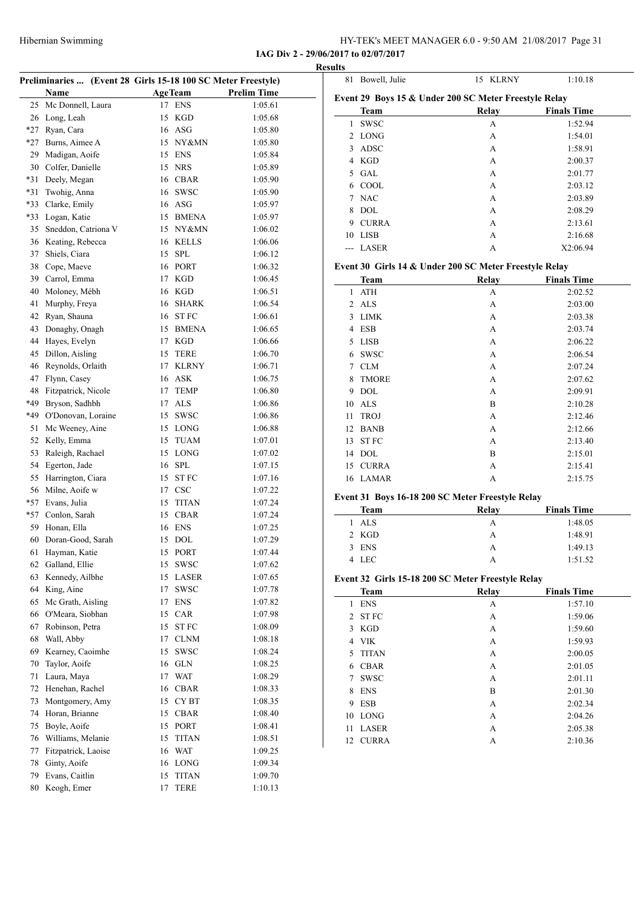**IAG Div 2 - 29/06/2017 to 02/07/2017**

**Results**

### Preliminaries ... (Event 28 Girls 15-18 100 SC Meter Freestyle)

| | Name | Age | Team | Prelim Time |
|---|---|---|---|---|
| 25 | Mc Donnell, Laura | 17 | ENS | 1:05.61 |
| 26 | Long, Leah | 15 | KGD | 1:05.68 |
| *27 | Ryan, Cara | 16 | ASG | 1:05.80 |
| *27 | Burns, Aimee A | 15 | NY&MN | 1:05.80 |
| 29 | Madigan, Aoife | 15 | ENS | 1:05.84 |
| 30 | Colfer, Danielle | 15 | NRS | 1:05.89 |
| *31 | Deely, Megan | 16 | CBAR | 1:05.90 |
| *31 | Twohig, Anna | 16 | SWSC | 1:05.90 |
| *33 | Clarke, Emily | 16 | ASG | 1:05.97 |
| *33 | Logan, Katie | 15 | BMENA | 1:05.97 |
| 35 | Sneddon, Catriona V | 15 | NY&MN | 1:06.02 |
| 36 | Keating, Rebecca | 16 | KELLS | 1:06.06 |
| 37 | Shiels, Ciara | 15 | SPL | 1:06.12 |
| 38 | Cope, Maeve | 16 | PORT | 1:06.32 |
| 39 | Carrol, Emma | 17 | KGD | 1:06.45 |
| 40 | Moloney, Mébh | 16 | KGD | 1:06.51 |
| 41 | Murphy, Freya | 16 | SHARK | 1:06.54 |
| 42 | Ryan, Shauna | 16 | ST FC | 1:06.61 |
| 43 | Donaghy, Onagh | 15 | BMENA | 1:06.65 |
| 44 | Hayes, Evelyn | 17 | KGD | 1:06.66 |
| 45 | Dillon, Aisling | 15 | TERE | 1:06.70 |
| 46 | Reynolds, Orlaith | 17 | KLRNY | 1:06.71 |
| 47 | Flynn, Casey | 16 | ASK | 1:06.75 |
| 48 | Fitzpatrick, Nicole | 17 | TEMP | 1:06.80 |
| *49 | Bryson, Sadhbh | 17 | ALS | 1:06.86 |
| *49 | O'Donovan, Loraine | 15 | SWSC | 1:06.86 |
| 51 | Mc Weeney, Aine | 15 | LONG | 1:06.88 |
| 52 | Kelly, Emma | 15 | TUAM | 1:07.01 |
| 53 | Raleigh, Rachael | 15 | LONG | 1:07.02 |
| 54 | Egerton, Jade | 16 | SPL | 1:07.15 |
| 55 | Harrington, Ciara | 15 | ST FC | 1:07.16 |
| 56 | Milne, Aoife w | 17 | CSC | 1:07.22 |
| *57 | Evans, Julia | 15 | TITAN | 1:07.24 |
| *57 | Conlon, Sarah | 15 | CBAR | 1:07.24 |
| 59 | Honan, Ella | 16 | ENS | 1:07.25 |
| 60 | Doran-Good, Sarah | 15 | DOL | 1:07.29 |
| 61 | Hayman, Katie | 15 | PORT | 1:07.44 |
| 62 | Galland, Ellie | 15 | SWSC | 1:07.62 |
| 63 | Kennedy, Ailbhe | 15 | LASER | 1:07.65 |
| 64 | King, Aine | 17 | SWSC | 1:07.78 |
| 65 | Mc Grath, Aisling | 17 | ENS | 1:07.82 |
| 66 | O'Meara, Siobhan | 15 | CAR | 1:07.98 |
| 67 | Robinson, Petra | 15 | ST FC | 1:08.09 |
| 68 | Wall, Abby | 17 | CLNM | 1:08.18 |
| 69 | Kearney, Caoimhe | 15 | SWSC | 1:08.24 |
| 70 | Taylor, Aoife | 16 | GLN | 1:08.25 |
| 71 | Laura, Maya | 17 | WAT | 1:08.29 |
| 72 | Henehan, Rachel | 16 | CBAR | 1:08.33 |
| 73 | Montgomery, Amy | 15 | CY BT | 1:08.35 |
| 74 | Horan, Brianne | 15 | CBAR | 1:08.40 |
| 75 | Boyle, Aoife | 15 | PORT | 1:08.41 |
| 76 | Williams, Melanie | 15 | TITAN | 1:08.51 |
| 77 | Fitzpatrick, Laoise | 16 | WAT | 1:09.25 |
| 78 | Ginty, Aoife | 16 | LONG | 1:09.34 |
| 79 | Evans, Caitlin | 15 | TITAN | 1:09.70 |
| 80 | Keogh, Emer | 17 | TERE | 1:10.13 |
| 81 | Bowell, Julie | 15 | KLRNY | 1:10.18 |

### Event 29 Boys 15 & Under 200 SC Meter Freestyle Relay

| | Team | Relay | Finals Time |
|---|---|---|---|
| 1 | SWSC | A | 1:52.94 |
| 2 | LONG | A | 1:54.01 |
| 3 | ADSC | A | 1:58.91 |
| 4 | KGD | A | 2:00.37 |
| 5 | GAL | A | 2:01.77 |
| 6 | COOL | A | 2:03.12 |
| 7 | NAC | A | 2:03.89 |
| 8 | DOL | A | 2:08.29 |
| 9 | CURRA | A | 2:13.61 |
| 10 | LISB | A | 2:16.68 |
| --- | LASER | A | X2:06.94 |

### Event 30 Girls 14 & Under 200 SC Meter Freestyle Relay

| | Team | Relay | Finals Time |
|---|---|---|---|
| 1 | ATH | A | 2:02.52 |
| 2 | ALS | A | 2:03.00 |
| 3 | LIMK | A | 2:03.38 |
| 4 | ESB | A | 2:03.74 |
| 5 | LISB | A | 2:06.22 |
| 6 | SWSC | A | 2:06.54 |
| 7 | CLM | A | 2:07.24 |
| 8 | TMORE | A | 2:07.62 |
| 9 | DOL | A | 2:09.91 |
| 10 | ALS | B | 2:10.28 |
| 11 | TROJ | A | 2:12.46 |
| 12 | BANB | A | 2:12.66 |
| 13 | ST FC | A | 2:13.40 |
| 14 | DOL | B | 2:15.01 |
| 15 | CURRA | A | 2:15.41 |
| 16 | LAMAR | A | 2:15.75 |

### Event 31 Boys 16-18 200 SC Meter Freestyle Relay

| | Team | Relay | Finals Time |
|---|---|---|---|
| 1 | ALS | A | 1:48.05 |
| 2 | KGD | A | 1:48.91 |
| 3 | ENS | A | 1:49.13 |
| 4 | LEC | A | 1:51.52 |

### Event 32 Girls 15-18 200 SC Meter Freestyle Relay

| | Team | Relay | Finals Time |
|---|---|---|---|
| 1 | ENS | A | 1:57.10 |
| 2 | ST FC | A | 1:59.06 |
| 3 | KGD | A | 1:59.60 |
| 4 | VIK | A | 1:59.93 |
| 5 | TITAN | A | 2:00.05 |
| 6 | CBAR | A | 2:01.05 |
| 7 | SWSC | A | 2:01.11 |
| 8 | ENS | B | 2:01.30 |
| 9 | ESB | A | 2:02.34 |
| 10 | LONG | A | 2:04.26 |
| 11 | LASER | A | 2:05.38 |
| 12 | CURRA | A | 2:10.36 |